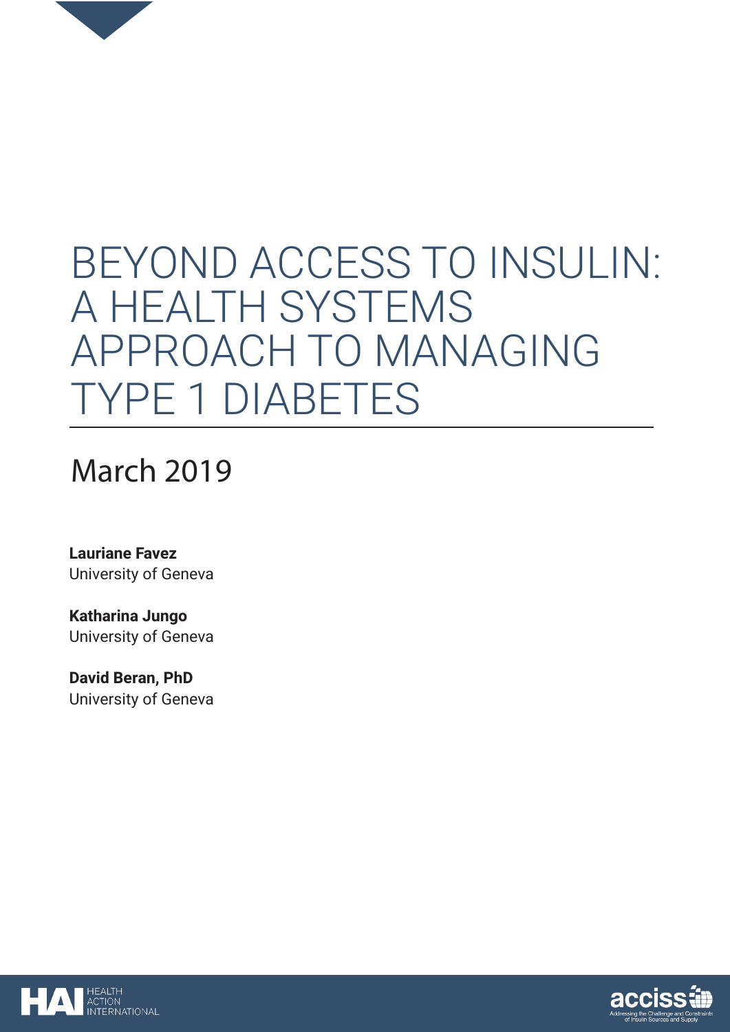# BEYOND ACCESS TO INSULIN: A HEALTH SYSTEMS APPROACH TO MANAGING TYPE 1 DIABETES

March 2019

**Lauriane Favez**
University of Geneva

**Katharina Jungo**
University of Geneva

**David Beran, PhD**
University of Geneva

HEALTH ACTION INTERNATIONAL

acciss — Addressing the Challenge and Constraints of Insulin Sources and Supply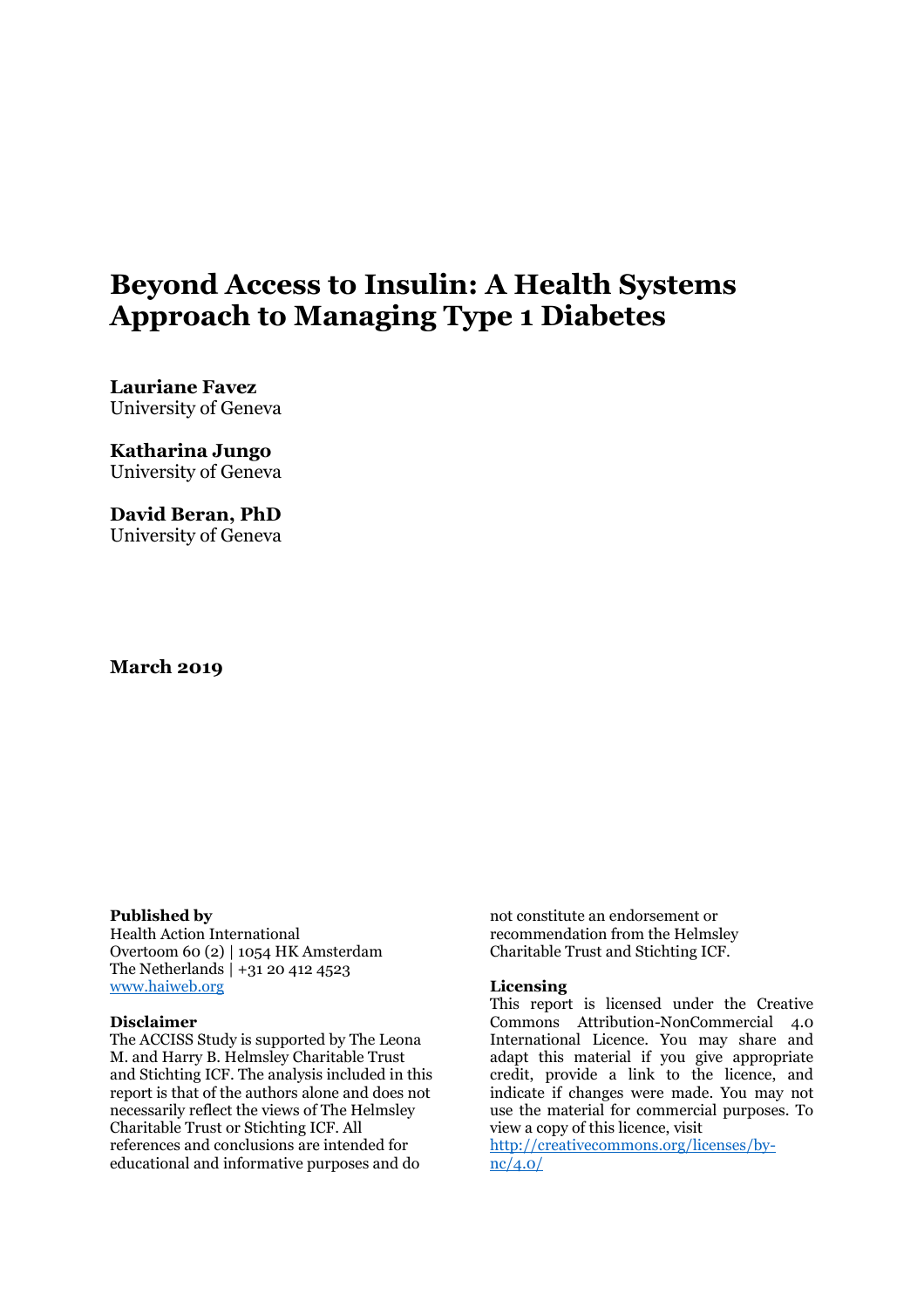# Beyond Access to Insulin: A Health Systems Approach to Managing Type 1 Diabetes

**Lauriane Favez**
University of Geneva

**Katharina Jungo**
University of Geneva

**David Beran, PhD**
University of Geneva

**March 2019**

**Published by**
Health Action International
Overtoom 60 (2) | 1054 HK Amsterdam
The Netherlands | +31 20 412 4523
[www.haiweb.org](http://www.haiweb.org)

**Disclaimer**
The ACCISS Study is supported by The Leona M. and Harry B. Helmsley Charitable Trust and Stichting ICF. The analysis included in this report is that of the authors alone and does not necessarily reflect the views of The Helmsley Charitable Trust or Stichting ICF. All references and conclusions are intended for educational and informative purposes and do not constitute an endorsement or recommendation from the Helmsley Charitable Trust and Stichting ICF.

**Licensing**
This report is licensed under the Creative Commons Attribution-NonCommercial 4.0 International Licence. You may share and adapt this material if you give appropriate credit, provide a link to the licence, and indicate if changes were made. You may not use the material for commercial purposes. To view a copy of this licence, visit [http://creativecommons.org/licenses/by-nc/4.0/](http://creativecommons.org/licenses/by-nc/4.0/)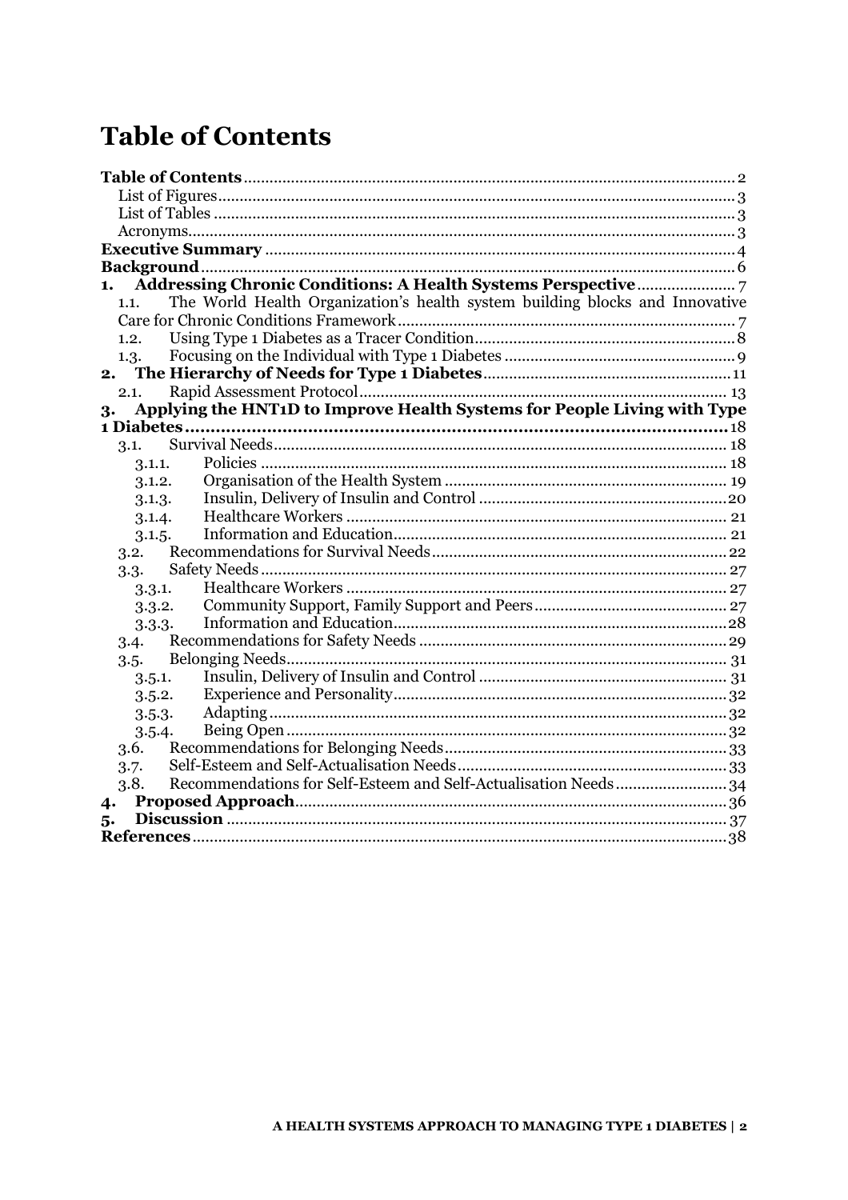# Table of Contents

**Table of Contents** ... 2
- List of Figures ... 3
- List of Tables ... 3
- Acronyms ... 3

**Executive Summary** ... 4

**Background** ... 6

**1. Addressing Chronic Conditions: A Health Systems Perspective** ... 7
- 1.1. The World Health Organization's health system building blocks and Innovative Care for Chronic Conditions Framework ... 7
- 1.2. Using Type 1 Diabetes as a Tracer Condition ... 8
- 1.3. Focusing on the Individual with Type 1 Diabetes ... 9

**2. The Hierarchy of Needs for Type 1 Diabetes** ... 11
- 2.1. Rapid Assessment Protocol ... 13

**3. Applying the HNT1D to Improve Health Systems for People Living with Type 1 Diabetes** ... 18
- 3.1. Survival Needs ... 18
  - 3.1.1. Policies ... 18
  - 3.1.2. Organisation of the Health System ... 19
  - 3.1.3. Insulin, Delivery of Insulin and Control ... 20
  - 3.1.4. Healthcare Workers ... 21
  - 3.1.5. Information and Education ... 21
- 3.2. Recommendations for Survival Needs ... 22
- 3.3. Safety Needs ... 27
  - 3.3.1. Healthcare Workers ... 27
  - 3.3.2. Community Support, Family Support and Peers ... 27
  - 3.3.3. Information and Education ... 28
- 3.4. Recommendations for Safety Needs ... 29
- 3.5. Belonging Needs ... 31
  - 3.5.1. Insulin, Delivery of Insulin and Control ... 31
  - 3.5.2. Experience and Personality ... 32
  - 3.5.3. Adapting ... 32
  - 3.5.4. Being Open ... 32
- 3.6. Recommendations for Belonging Needs ... 33
- 3.7. Self-Esteem and Self-Actualisation Needs ... 33
- 3.8. Recommendations for Self-Esteem and Self-Actualisation Needs ... 34

**4. Proposed Approach** ... 36

**5. Discussion** ... 37

**References** ... 38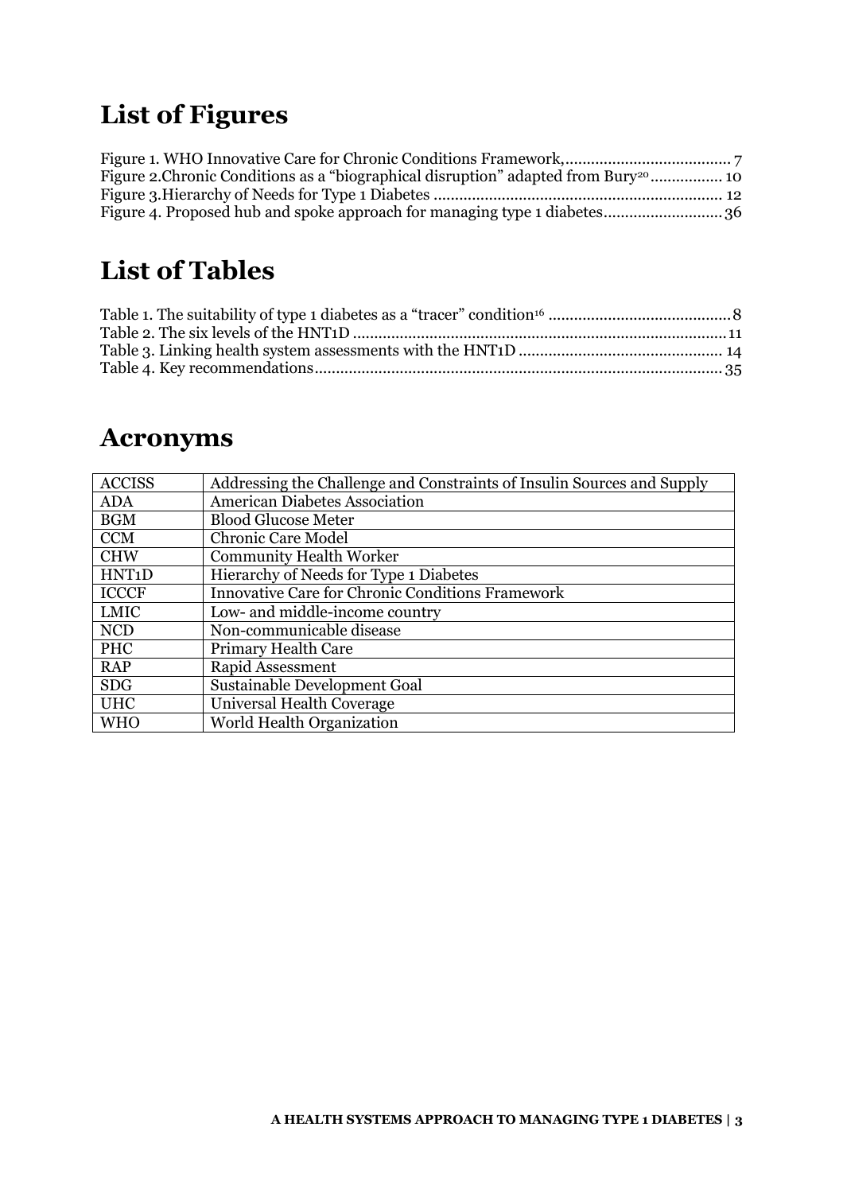# List of Figures

Figure 1. WHO Innovative Care for Chronic Conditions Framework, ....................................... 7
Figure 2. Chronic Conditions as a "biographical disruption" adapted from Bury[20] ................ 10
Figure 3. Hierarchy of Needs for Type 1 Diabetes ................................................................... 12
Figure 4. Proposed hub and spoke approach for managing type 1 diabetes ........................... 36

# List of Tables

Table 1. The suitability of type 1 diabetes as a "tracer" condition[16] .......................................... 8
Table 2. The six levels of the HNT1D ...................................................................................... 11
Table 3. Linking health system assessments with the HNT1D ............................................... 14
Table 4. Key recommendations .............................................................................................. 35

# Acronyms

| | |
|---|---|
| ACCISS | Addressing the Challenge and Constraints of Insulin Sources and Supply |
| ADA | American Diabetes Association |
| BGM | Blood Glucose Meter |
| CCM | Chronic Care Model |
| CHW | Community Health Worker |
| HNT1D | Hierarchy of Needs for Type 1 Diabetes |
| ICCCF | Innovative Care for Chronic Conditions Framework |
| LMIC | Low- and middle-income country |
| NCD | Non-communicable disease |
| PHC | Primary Health Care |
| RAP | Rapid Assessment |
| SDG | Sustainable Development Goal |
| UHC | Universal Health Coverage |
| WHO | World Health Organization |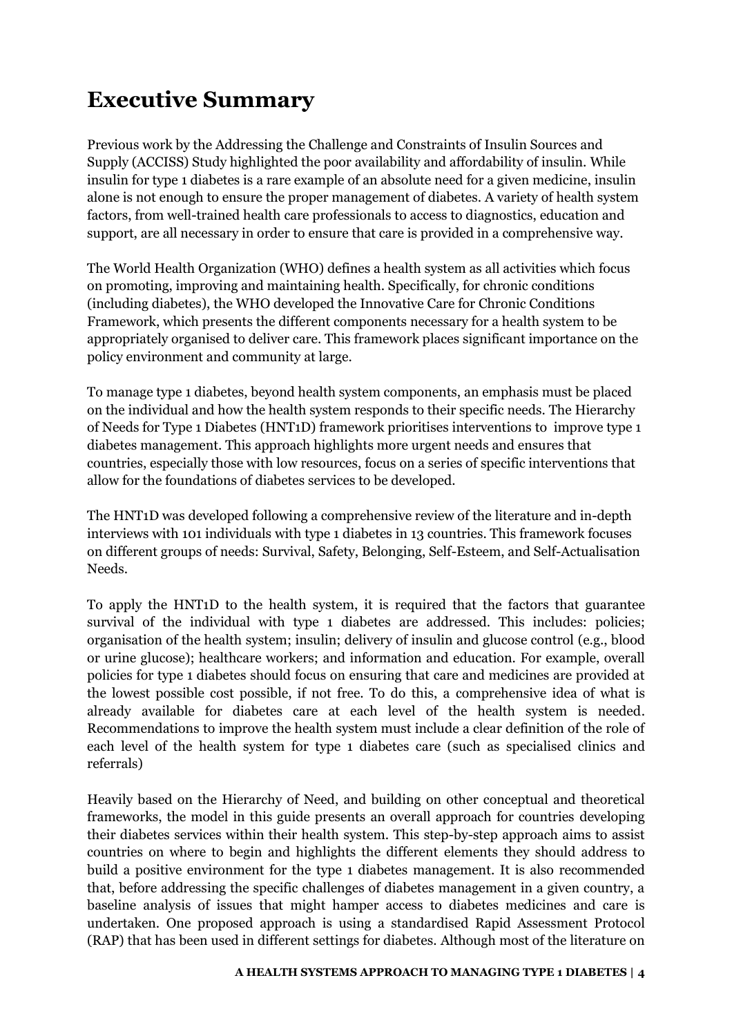# Executive Summary

Previous work by the Addressing the Challenge and Constraints of Insulin Sources and Supply (ACCISS) Study highlighted the poor availability and affordability of insulin. While insulin for type 1 diabetes is a rare example of an absolute need for a given medicine, insulin alone is not enough to ensure the proper management of diabetes. A variety of health system factors, from well-trained health care professionals to access to diagnostics, education and support, are all necessary in order to ensure that care is provided in a comprehensive way.

The World Health Organization (WHO) defines a health system as all activities which focus on promoting, improving and maintaining health. Specifically, for chronic conditions (including diabetes), the WHO developed the Innovative Care for Chronic Conditions Framework, which presents the different components necessary for a health system to be appropriately organised to deliver care. This framework places significant importance on the policy environment and community at large.

To manage type 1 diabetes, beyond health system components, an emphasis must be placed on the individual and how the health system responds to their specific needs. The Hierarchy of Needs for Type 1 Diabetes (HNT1D) framework prioritises interventions to improve type 1 diabetes management. This approach highlights more urgent needs and ensures that countries, especially those with low resources, focus on a series of specific interventions that allow for the foundations of diabetes services to be developed.

The HNT1D was developed following a comprehensive review of the literature and in-depth interviews with 101 individuals with type 1 diabetes in 13 countries. This framework focuses on different groups of needs: Survival, Safety, Belonging, Self-Esteem, and Self-Actualisation Needs.

To apply the HNT1D to the health system, it is required that the factors that guarantee survival of the individual with type 1 diabetes are addressed. This includes: policies; organisation of the health system; insulin; delivery of insulin and glucose control (e.g., blood or urine glucose); healthcare workers; and information and education. For example, overall policies for type 1 diabetes should focus on ensuring that care and medicines are provided at the lowest possible cost possible, if not free. To do this, a comprehensive idea of what is already available for diabetes care at each level of the health system is needed. Recommendations to improve the health system must include a clear definition of the role of each level of the health system for type 1 diabetes care (such as specialised clinics and referrals)

Heavily based on the Hierarchy of Need, and building on other conceptual and theoretical frameworks, the model in this guide presents an overall approach for countries developing their diabetes services within their health system. This step-by-step approach aims to assist countries on where to begin and highlights the different elements they should address to build a positive environment for the type 1 diabetes management. It is also recommended that, before addressing the specific challenges of diabetes management in a given country, a baseline analysis of issues that might hamper access to diabetes medicines and care is undertaken. One proposed approach is using a standardised Rapid Assessment Protocol (RAP) that has been used in different settings for diabetes. Although most of the literature on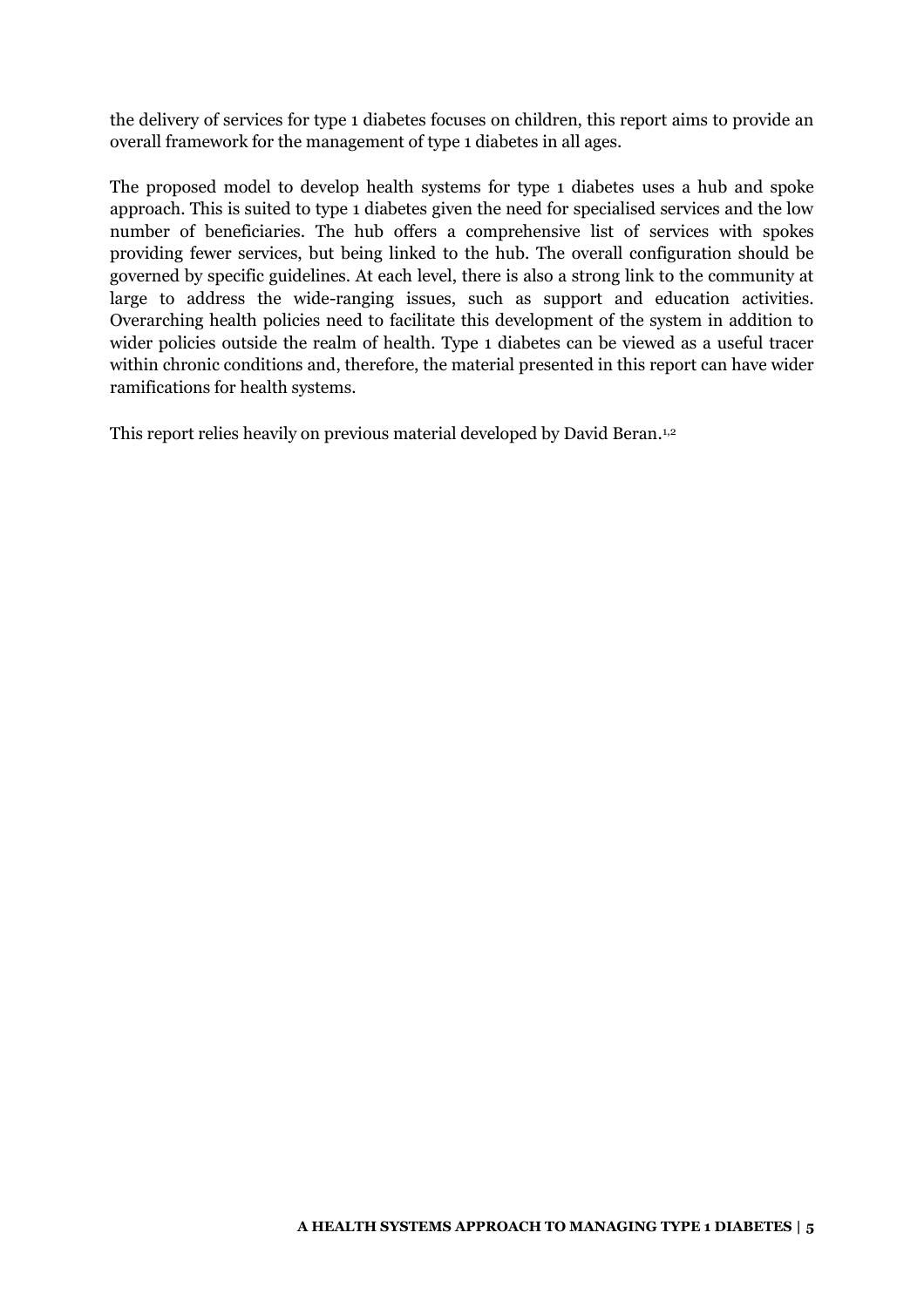the delivery of services for type 1 diabetes focuses on children, this report aims to provide an overall framework for the management of type 1 diabetes in all ages.

The proposed model to develop health systems for type 1 diabetes uses a hub and spoke approach. This is suited to type 1 diabetes given the need for specialised services and the low number of beneficiaries. The hub offers a comprehensive list of services with spokes providing fewer services, but being linked to the hub. The overall configuration should be governed by specific guidelines. At each level, there is also a strong link to the community at large to address the wide-ranging issues, such as support and education activities. Overarching health policies need to facilitate this development of the system in addition to wider policies outside the realm of health. Type 1 diabetes can be viewed as a useful tracer within chronic conditions and, therefore, the material presented in this report can have wider ramifications for health systems.

This report relies heavily on previous material developed by David Beran.[1,2]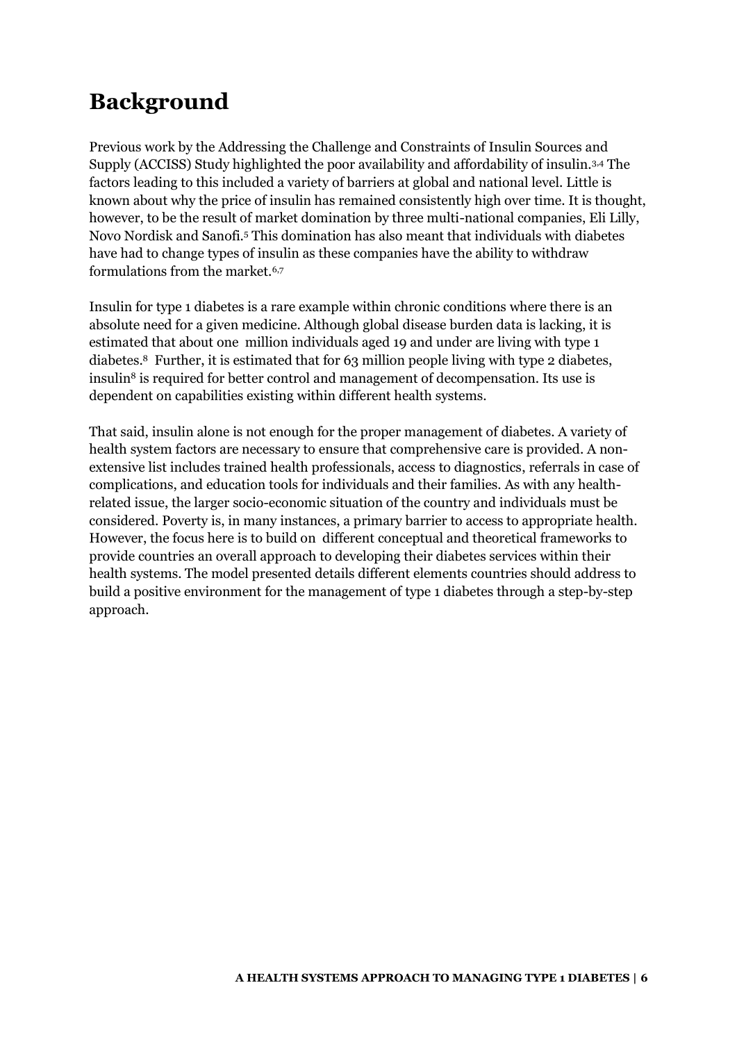# Background

Previous work by the Addressing the Challenge and Constraints of Insulin Sources and Supply (ACCISS) Study highlighted the poor availability and affordability of insulin.[3,4] The factors leading to this included a variety of barriers at global and national level. Little is known about why the price of insulin has remained consistently high over time. It is thought, however, to be the result of market domination by three multi-national companies, Eli Lilly, Novo Nordisk and Sanofi.[5] This domination has also meant that individuals with diabetes have had to change types of insulin as these companies have the ability to withdraw formulations from the market.[6,7]

Insulin for type 1 diabetes is a rare example within chronic conditions where there is an absolute need for a given medicine. Although global disease burden data is lacking, it is estimated that about one million individuals aged 19 and under are living with type 1 diabetes.[8] Further, it is estimated that for 63 million people living with type 2 diabetes, insulin[8] is required for better control and management of decompensation. Its use is dependent on capabilities existing within different health systems.

That said, insulin alone is not enough for the proper management of diabetes. A variety of health system factors are necessary to ensure that comprehensive care is provided. A non-extensive list includes trained health professionals, access to diagnostics, referrals in case of complications, and education tools for individuals and their families. As with any health-related issue, the larger socio-economic situation of the country and individuals must be considered. Poverty is, in many instances, a primary barrier to access to appropriate health. However, the focus here is to build on different conceptual and theoretical frameworks to provide countries an overall approach to developing their diabetes services within their health systems. The model presented details different elements countries should address to build a positive environment for the management of type 1 diabetes through a step-by-step approach.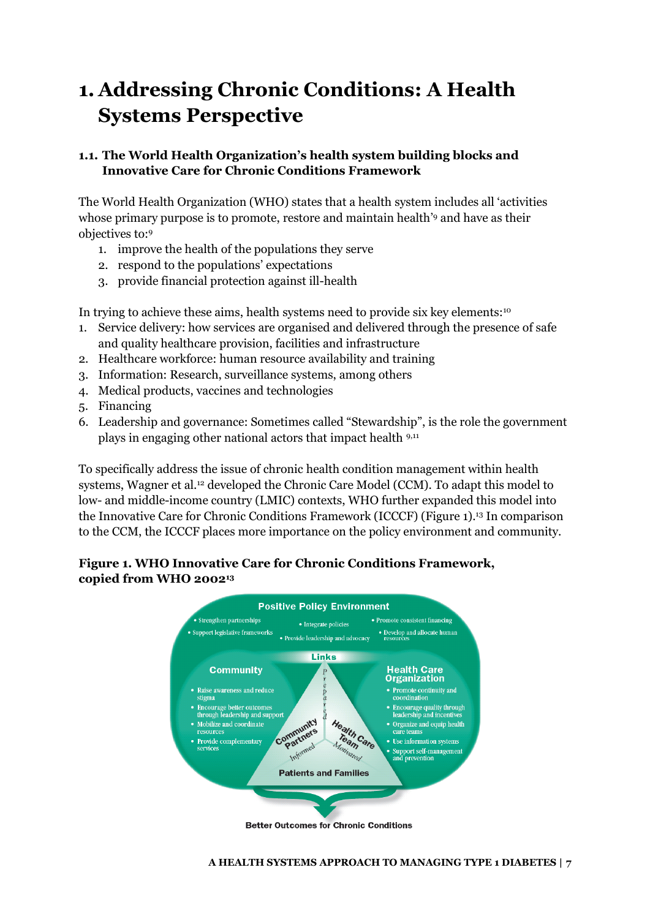# 1. Addressing Chronic Conditions: A Health Systems Perspective

### 1.1. The World Health Organization's health system building blocks and Innovative Care for Chronic Conditions Framework

The World Health Organization (WHO) states that a health system includes all 'activities whose primary purpose is to promote, restore and maintain health'[9] and have as their objectives to:[9]

1. improve the health of the populations they serve
2. respond to the populations' expectations
3. provide financial protection against ill-health

In trying to achieve these aims, health systems need to provide six key elements:[10]

1. Service delivery: how services are organised and delivered through the presence of safe and quality healthcare provision, facilities and infrastructure
2. Healthcare workforce: human resource availability and training
3. Information: Research, surveillance systems, among others
4. Medical products, vaccines and technologies
5. Financing
6. Leadership and governance: Sometimes called "Stewardship", is the role the government plays in engaging other national actors that impact health [9,11]

To specifically address the issue of chronic health condition management within health systems, Wagner et al.[12] developed the Chronic Care Model (CCM). To adapt this model to low- and middle-income country (LMIC) contexts, WHO further expanded this model into the Innovative Care for Chronic Conditions Framework (ICCCF) (Figure 1).[13] In comparison to the CCM, the ICCCF places more importance on the policy environment and community.

**Figure 1. WHO Innovative Care for Chronic Conditions Framework, copied from WHO 2002[13]**

**Positive Policy Environment**

- Strengthen partnerships
- Support legislative frameworks
- Integrate policies
- Provide leadership and advocacy
- Promote consistent financing
- Develop and allocate human resources

**Links**

**Community**

- Raise awareness and reduce stigma
- Encourage better outcomes through leadership and support
- Mobilize and coordinate resources
- Provide complementary services

**Health Care Organization**

- Promote continuity and coordination
- Encourage quality through leadership and incentives
- Organize and equip health care teams
- Use information systems
- Support self-management and prevention

Community Partners — Informed
Prepared
Health Care Team — Motivated

Patients and Families

Better Outcomes for Chronic Conditions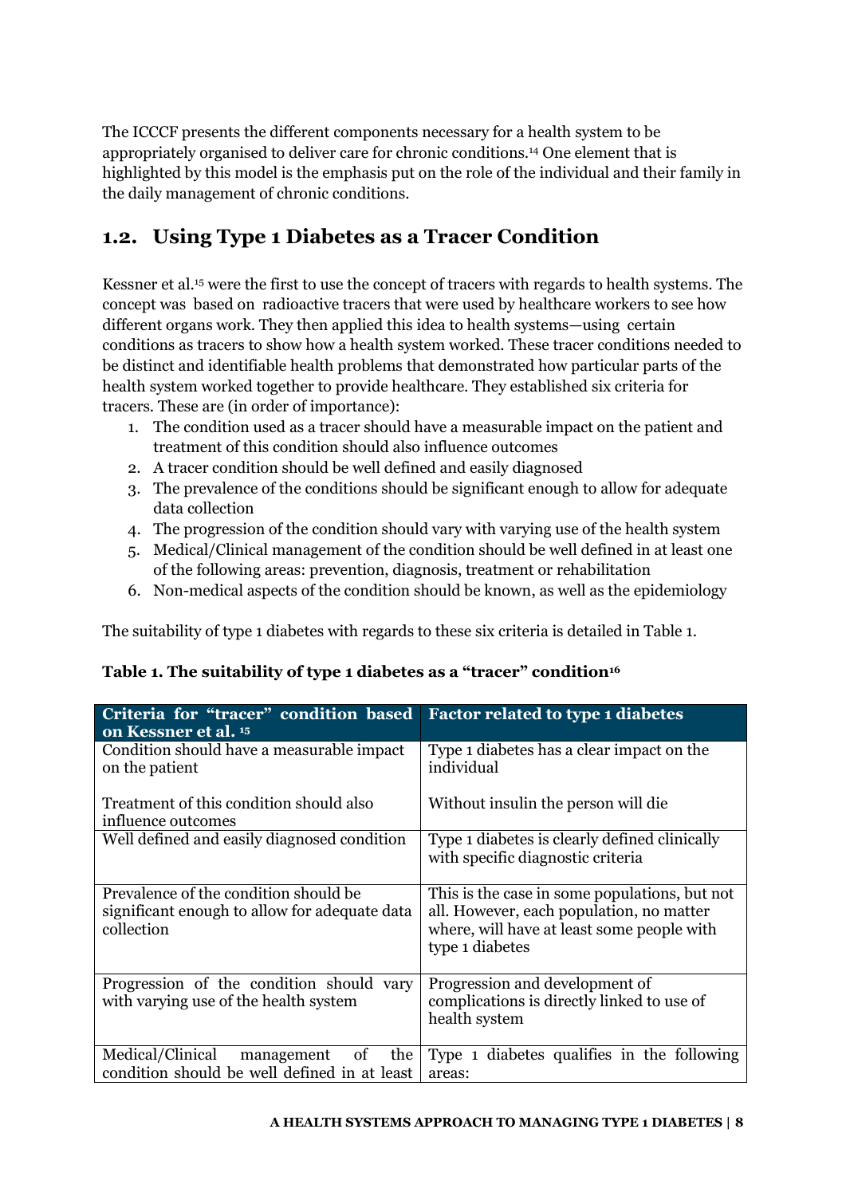The ICCCF presents the different components necessary for a health system to be appropriately organised to deliver care for chronic conditions.[14] One element that is highlighted by this model is the emphasis put on the role of the individual and their family in the daily management of chronic conditions.

## 1.2. Using Type 1 Diabetes as a Tracer Condition

Kessner et al.[15] were the first to use the concept of tracers with regards to health systems. The concept was based on radioactive tracers that were used by healthcare workers to see how different organs work. They then applied this idea to health systems—using certain conditions as tracers to show how a health system worked. These tracer conditions needed to be distinct and identifiable health problems that demonstrated how particular parts of the health system worked together to provide healthcare. They established six criteria for tracers. These are (in order of importance):

1. The condition used as a tracer should have a measurable impact on the patient and treatment of this condition should also influence outcomes
2. A tracer condition should be well defined and easily diagnosed
3. The prevalence of the conditions should be significant enough to allow for adequate data collection
4. The progression of the condition should vary with varying use of the health system
5. Medical/Clinical management of the condition should be well defined in at least one of the following areas: prevention, diagnosis, treatment or rehabilitation
6. Non-medical aspects of the condition should be known, as well as the epidemiology

The suitability of type 1 diabetes with regards to these six criteria is detailed in Table 1.

**Table 1. The suitability of type 1 diabetes as a "tracer" condition[16]**

| Criteria for "tracer" condition based on Kessner et al. [15] | Factor related to type 1 diabetes |
|---|---|
| Condition should have a measurable impact on the patient<br><br>Treatment of this condition should also influence outcomes | Type 1 diabetes has a clear impact on the individual<br><br>Without insulin the person will die |
| Well defined and easily diagnosed condition | Type 1 diabetes is clearly defined clinically with specific diagnostic criteria |
| Prevalence of the condition should be significant enough to allow for adequate data collection | This is the case in some populations, but not all. However, each population, no matter where, will have at least some people with type 1 diabetes |
| Progression of the condition should vary with varying use of the health system | Progression and development of complications is directly linked to use of health system |
| Medical/Clinical management of the condition should be well defined in at least | Type 1 diabetes qualifies in the following areas: |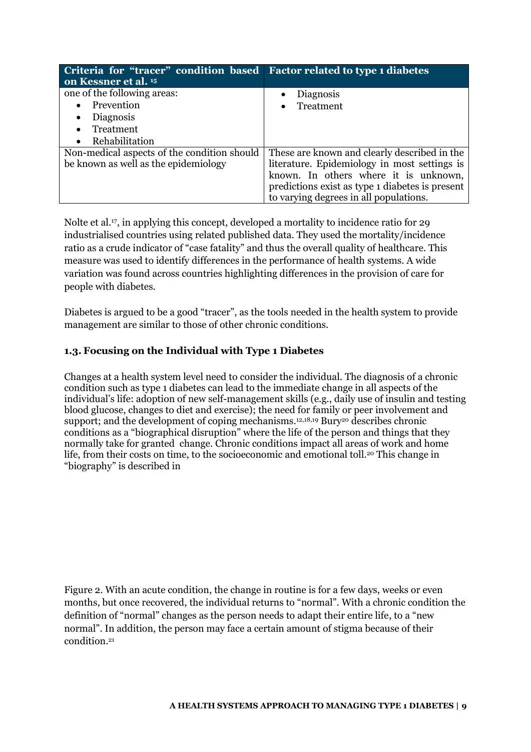| Criteria for "tracer" condition based on Kessner et al. [15] | Factor related to type 1 diabetes |
| --- | --- |
| one of the following areas:<br>• Prevention<br>• Diagnosis<br>• Treatment<br>• Rehabilitation | • Diagnosis<br>• Treatment |
| Non-medical aspects of the condition should be known as well as the epidemiology | These are known and clearly described in the literature. Epidemiology in most settings is known. In others where it is unknown, predictions exist as type 1 diabetes is present to varying degrees in all populations. |

Nolte et al.[17], in applying this concept, developed a mortality to incidence ratio for 29 industrialised countries using related published data. They used the mortality/incidence ratio as a crude indicator of "case fatality" and thus the overall quality of healthcare. This measure was used to identify differences in the performance of health systems. A wide variation was found across countries highlighting differences in the provision of care for people with diabetes.

Diabetes is argued to be a good "tracer", as the tools needed in the health system to provide management are similar to those of other chronic conditions.

### 1.3. Focusing on the Individual with Type 1 Diabetes

Changes at a health system level need to consider the individual. The diagnosis of a chronic condition such as type 1 diabetes can lead to the immediate change in all aspects of the individual's life: adoption of new self-management skills (e.g., daily use of insulin and testing blood glucose, changes to diet and exercise); the need for family or peer involvement and support; and the development of coping mechanisms.[12,18,19] Bury[20] describes chronic conditions as a "biographical disruption" where the life of the person and things that they normally take for granted change. Chronic conditions impact all areas of work and home life, from their costs on time, to the socioeconomic and emotional toll.[20] This change in "biography" is described in

Figure 2. With an acute condition, the change in routine is for a few days, weeks or even months, but once recovered, the individual returns to "normal". With a chronic condition the definition of "normal" changes as the person needs to adapt their entire life, to a "new normal". In addition, the person may face a certain amount of stigma because of their condition.[21]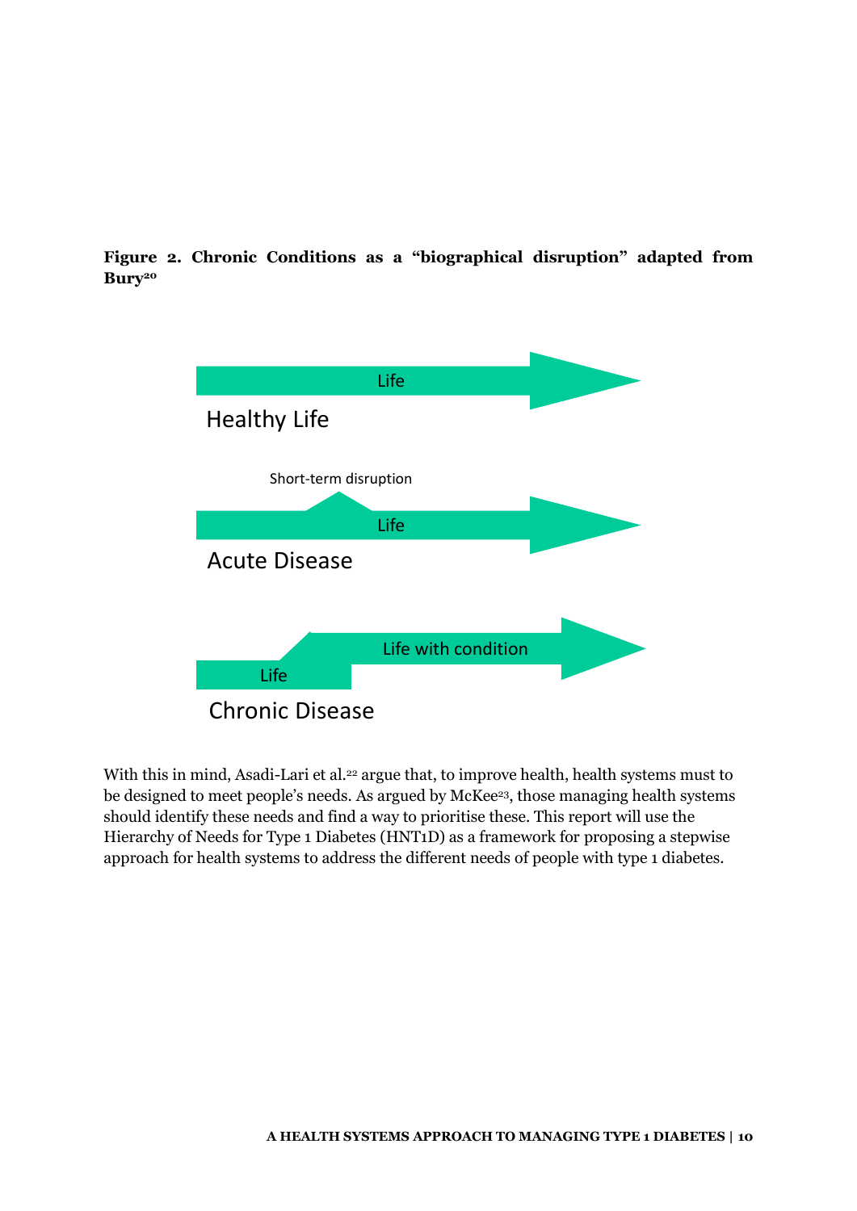**Figure 2. Chronic Conditions as a "biographical disruption" adapted from Bury[20]**

Life

Healthy Life

Short-term disruption

Life

Acute Disease

Life with condition

Life

Chronic Disease

With this in mind, Asadi-Lari et al.[22] argue that, to improve health, health systems must to be designed to meet people's needs. As argued by McKee[23], those managing health systems should identify these needs and find a way to prioritise these. This report will use the Hierarchy of Needs for Type 1 Diabetes (HNT1D) as a framework for proposing a stepwise approach for health systems to address the different needs of people with type 1 diabetes.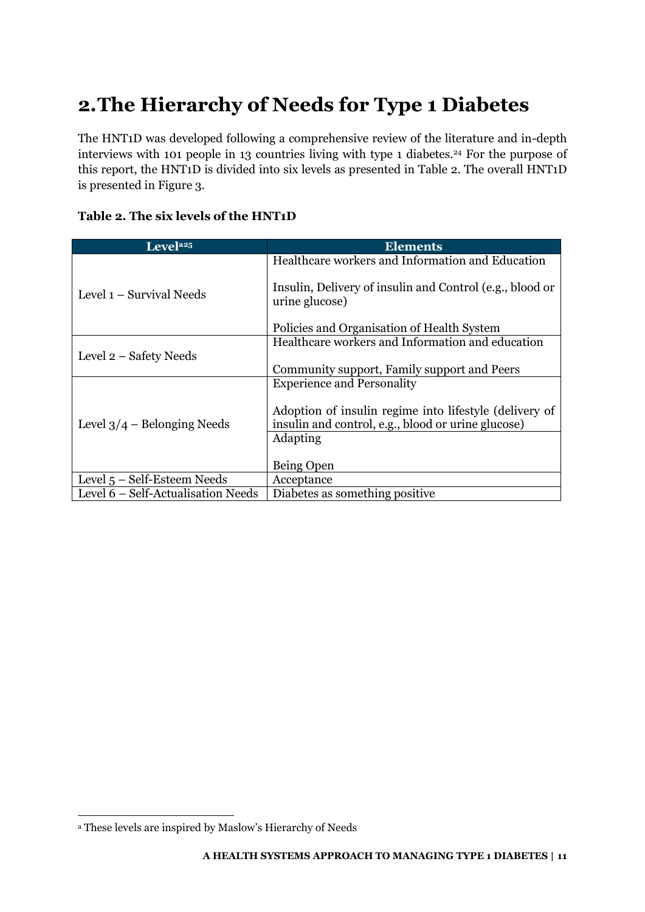# 2. The Hierarchy of Needs for Type 1 Diabetes

The HNT1D was developed following a comprehensive review of the literature and in-depth interviews with 101 people in 13 countries living with type 1 diabetes.[24] For the purpose of this report, the HNT1D is divided into six levels as presented in Table 2. The overall HNT1D is presented in Figure 3.

**Table 2. The six levels of the HNT1D**

| Level[a][25] | Elements |
|---|---|
| Level 1 – Survival Needs | Healthcare workers and Information and Education<br><br>Insulin, Delivery of insulin and Control (e.g., blood or urine glucose)<br><br>Policies and Organisation of Health System |
| Level 2 – Safety Needs | Healthcare workers and Information and education<br><br>Community support, Family support and Peers |
| Level 3/4 – Belonging Needs | Experience and Personality<br><br>Adoption of insulin regime into lifestyle (delivery of insulin and control, e.g., blood or urine glucose) |
| | Adapting<br><br>Being Open |
| Level 5 – Self-Esteem Needs | Acceptance |
| Level 6 – Self-Actualisation Needs | Diabetes as something positive |

[a] These levels are inspired by Maslow's Hierarchy of Needs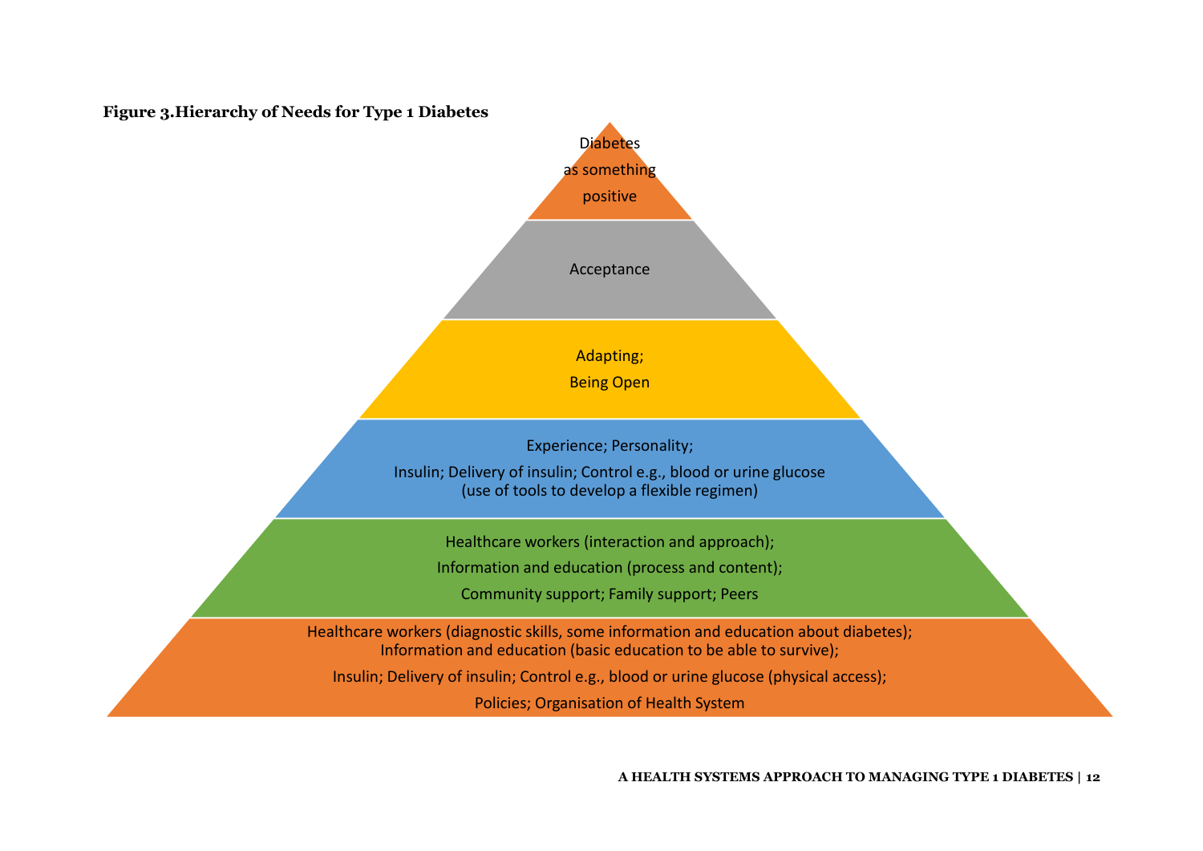**Figure 3.Hierarchy of Needs for Type 1 Diabetes**

Diabetes as something positive

Acceptance

Adapting;
Being Open

Experience; Personality;
Insulin; Delivery of insulin; Control e.g., blood or urine glucose (use of tools to develop a flexible regimen)

Healthcare workers (interaction and approach);
Information and education (process and content);
Community support; Family support; Peers

Healthcare workers (diagnostic skills, some information and education about diabetes);
Information and education (basic education to be able to survive);
Insulin; Delivery of insulin; Control e.g., blood or urine glucose (physical access);
Policies; Organisation of Health System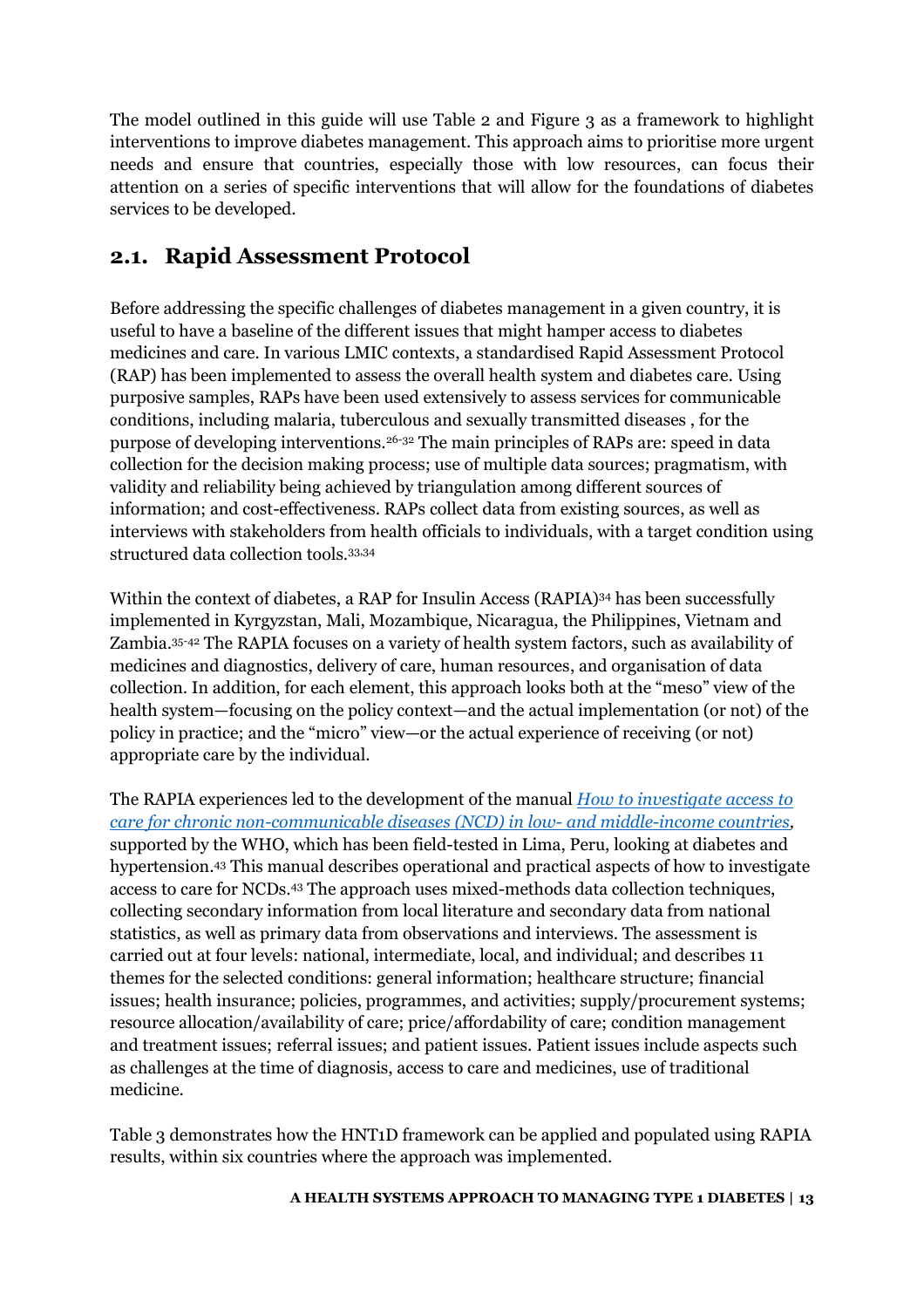The model outlined in this guide will use Table 2 and Figure 3 as a framework to highlight interventions to improve diabetes management. This approach aims to prioritise more urgent needs and ensure that countries, especially those with low resources, can focus their attention on a series of specific interventions that will allow for the foundations of diabetes services to be developed.

## 2.1. Rapid Assessment Protocol

Before addressing the specific challenges of diabetes management in a given country, it is useful to have a baseline of the different issues that might hamper access to diabetes medicines and care. In various LMIC contexts, a standardised Rapid Assessment Protocol (RAP) has been implemented to assess the overall health system and diabetes care. Using purposive samples, RAPs have been used extensively to assess services for communicable conditions, including malaria, tuberculous and sexually transmitted diseases , for the purpose of developing interventions.[26-32] The main principles of RAPs are: speed in data collection for the decision making process; use of multiple data sources; pragmatism, with validity and reliability being achieved by triangulation among different sources of information; and cost-effectiveness. RAPs collect data from existing sources, as well as interviews with stakeholders from health officials to individuals, with a target condition using structured data collection tools.[33,34]

Within the context of diabetes, a RAP for Insulin Access (RAPIA)[34] has been successfully implemented in Kyrgyzstan, Mali, Mozambique, Nicaragua, the Philippines, Vietnam and Zambia.[35-42] The RAPIA focuses on a variety of health system factors, such as availability of medicines and diagnostics, delivery of care, human resources, and organisation of data collection. In addition, for each element, this approach looks both at the "meso" view of the health system—focusing on the policy context—and the actual implementation (or not) of the policy in practice; and the "micro" view—or the actual experience of receiving (or not) appropriate care by the individual.

The RAPIA experiences led to the development of the manual *How to investigate access to care for chronic non-communicable diseases (NCD) in low- and middle-income countries*, supported by the WHO, which has been field-tested in Lima, Peru, looking at diabetes and hypertension.[43] This manual describes operational and practical aspects of how to investigate access to care for NCDs.[43] The approach uses mixed-methods data collection techniques, collecting secondary information from local literature and secondary data from national statistics, as well as primary data from observations and interviews. The assessment is carried out at four levels: national, intermediate, local, and individual; and describes 11 themes for the selected conditions: general information; healthcare structure; financial issues; health insurance; policies, programmes, and activities; supply/procurement systems; resource allocation/availability of care; price/affordability of care; condition management and treatment issues; referral issues; and patient issues. Patient issues include aspects such as challenges at the time of diagnosis, access to care and medicines, use of traditional medicine.

Table 3 demonstrates how the HNT1D framework can be applied and populated using RAPIA results, within six countries where the approach was implemented.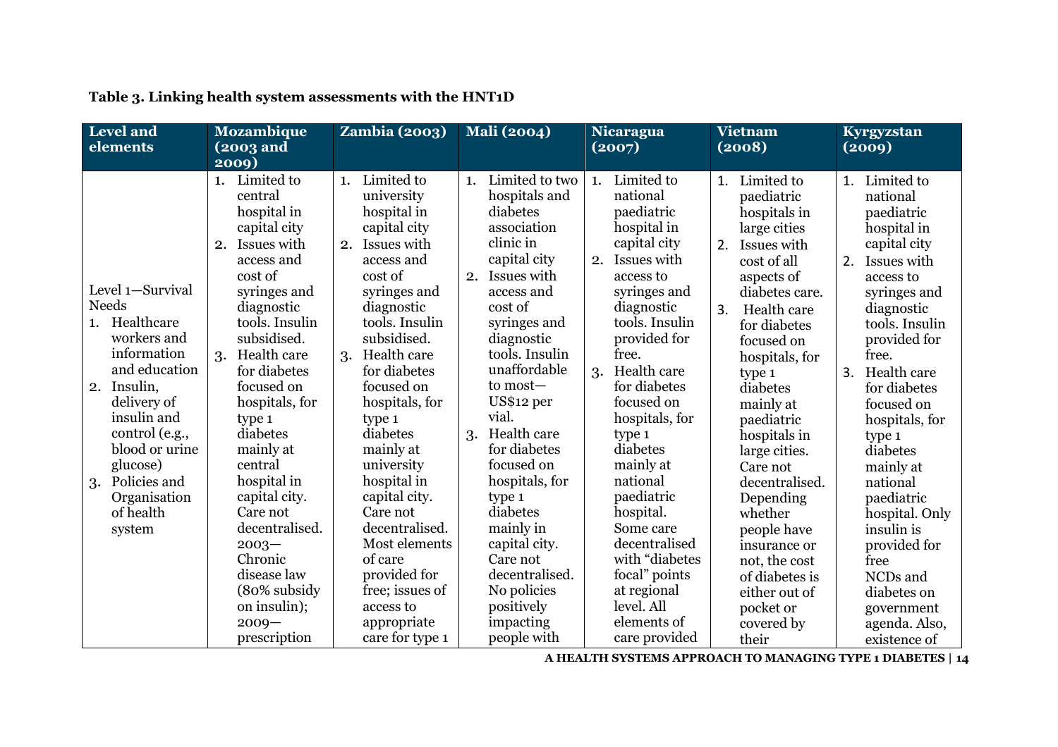**Table 3. Linking health system assessments with the HNT1D**

| Level and elements | Mozambique (2003 and 2009) | Zambia (2003) | Mali (2004) | Nicaragua (2007) | Vietnam (2008) | Kyrgyzstan (2009) |
|---|---|---|---|---|---|---|
| Level 1—Survival Needs<br>1. Healthcare workers and information and education<br>2. Insulin, delivery of insulin and control (e.g., blood or urine glucose)<br>3. Policies and Organisation of health system | 1. Limited to central hospital in capital city<br>2. Issues with access and cost of syringes and diagnostic tools. Insulin subsidised.<br>3. Health care for diabetes focused on hospitals, for type 1 diabetes mainly at central hospital in capital city. Care not decentralised. 2003—Chronic disease law (80% subsidy on insulin); 2009—prescription | 1. Limited to university hospital in capital city<br>2. Issues with access and cost of syringes and diagnostic tools. Insulin subsidised.<br>3. Health care for diabetes focused on hospitals, for type 1 diabetes mainly at university hospital in capital city. Care not decentralised. Most elements of care provided for free; issues of access to appropriate care for type 1 | 1. Limited to two hospitals and diabetes association clinic in capital city<br>2. Issues with access and cost of syringes and diagnostic tools. Insulin unaffordable to most—US$12 per vial.<br>3. Health care for diabetes focused on hospitals, for type 1 diabetes mainly in capital city. Care not decentralised. No policies positively impacting people with | 1. Limited to national paediatric hospital in capital city<br>2. Issues with access to syringes and diagnostic tools. Insulin provided for free.<br>3. Health care for diabetes focused on hospitals, for type 1 diabetes mainly at national paediatric hospital. Some care decentralised with "diabetes focal" points at regional level. All elements of care provided | 1. Limited to paediatric hospitals in large cities<br>2. Issues with cost of all aspects of diabetes care.<br>3. Health care for diabetes focused on hospitals, for type 1 diabetes mainly at paediatric hospitals in large cities. Care not decentralised. Depending whether people have insurance or not, the cost of diabetes is either out of pocket or covered by their | 1. Limited to national paediatric hospital in capital city<br>2. Issues with access to syringes and diagnostic tools. Insulin provided for free.<br>3. Health care for diabetes focused on hospitals, for type 1 diabetes mainly at national paediatric hospital. Only insulin is provided for free<br>NCDs and diabetes on government agenda. Also, existence of |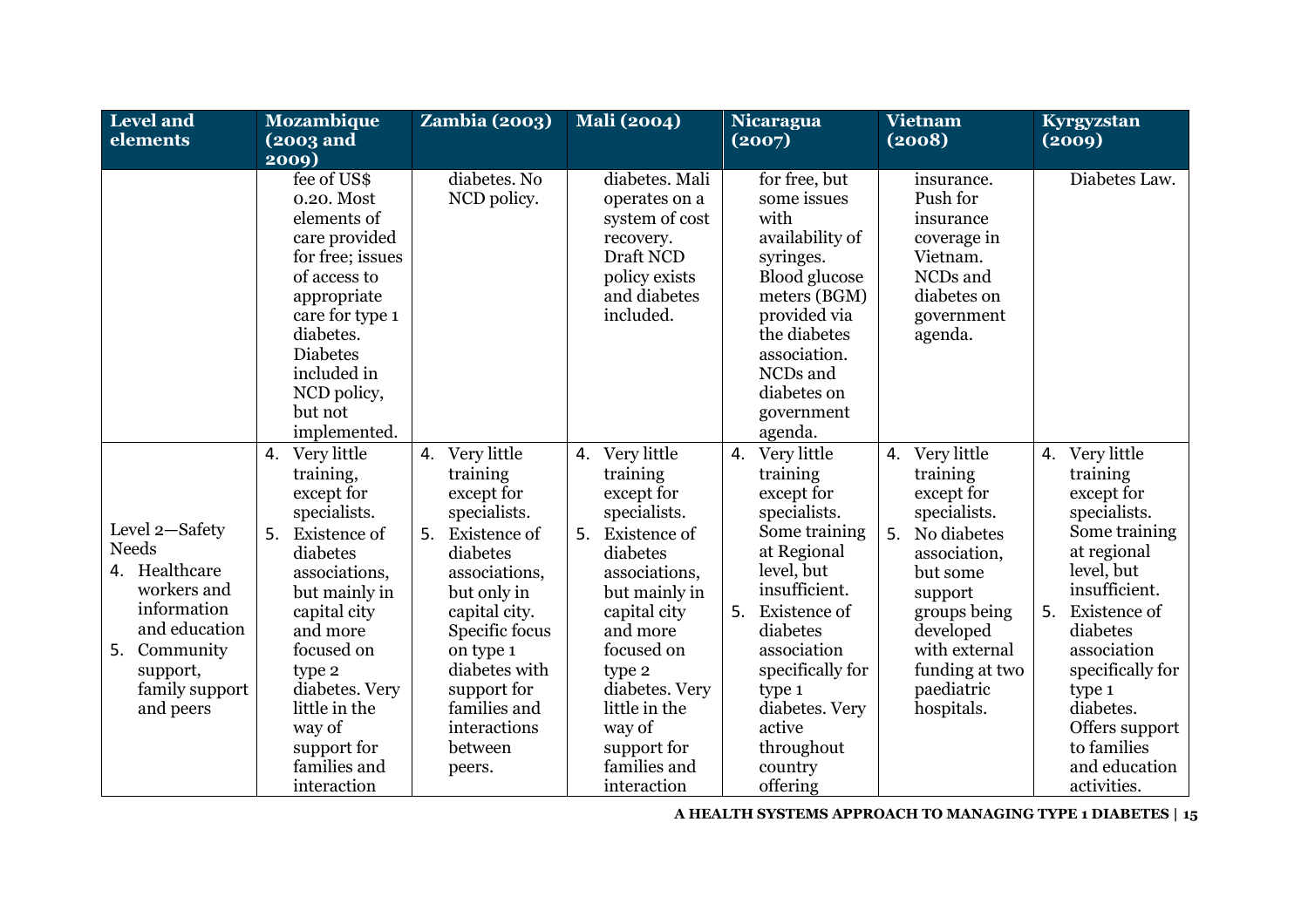| Level and elements | Mozambique (2003 and 2009) | Zambia (2003) | Mali (2004) | Nicaragua (2007) | Vietnam (2008) | Kyrgyzstan (2009) |
|---|---|---|---|---|---|---|
| | fee of US$ 0.20. Most elements of care provided for free; issues of access to appropriate care for type 1 diabetes. Diabetes included in NCD policy, but not implemented. | diabetes. No NCD policy. | diabetes. Mali operates on a system of cost recovery. Draft NCD policy exists and diabetes included. | for free, but some issues with availability of syringes. Blood glucose meters (BGM) provided via the diabetes association. NCDs and diabetes on government agenda. | insurance. Push for insurance coverage in Vietnam. NCDs and diabetes on government agenda. | Diabetes Law. |
| Level 2—Safety Needs<br>4. Healthcare workers and information and education<br>5. Community support, family support and peers | 4. Very little training, except for specialists.<br>5. Existence of diabetes associations, but mainly in capital city and more focused on type 2 diabetes. Very little in the way of support for families and interaction | 4. Very little training except for specialists.<br>5. Existence of diabetes associations, but only in capital city. Specific focus on type 1 diabetes with support for families and interactions between peers. | 4. Very little training except for specialists.<br>5. Existence of diabetes associations, but mainly in capital city and more focused on type 2 diabetes. Very little in the way of support for families and interaction | 4. Very little training except for specialists. Some training at Regional level, but insufficient.<br>5. Existence of diabetes association specifically for type 1 diabetes. Very active throughout country offering | 4. Very little training except for specialists.<br>5. No diabetes association, but some support groups being developed with external funding at two paediatric hospitals. | 4. Very little training except for specialists. Some training at regional level, but insufficient.<br>5. Existence of diabetes association specifically for type 1 diabetes. Offers support to families and education activities. |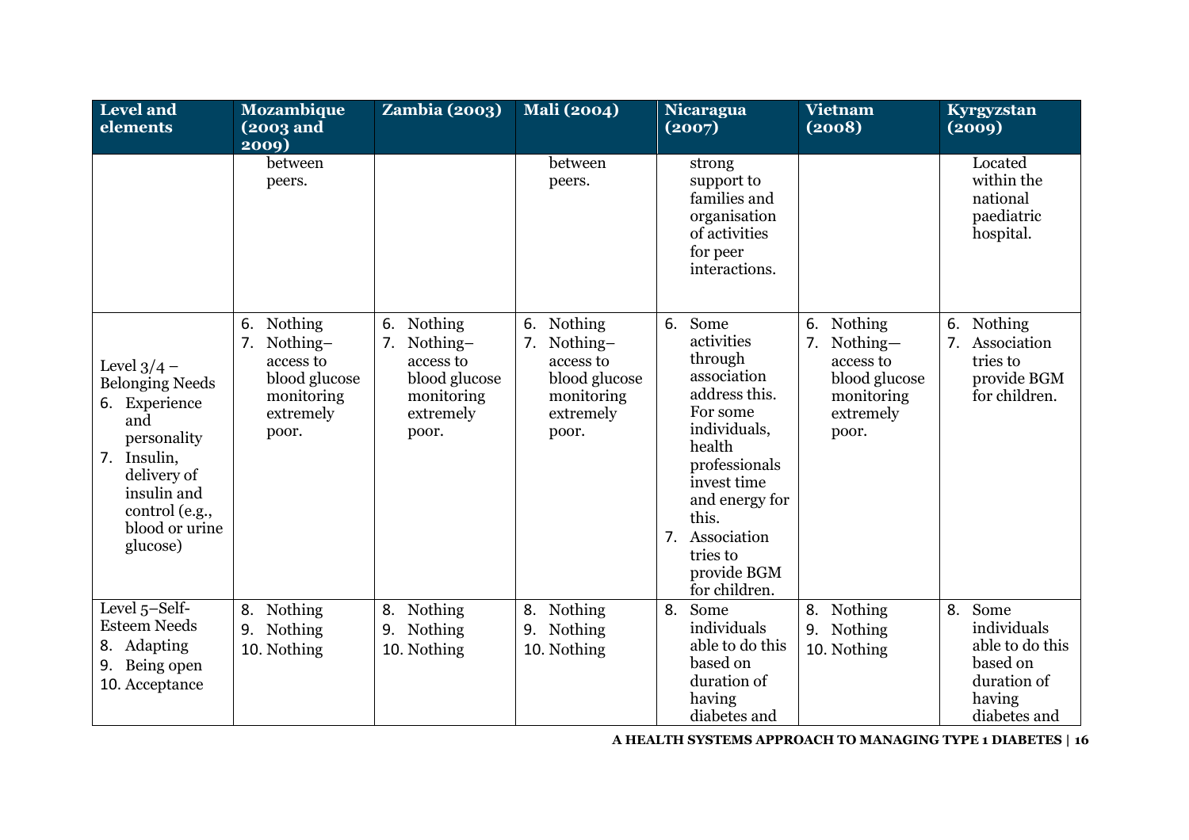| Level and elements | Mozambique (2003 and 2009) | Zambia (2003) | Mali (2004) | Nicaragua (2007) | Vietnam (2008) | Kyrgyzstan (2009) |
|---|---|---|---|---|---|---|
| | between peers. | | between peers. | strong support to families and organisation of activities for peer interactions. | | Located within the national paediatric hospital. |
| Level 3/4 – Belonging Needs<br>6. Experience and personality<br>7. Insulin, delivery of insulin and control (e.g., blood or urine glucose) | 6. Nothing<br>7. Nothing– access to blood glucose monitoring extremely poor. | 6. Nothing<br>7. Nothing– access to blood glucose monitoring extremely poor. | 6. Nothing<br>7. Nothing– access to blood glucose monitoring extremely poor. | 6. Some activities through association address this. For some individuals, health professionals invest time and energy for this.<br>7. Association tries to provide BGM for children. | 6. Nothing<br>7. Nothing— access to blood glucose monitoring extremely poor. | 6. Nothing<br>7. Association tries to provide BGM for children. |
| Level 5–Self-Esteem Needs<br>8. Adapting<br>9. Being open<br>10. Acceptance | 8. Nothing<br>9. Nothing<br>10. Nothing | 8. Nothing<br>9. Nothing<br>10. Nothing | 8. Nothing<br>9. Nothing<br>10. Nothing | 8. Some individuals able to do this based on duration of having diabetes and | 8. Nothing<br>9. Nothing<br>10. Nothing | 8. Some individuals able to do this based on duration of having diabetes and |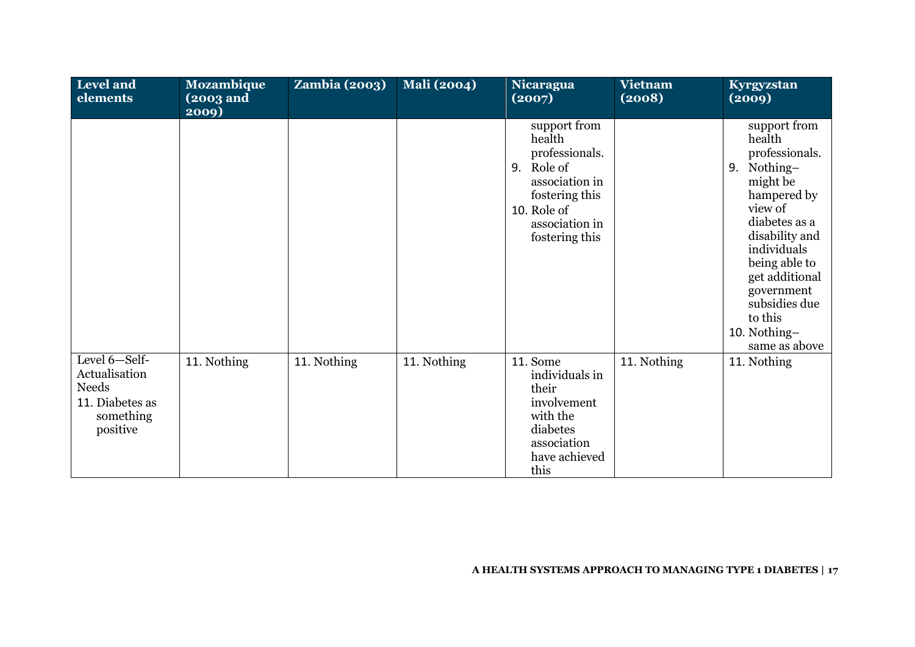| Level and elements | Mozambique (2003 and 2009) | Zambia (2003) | Mali (2004) | Nicaragua (2007) | Vietnam (2008) | Kyrgyzstan (2009) |
|---|---|---|---|---|---|---|
| | | | | support from health professionals.<br>9. Role of association in fostering this<br>10. Role of association in fostering this | | support from health professionals.<br>9. Nothing–might be hampered by view of diabetes as a disability and individuals being able to get additional government subsidies due to this<br>10. Nothing–same as above |
| Level 6—Self-Actualisation Needs<br>11. Diabetes as something positive | 11. Nothing | 11. Nothing | 11. Nothing | 11. Some individuals in their involvement with the diabetes association have achieved this | 11. Nothing | 11. Nothing |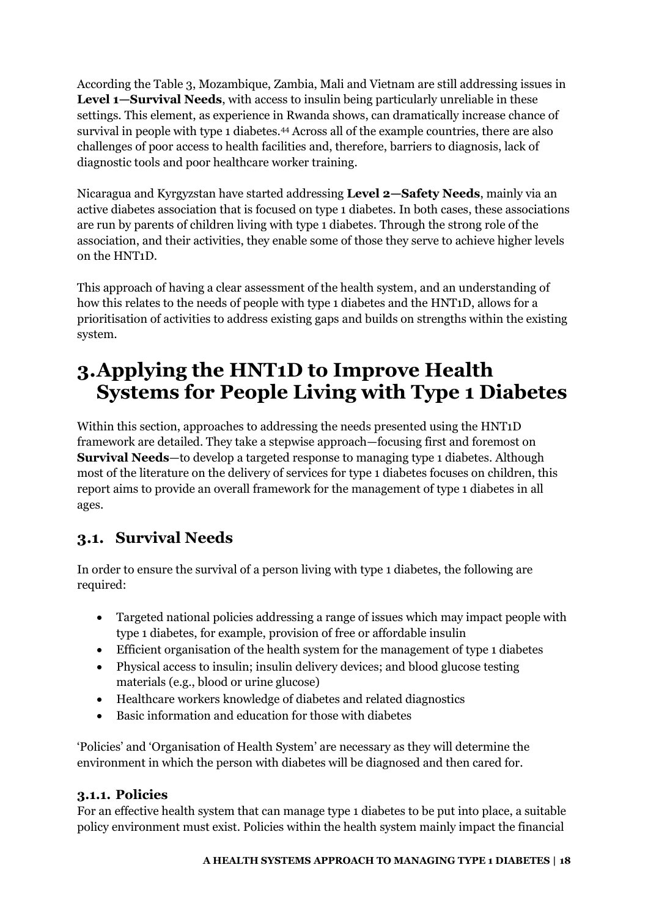According the Table 3, Mozambique, Zambia, Mali and Vietnam are still addressing issues in **Level 1—Survival Needs**, with access to insulin being particularly unreliable in these settings. This element, as experience in Rwanda shows, can dramatically increase chance of survival in people with type 1 diabetes.[44] Across all of the example countries, there are also challenges of poor access to health facilities and, therefore, barriers to diagnosis, lack of diagnostic tools and poor healthcare worker training.

Nicaragua and Kyrgyzstan have started addressing **Level 2—Safety Needs**, mainly via an active diabetes association that is focused on type 1 diabetes. In both cases, these associations are run by parents of children living with type 1 diabetes. Through the strong role of the association, and their activities, they enable some of those they serve to achieve higher levels on the HNT1D.

This approach of having a clear assessment of the health system, and an understanding of how this relates to the needs of people with type 1 diabetes and the HNT1D, allows for a prioritisation of activities to address existing gaps and builds on strengths within the existing system.

# 3. Applying the HNT1D to Improve Health Systems for People Living with Type 1 Diabetes

Within this section, approaches to addressing the needs presented using the HNT1D framework are detailed. They take a stepwise approach—focusing first and foremost on **Survival Needs**—to develop a targeted response to managing type 1 diabetes. Although most of the literature on the delivery of services for type 1 diabetes focuses on children, this report aims to provide an overall framework for the management of type 1 diabetes in all ages.

## 3.1. Survival Needs

In order to ensure the survival of a person living with type 1 diabetes, the following are required:

- Targeted national policies addressing a range of issues which may impact people with type 1 diabetes, for example, provision of free or affordable insulin
- Efficient organisation of the health system for the management of type 1 diabetes
- Physical access to insulin; insulin delivery devices; and blood glucose testing materials (e.g., blood or urine glucose)
- Healthcare workers knowledge of diabetes and related diagnostics
- Basic information and education for those with diabetes

'Policies' and 'Organisation of Health System' are necessary as they will determine the environment in which the person with diabetes will be diagnosed and then cared for.

### 3.1.1. Policies

For an effective health system that can manage type 1 diabetes to be put into place, a suitable policy environment must exist. Policies within the health system mainly impact the financial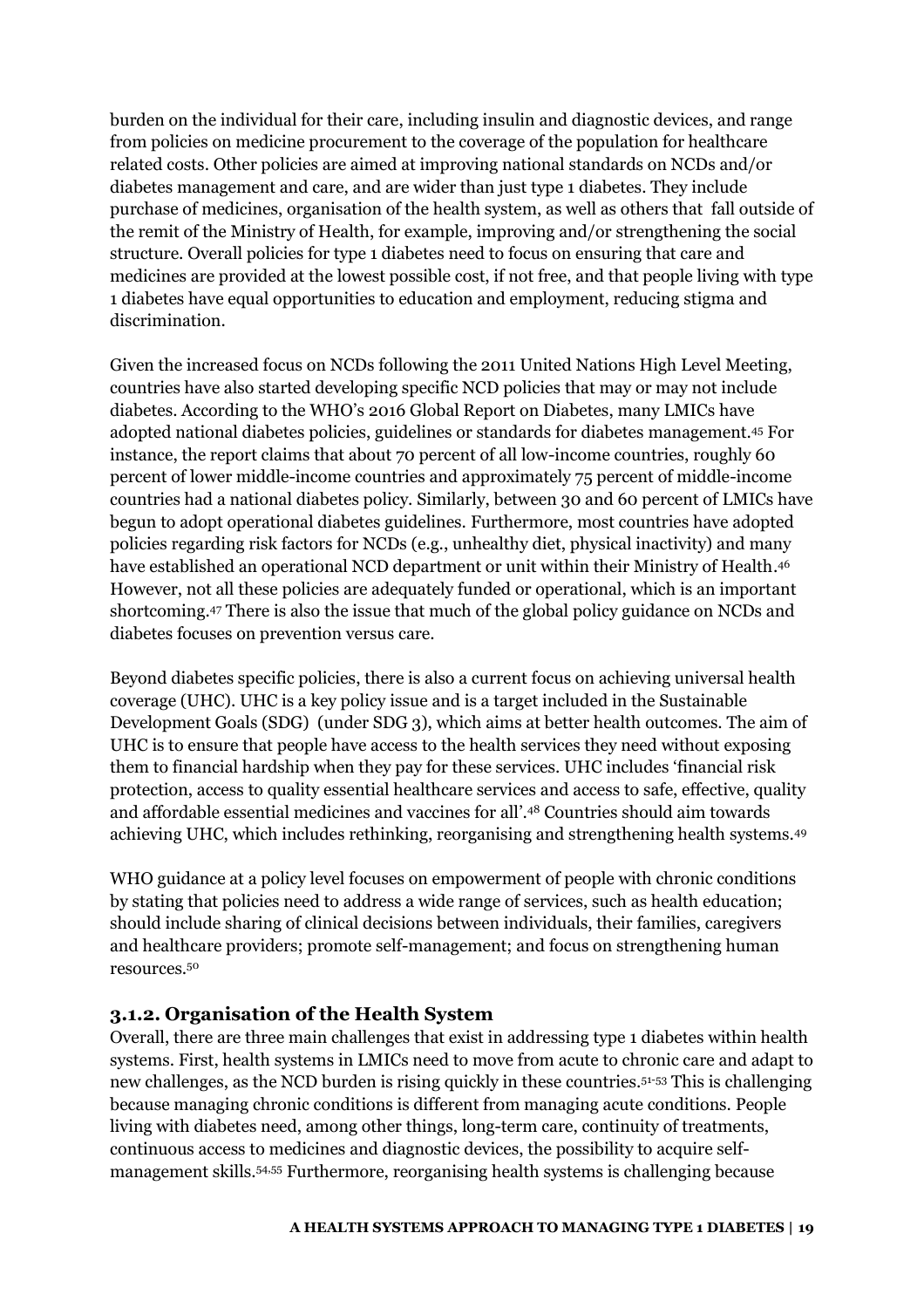burden on the individual for their care, including insulin and diagnostic devices, and range from policies on medicine procurement to the coverage of the population for healthcare related costs. Other policies are aimed at improving national standards on NCDs and/or diabetes management and care, and are wider than just type 1 diabetes. They include purchase of medicines, organisation of the health system, as well as others that fall outside of the remit of the Ministry of Health, for example, improving and/or strengthening the social structure. Overall policies for type 1 diabetes need to focus on ensuring that care and medicines are provided at the lowest possible cost, if not free, and that people living with type 1 diabetes have equal opportunities to education and employment, reducing stigma and discrimination.

Given the increased focus on NCDs following the 2011 United Nations High Level Meeting, countries have also started developing specific NCD policies that may or may not include diabetes. According to the WHO's 2016 Global Report on Diabetes, many LMICs have adopted national diabetes policies, guidelines or standards for diabetes management.[45] For instance, the report claims that about 70 percent of all low-income countries, roughly 60 percent of lower middle-income countries and approximately 75 percent of middle-income countries had a national diabetes policy. Similarly, between 30 and 60 percent of LMICs have begun to adopt operational diabetes guidelines. Furthermore, most countries have adopted policies regarding risk factors for NCDs (e.g., unhealthy diet, physical inactivity) and many have established an operational NCD department or unit within their Ministry of Health.[46] However, not all these policies are adequately funded or operational, which is an important shortcoming.[47] There is also the issue that much of the global policy guidance on NCDs and diabetes focuses on prevention versus care.

Beyond diabetes specific policies, there is also a current focus on achieving universal health coverage (UHC). UHC is a key policy issue and is a target included in the Sustainable Development Goals (SDG) (under SDG 3), which aims at better health outcomes. The aim of UHC is to ensure that people have access to the health services they need without exposing them to financial hardship when they pay for these services. UHC includes 'financial risk protection, access to quality essential healthcare services and access to safe, effective, quality and affordable essential medicines and vaccines for all'.[48] Countries should aim towards achieving UHC, which includes rethinking, reorganising and strengthening health systems.[49]

WHO guidance at a policy level focuses on empowerment of people with chronic conditions by stating that policies need to address a wide range of services, such as health education; should include sharing of clinical decisions between individuals, their families, caregivers and healthcare providers; promote self-management; and focus on strengthening human resources.[50]

### 3.1.2. Organisation of the Health System

Overall, there are three main challenges that exist in addressing type 1 diabetes within health systems. First, health systems in LMICs need to move from acute to chronic care and adapt to new challenges, as the NCD burden is rising quickly in these countries.[51-53] This is challenging because managing chronic conditions is different from managing acute conditions. People living with diabetes need, among other things, long-term care, continuity of treatments, continuous access to medicines and diagnostic devices, the possibility to acquire self-management skills.[54,55] Furthermore, reorganising health systems is challenging because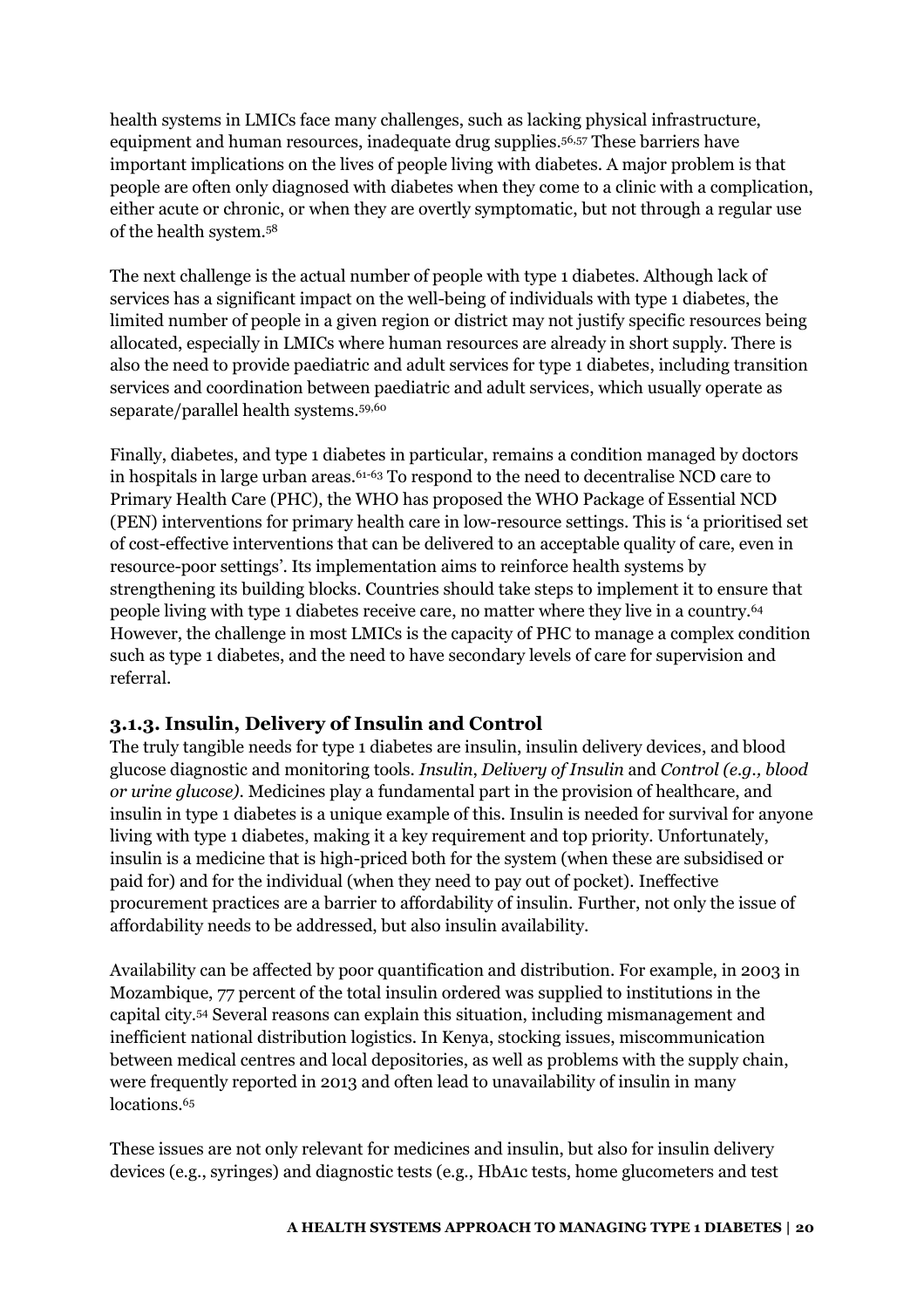health systems in LMICs face many challenges, such as lacking physical infrastructure, equipment and human resources, inadequate drug supplies.[56,57] These barriers have important implications on the lives of people living with diabetes. A major problem is that people are often only diagnosed with diabetes when they come to a clinic with a complication, either acute or chronic, or when they are overtly symptomatic, but not through a regular use of the health system.[58]

The next challenge is the actual number of people with type 1 diabetes. Although lack of services has a significant impact on the well-being of individuals with type 1 diabetes, the limited number of people in a given region or district may not justify specific resources being allocated, especially in LMICs where human resources are already in short supply. There is also the need to provide paediatric and adult services for type 1 diabetes, including transition services and coordination between paediatric and adult services, which usually operate as separate/parallel health systems.[59,60]

Finally, diabetes, and type 1 diabetes in particular, remains a condition managed by doctors in hospitals in large urban areas.[61-63] To respond to the need to decentralise NCD care to Primary Health Care (PHC), the WHO has proposed the WHO Package of Essential NCD (PEN) interventions for primary health care in low-resource settings. This is 'a prioritised set of cost-effective interventions that can be delivered to an acceptable quality of care, even in resource-poor settings'. Its implementation aims to reinforce health systems by strengthening its building blocks. Countries should take steps to implement it to ensure that people living with type 1 diabetes receive care, no matter where they live in a country.[64] However, the challenge in most LMICs is the capacity of PHC to manage a complex condition such as type 1 diabetes, and the need to have secondary levels of care for supervision and referral.

### 3.1.3. Insulin, Delivery of Insulin and Control

The truly tangible needs for type 1 diabetes are insulin, insulin delivery devices, and blood glucose diagnostic and monitoring tools. *Insulin*, *Delivery of Insulin* and *Control (e.g., blood or urine glucose)*. Medicines play a fundamental part in the provision of healthcare, and insulin in type 1 diabetes is a unique example of this. Insulin is needed for survival for anyone living with type 1 diabetes, making it a key requirement and top priority. Unfortunately, insulin is a medicine that is high-priced both for the system (when these are subsidised or paid for) and for the individual (when they need to pay out of pocket). Ineffective procurement practices are a barrier to affordability of insulin. Further, not only the issue of affordability needs to be addressed, but also insulin availability.

Availability can be affected by poor quantification and distribution. For example, in 2003 in Mozambique, 77 percent of the total insulin ordered was supplied to institutions in the capital city.[54] Several reasons can explain this situation, including mismanagement and inefficient national distribution logistics. In Kenya, stocking issues, miscommunication between medical centres and local depositories, as well as problems with the supply chain, were frequently reported in 2013 and often lead to unavailability of insulin in many locations.[65]

These issues are not only relevant for medicines and insulin, but also for insulin delivery devices (e.g., syringes) and diagnostic tests (e.g., HbA1c tests, home glucometers and test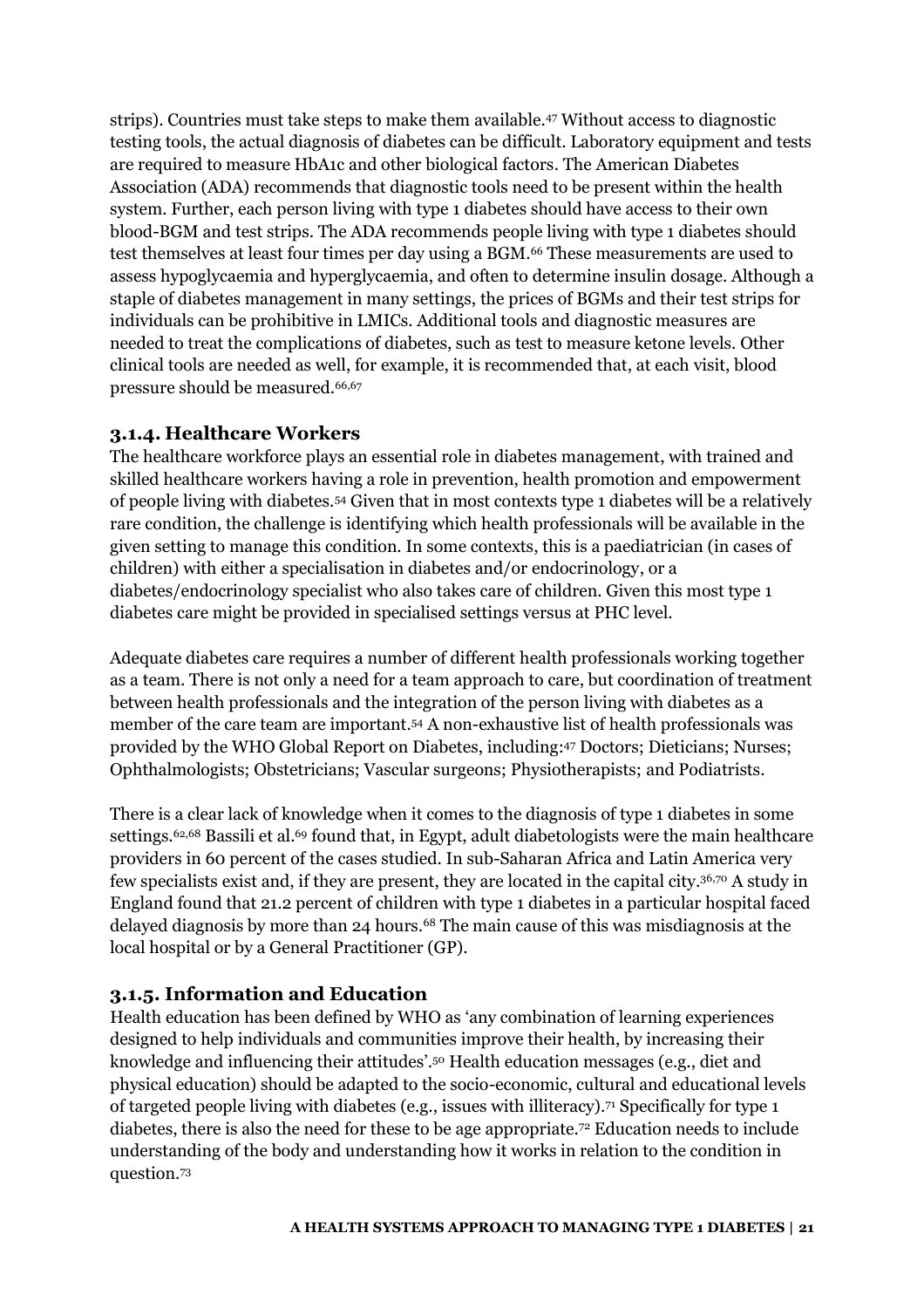strips). Countries must take steps to make them available.[47] Without access to diagnostic testing tools, the actual diagnosis of diabetes can be difficult. Laboratory equipment and tests are required to measure HbA1c and other biological factors. The American Diabetes Association (ADA) recommends that diagnostic tools need to be present within the health system. Further, each person living with type 1 diabetes should have access to their own blood-BGM and test strips. The ADA recommends people living with type 1 diabetes should test themselves at least four times per day using a BGM.[66] These measurements are used to assess hypoglycaemia and hyperglycaemia, and often to determine insulin dosage. Although a staple of diabetes management in many settings, the prices of BGMs and their test strips for individuals can be prohibitive in LMICs. Additional tools and diagnostic measures are needed to treat the complications of diabetes, such as test to measure ketone levels. Other clinical tools are needed as well, for example, it is recommended that, at each visit, blood pressure should be measured.[66,67]

### 3.1.4. Healthcare Workers

The healthcare workforce plays an essential role in diabetes management, with trained and skilled healthcare workers having a role in prevention, health promotion and empowerment of people living with diabetes.[54] Given that in most contexts type 1 diabetes will be a relatively rare condition, the challenge is identifying which health professionals will be available in the given setting to manage this condition. In some contexts, this is a paediatrician (in cases of children) with either a specialisation in diabetes and/or endocrinology, or a diabetes/endocrinology specialist who also takes care of children. Given this most type 1 diabetes care might be provided in specialised settings versus at PHC level.

Adequate diabetes care requires a number of different health professionals working together as a team. There is not only a need for a team approach to care, but coordination of treatment between health professionals and the integration of the person living with diabetes as a member of the care team are important.[54] A non-exhaustive list of health professionals was provided by the WHO Global Report on Diabetes, including:[47] Doctors; Dieticians; Nurses; Ophthalmologists; Obstetricians; Vascular surgeons; Physiotherapists; and Podiatrists.

There is a clear lack of knowledge when it comes to the diagnosis of type 1 diabetes in some settings.[62,68] Bassili et al.[69] found that, in Egypt, adult diabetologists were the main healthcare providers in 60 percent of the cases studied. In sub-Saharan Africa and Latin America very few specialists exist and, if they are present, they are located in the capital city.[36,70] A study in England found that 21.2 percent of children with type 1 diabetes in a particular hospital faced delayed diagnosis by more than 24 hours.[68] The main cause of this was misdiagnosis at the local hospital or by a General Practitioner (GP).

### 3.1.5. Information and Education

Health education has been defined by WHO as 'any combination of learning experiences designed to help individuals and communities improve their health, by increasing their knowledge and influencing their attitudes'.[50] Health education messages (e.g., diet and physical education) should be adapted to the socio-economic, cultural and educational levels of targeted people living with diabetes (e.g., issues with illiteracy).[71] Specifically for type 1 diabetes, there is also the need for these to be age appropriate.[72] Education needs to include understanding of the body and understanding how it works in relation to the condition in question.[73]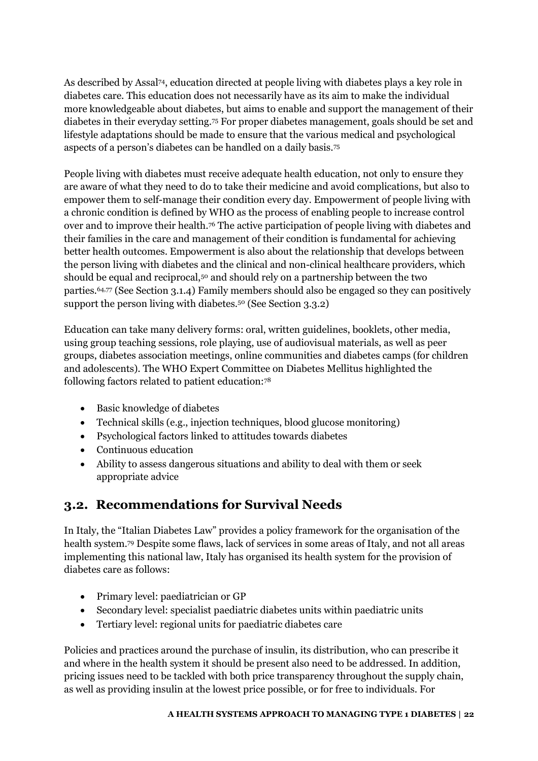As described by Assal[74], education directed at people living with diabetes plays a key role in diabetes care. This education does not necessarily have as its aim to make the individual more knowledgeable about diabetes, but aims to enable and support the management of their diabetes in their everyday setting.[75] For proper diabetes management, goals should be set and lifestyle adaptations should be made to ensure that the various medical and psychological aspects of a person's diabetes can be handled on a daily basis.[75]

People living with diabetes must receive adequate health education, not only to ensure they are aware of what they need to do to take their medicine and avoid complications, but also to empower them to self-manage their condition every day. Empowerment of people living with a chronic condition is defined by WHO as the process of enabling people to increase control over and to improve their health.[76] The active participation of people living with diabetes and their families in the care and management of their condition is fundamental for achieving better health outcomes. Empowerment is also about the relationship that develops between the person living with diabetes and the clinical and non-clinical healthcare providers, which should be equal and reciprocal,[50] and should rely on a partnership between the two parties.[64,77] (See Section 3.1.4) Family members should also be engaged so they can positively support the person living with diabetes.[50] (See Section 3.3.2)

Education can take many delivery forms: oral, written guidelines, booklets, other media, using group teaching sessions, role playing, use of audiovisual materials, as well as peer groups, diabetes association meetings, online communities and diabetes camps (for children and adolescents). The WHO Expert Committee on Diabetes Mellitus highlighted the following factors related to patient education:[78]

- Basic knowledge of diabetes
- Technical skills (e.g., injection techniques, blood glucose monitoring)
- Psychological factors linked to attitudes towards diabetes
- Continuous education
- Ability to assess dangerous situations and ability to deal with them or seek appropriate advice

## 3.2. Recommendations for Survival Needs

In Italy, the "Italian Diabetes Law" provides a policy framework for the organisation of the health system.[79] Despite some flaws, lack of services in some areas of Italy, and not all areas implementing this national law, Italy has organised its health system for the provision of diabetes care as follows:

- Primary level: paediatrician or GP
- Secondary level: specialist paediatric diabetes units within paediatric units
- Tertiary level: regional units for paediatric diabetes care

Policies and practices around the purchase of insulin, its distribution, who can prescribe it and where in the health system it should be present also need to be addressed. In addition, pricing issues need to be tackled with both price transparency throughout the supply chain, as well as providing insulin at the lowest price possible, or for free to individuals. For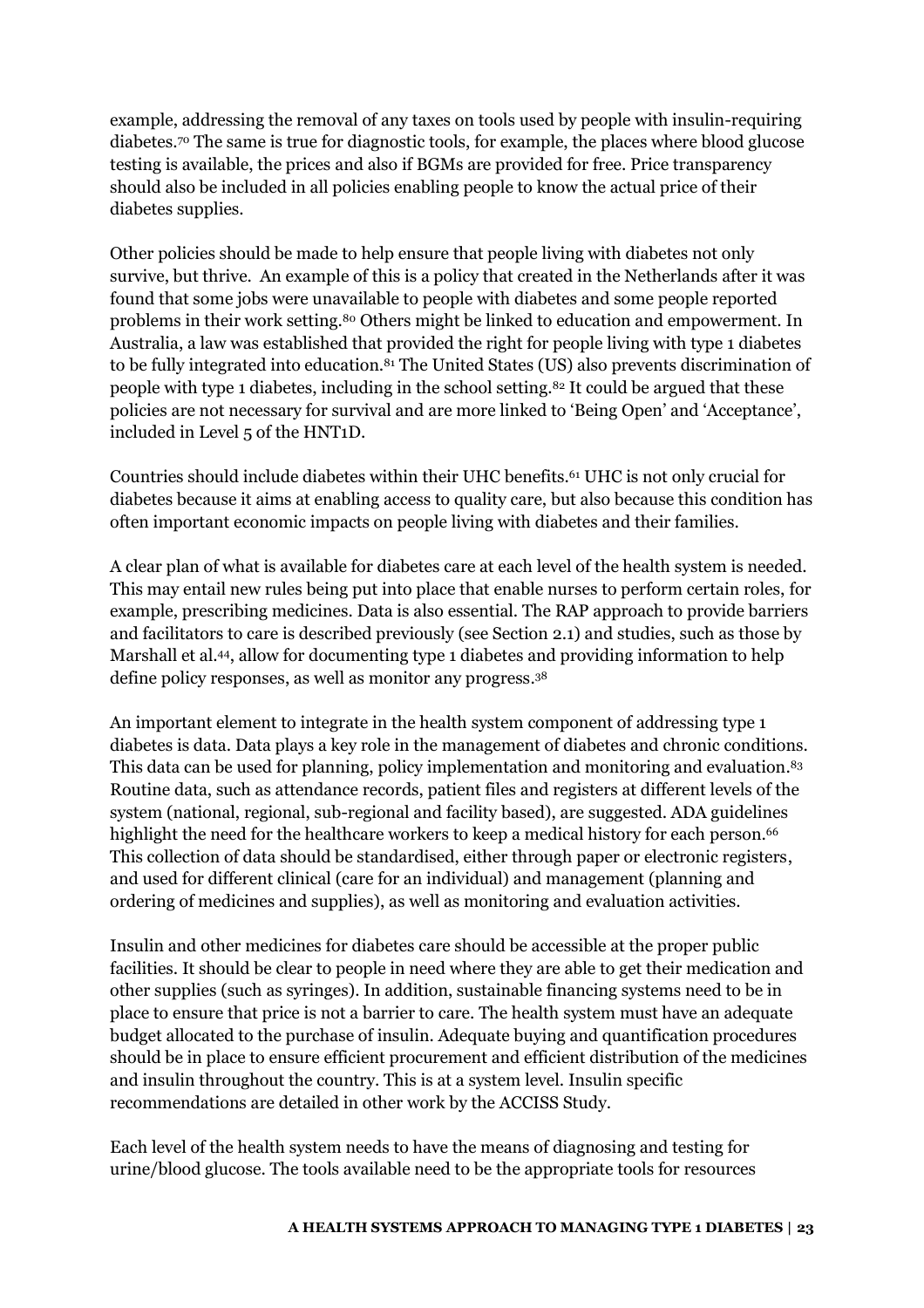example, addressing the removal of any taxes on tools used by people with insulin-requiring diabetes.[70] The same is true for diagnostic tools, for example, the places where blood glucose testing is available, the prices and also if BGMs are provided for free. Price transparency should also be included in all policies enabling people to know the actual price of their diabetes supplies.

Other policies should be made to help ensure that people living with diabetes not only survive, but thrive. An example of this is a policy that created in the Netherlands after it was found that some jobs were unavailable to people with diabetes and some people reported problems in their work setting.[80] Others might be linked to education and empowerment. In Australia, a law was established that provided the right for people living with type 1 diabetes to be fully integrated into education.[81] The United States (US) also prevents discrimination of people with type 1 diabetes, including in the school setting.[82] It could be argued that these policies are not necessary for survival and are more linked to 'Being Open' and 'Acceptance', included in Level 5 of the HNT1D.

Countries should include diabetes within their UHC benefits.[61] UHC is not only crucial for diabetes because it aims at enabling access to quality care, but also because this condition has often important economic impacts on people living with diabetes and their families.

A clear plan of what is available for diabetes care at each level of the health system is needed. This may entail new rules being put into place that enable nurses to perform certain roles, for example, prescribing medicines. Data is also essential. The RAP approach to provide barriers and facilitators to care is described previously (see Section 2.1) and studies, such as those by Marshall et al.[44], allow for documenting type 1 diabetes and providing information to help define policy responses, as well as monitor any progress.[38]

An important element to integrate in the health system component of addressing type 1 diabetes is data. Data plays a key role in the management of diabetes and chronic conditions. This data can be used for planning, policy implementation and monitoring and evaluation.[83] Routine data, such as attendance records, patient files and registers at different levels of the system (national, regional, sub-regional and facility based), are suggested. ADA guidelines highlight the need for the healthcare workers to keep a medical history for each person.[66] This collection of data should be standardised, either through paper or electronic registers, and used for different clinical (care for an individual) and management (planning and ordering of medicines and supplies), as well as monitoring and evaluation activities.

Insulin and other medicines for diabetes care should be accessible at the proper public facilities. It should be clear to people in need where they are able to get their medication and other supplies (such as syringes). In addition, sustainable financing systems need to be in place to ensure that price is not a barrier to care. The health system must have an adequate budget allocated to the purchase of insulin. Adequate buying and quantification procedures should be in place to ensure efficient procurement and efficient distribution of the medicines and insulin throughout the country. This is at a system level. Insulin specific recommendations are detailed in other work by the ACCISS Study.

Each level of the health system needs to have the means of diagnosing and testing for urine/blood glucose. The tools available need to be the appropriate tools for resources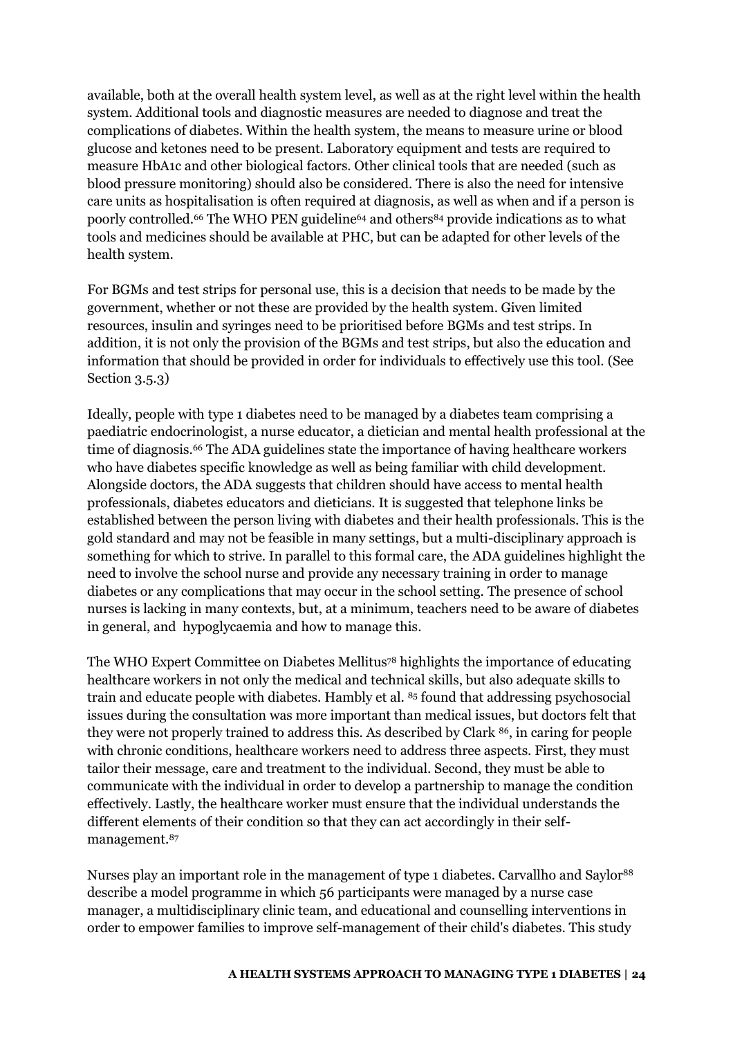available, both at the overall health system level, as well as at the right level within the health system. Additional tools and diagnostic measures are needed to diagnose and treat the complications of diabetes. Within the health system, the means to measure urine or blood glucose and ketones need to be present. Laboratory equipment and tests are required to measure HbA1c and other biological factors. Other clinical tools that are needed (such as blood pressure monitoring) should also be considered. There is also the need for intensive care units as hospitalisation is often required at diagnosis, as well as when and if a person is poorly controlled.[66] The WHO PEN guideline[64] and others[84] provide indications as to what tools and medicines should be available at PHC, but can be adapted for other levels of the health system.

For BGMs and test strips for personal use, this is a decision that needs to be made by the government, whether or not these are provided by the health system. Given limited resources, insulin and syringes need to be prioritised before BGMs and test strips. In addition, it is not only the provision of the BGMs and test strips, but also the education and information that should be provided in order for individuals to effectively use this tool. (See Section 3.5.3)

Ideally, people with type 1 diabetes need to be managed by a diabetes team comprising a paediatric endocrinologist, a nurse educator, a dietician and mental health professional at the time of diagnosis.[66] The ADA guidelines state the importance of having healthcare workers who have diabetes specific knowledge as well as being familiar with child development. Alongside doctors, the ADA suggests that children should have access to mental health professionals, diabetes educators and dieticians. It is suggested that telephone links be established between the person living with diabetes and their health professionals. This is the gold standard and may not be feasible in many settings, but a multi-disciplinary approach is something for which to strive. In parallel to this formal care, the ADA guidelines highlight the need to involve the school nurse and provide any necessary training in order to manage diabetes or any complications that may occur in the school setting. The presence of school nurses is lacking in many contexts, but, at a minimum, teachers need to be aware of diabetes in general, and hypoglycaemia and how to manage this.

The WHO Expert Committee on Diabetes Mellitus[78] highlights the importance of educating healthcare workers in not only the medical and technical skills, but also adequate skills to train and educate people with diabetes. Hambly et al. [85] found that addressing psychosocial issues during the consultation was more important than medical issues, but doctors felt that they were not properly trained to address this. As described by Clark [86], in caring for people with chronic conditions, healthcare workers need to address three aspects. First, they must tailor their message, care and treatment to the individual. Second, they must be able to communicate with the individual in order to develop a partnership to manage the condition effectively. Lastly, the healthcare worker must ensure that the individual understands the different elements of their condition so that they can act accordingly in their self-management.[87]

Nurses play an important role in the management of type 1 diabetes. Carvallho and Saylor[88] describe a model programme in which 56 participants were managed by a nurse case manager, a multidisciplinary clinic team, and educational and counselling interventions in order to empower families to improve self-management of their child's diabetes. This study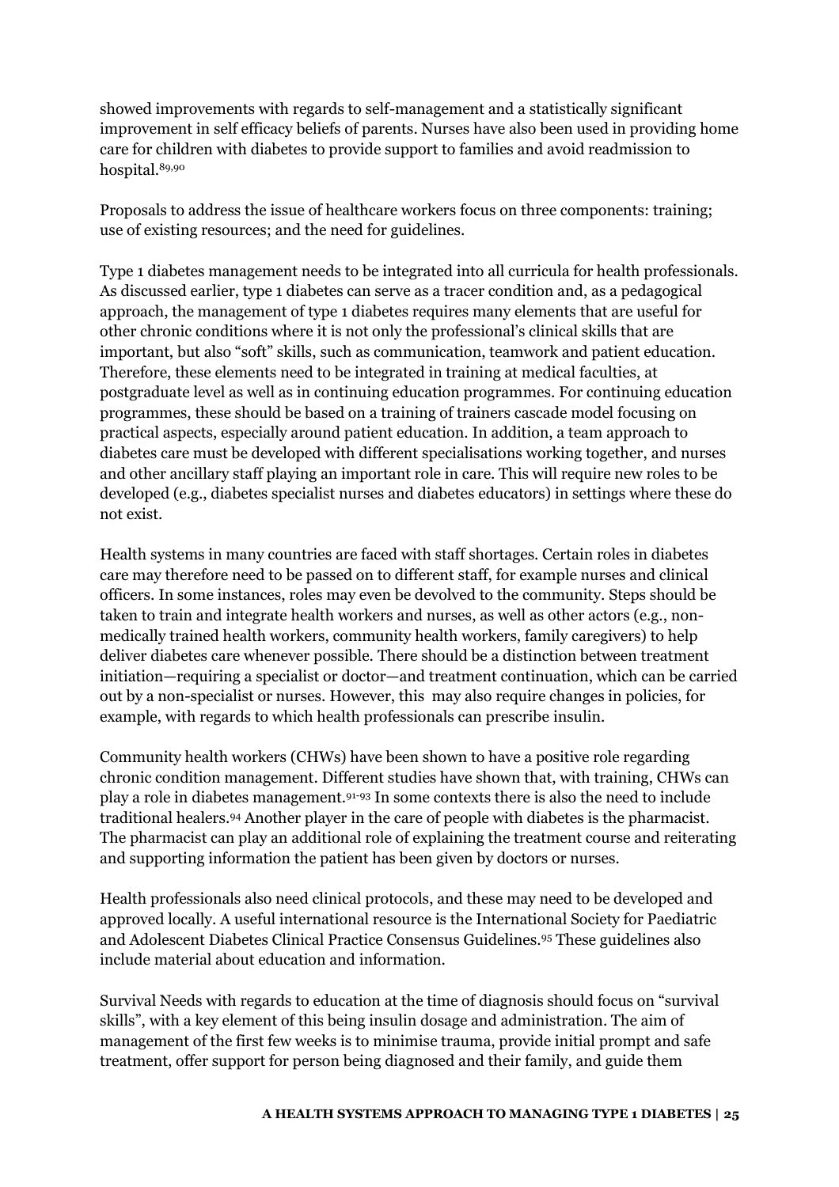showed improvements with regards to self-management and a statistically significant improvement in self efficacy beliefs of parents. Nurses have also been used in providing home care for children with diabetes to provide support to families and avoid readmission to hospital.[89,90]

Proposals to address the issue of healthcare workers focus on three components: training; use of existing resources; and the need for guidelines.

Type 1 diabetes management needs to be integrated into all curricula for health professionals. As discussed earlier, type 1 diabetes can serve as a tracer condition and, as a pedagogical approach, the management of type 1 diabetes requires many elements that are useful for other chronic conditions where it is not only the professional's clinical skills that are important, but also "soft" skills, such as communication, teamwork and patient education. Therefore, these elements need to be integrated in training at medical faculties, at postgraduate level as well as in continuing education programmes. For continuing education programmes, these should be based on a training of trainers cascade model focusing on practical aspects, especially around patient education. In addition, a team approach to diabetes care must be developed with different specialisations working together, and nurses and other ancillary staff playing an important role in care. This will require new roles to be developed (e.g., diabetes specialist nurses and diabetes educators) in settings where these do not exist.

Health systems in many countries are faced with staff shortages. Certain roles in diabetes care may therefore need to be passed on to different staff, for example nurses and clinical officers. In some instances, roles may even be devolved to the community. Steps should be taken to train and integrate health workers and nurses, as well as other actors (e.g., non-medically trained health workers, community health workers, family caregivers) to help deliver diabetes care whenever possible. There should be a distinction between treatment initiation—requiring a specialist or doctor—and treatment continuation, which can be carried out by a non-specialist or nurses. However, this may also require changes in policies, for example, with regards to which health professionals can prescribe insulin.

Community health workers (CHWs) have been shown to have a positive role regarding chronic condition management. Different studies have shown that, with training, CHWs can play a role in diabetes management.[91-93] In some contexts there is also the need to include traditional healers.[94] Another player in the care of people with diabetes is the pharmacist. The pharmacist can play an additional role of explaining the treatment course and reiterating and supporting information the patient has been given by doctors or nurses.

Health professionals also need clinical protocols, and these may need to be developed and approved locally. A useful international resource is the International Society for Paediatric and Adolescent Diabetes Clinical Practice Consensus Guidelines.[95] These guidelines also include material about education and information.

Survival Needs with regards to education at the time of diagnosis should focus on "survival skills", with a key element of this being insulin dosage and administration. The aim of management of the first few weeks is to minimise trauma, provide initial prompt and safe treatment, offer support for person being diagnosed and their family, and guide them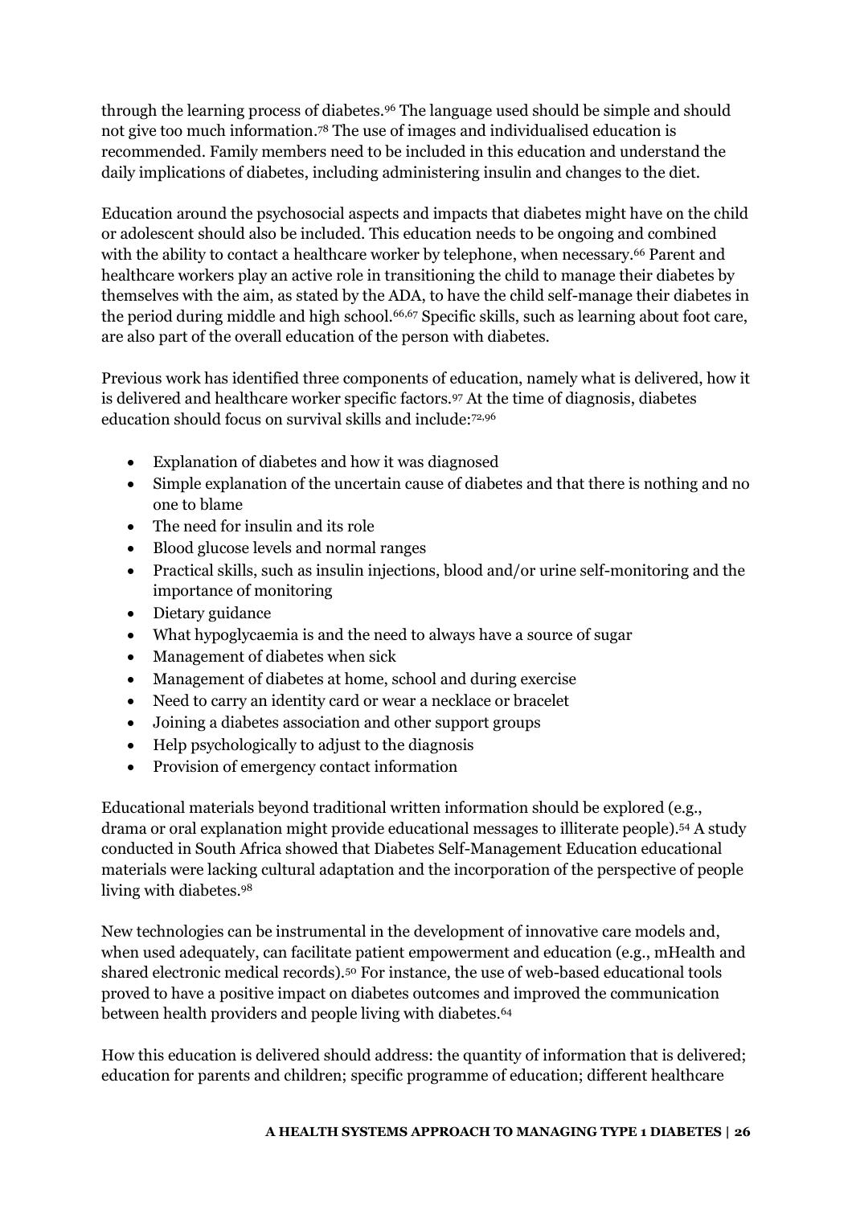through the learning process of diabetes.[96] The language used should be simple and should not give too much information.[78] The use of images and individualised education is recommended. Family members need to be included in this education and understand the daily implications of diabetes, including administering insulin and changes to the diet.

Education around the psychosocial aspects and impacts that diabetes might have on the child or adolescent should also be included. This education needs to be ongoing and combined with the ability to contact a healthcare worker by telephone, when necessary.[66] Parent and healthcare workers play an active role in transitioning the child to manage their diabetes by themselves with the aim, as stated by the ADA, to have the child self-manage their diabetes in the period during middle and high school.[66,67] Specific skills, such as learning about foot care, are also part of the overall education of the person with diabetes.

Previous work has identified three components of education, namely what is delivered, how it is delivered and healthcare worker specific factors.[97] At the time of diagnosis, diabetes education should focus on survival skills and include:[72,96]

- Explanation of diabetes and how it was diagnosed
- Simple explanation of the uncertain cause of diabetes and that there is nothing and no one to blame
- The need for insulin and its role
- Blood glucose levels and normal ranges
- Practical skills, such as insulin injections, blood and/or urine self-monitoring and the importance of monitoring
- Dietary guidance
- What hypoglycaemia is and the need to always have a source of sugar
- Management of diabetes when sick
- Management of diabetes at home, school and during exercise
- Need to carry an identity card or wear a necklace or bracelet
- Joining a diabetes association and other support groups
- Help psychologically to adjust to the diagnosis
- Provision of emergency contact information

Educational materials beyond traditional written information should be explored (e.g., drama or oral explanation might provide educational messages to illiterate people).[54] A study conducted in South Africa showed that Diabetes Self-Management Education educational materials were lacking cultural adaptation and the incorporation of the perspective of people living with diabetes.[98]

New technologies can be instrumental in the development of innovative care models and, when used adequately, can facilitate patient empowerment and education (e.g., mHealth and shared electronic medical records).[50] For instance, the use of web-based educational tools proved to have a positive impact on diabetes outcomes and improved the communication between health providers and people living with diabetes.[64]

How this education is delivered should address: the quantity of information that is delivered; education for parents and children; specific programme of education; different healthcare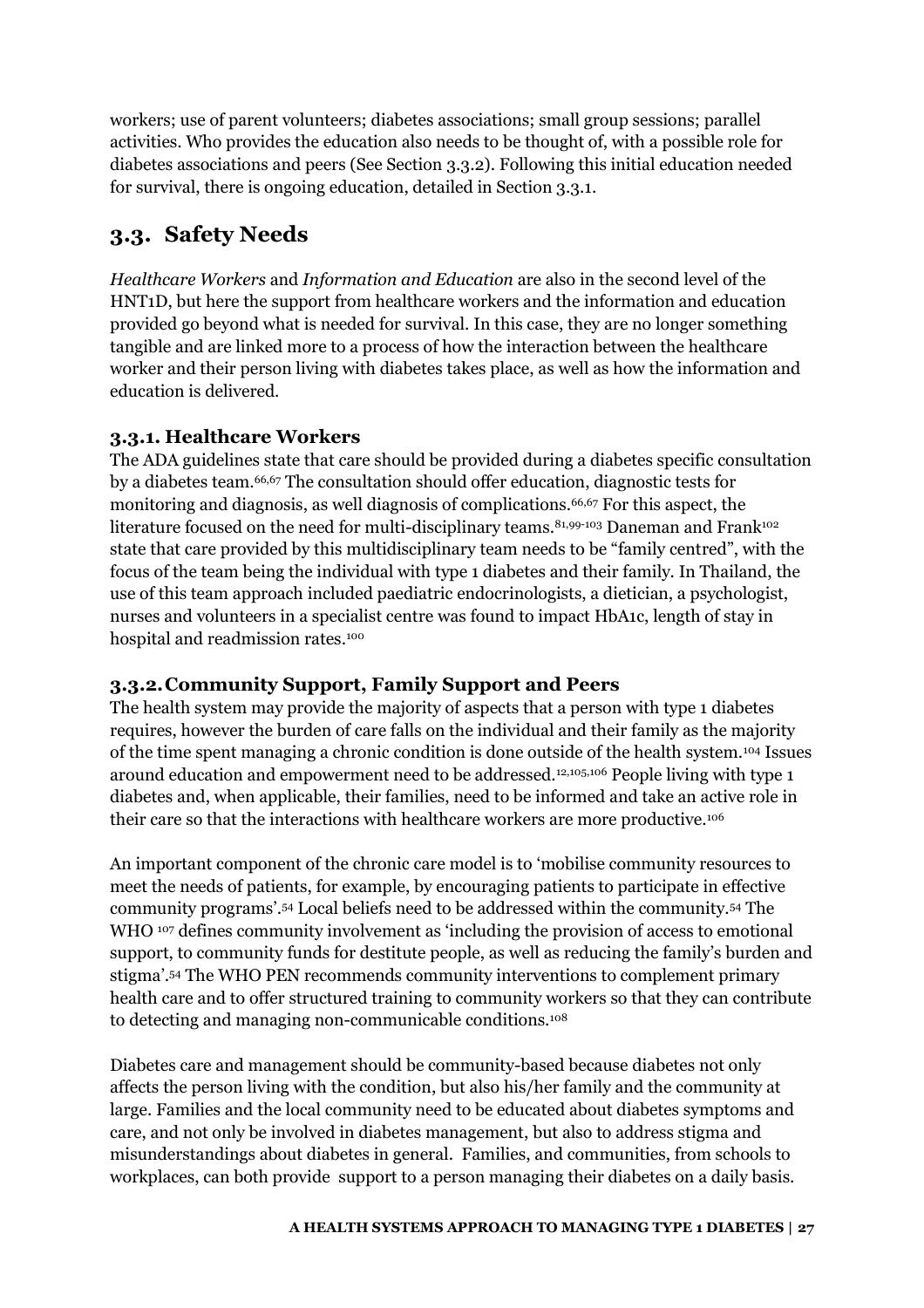workers; use of parent volunteers; diabetes associations; small group sessions; parallel activities. Who provides the education also needs to be thought of, with a possible role for diabetes associations and peers (See Section 3.3.2). Following this initial education needed for survival, there is ongoing education, detailed in Section 3.3.1.

## 3.3. Safety Needs

*Healthcare Workers* and *Information and Education* are also in the second level of the HNT1D, but here the support from healthcare workers and the information and education provided go beyond what is needed for survival. In this case, they are no longer something tangible and are linked more to a process of how the interaction between the healthcare worker and their person living with diabetes takes place, as well as how the information and education is delivered.

### 3.3.1. Healthcare Workers

The ADA guidelines state that care should be provided during a diabetes specific consultation by a diabetes team.[66,67] The consultation should offer education, diagnostic tests for monitoring and diagnosis, as well diagnosis of complications.[66,67] For this aspect, the literature focused on the need for multi-disciplinary teams.[81,99-103] Daneman and Frank[102] state that care provided by this multidisciplinary team needs to be "family centred", with the focus of the team being the individual with type 1 diabetes and their family. In Thailand, the use of this team approach included paediatric endocrinologists, a dietician, a psychologist, nurses and volunteers in a specialist centre was found to impact HbA1c, length of stay in hospital and readmission rates.[100]

### 3.3.2. Community Support, Family Support and Peers

The health system may provide the majority of aspects that a person with type 1 diabetes requires, however the burden of care falls on the individual and their family as the majority of the time spent managing a chronic condition is done outside of the health system.[104] Issues around education and empowerment need to be addressed.[12,105,106] People living with type 1 diabetes and, when applicable, their families, need to be informed and take an active role in their care so that the interactions with healthcare workers are more productive.[106]

An important component of the chronic care model is to 'mobilise community resources to meet the needs of patients, for example, by encouraging patients to participate in effective community programs'.[54] Local beliefs need to be addressed within the community.[54] The WHO [107] defines community involvement as 'including the provision of access to emotional support, to community funds for destitute people, as well as reducing the family's burden and stigma'.[54] The WHO PEN recommends community interventions to complement primary health care and to offer structured training to community workers so that they can contribute to detecting and managing non-communicable conditions.[108]

Diabetes care and management should be community-based because diabetes not only affects the person living with the condition, but also his/her family and the community at large. Families and the local community need to be educated about diabetes symptoms and care, and not only be involved in diabetes management, but also to address stigma and misunderstandings about diabetes in general. Families, and communities, from schools to workplaces, can both provide support to a person managing their diabetes on a daily basis.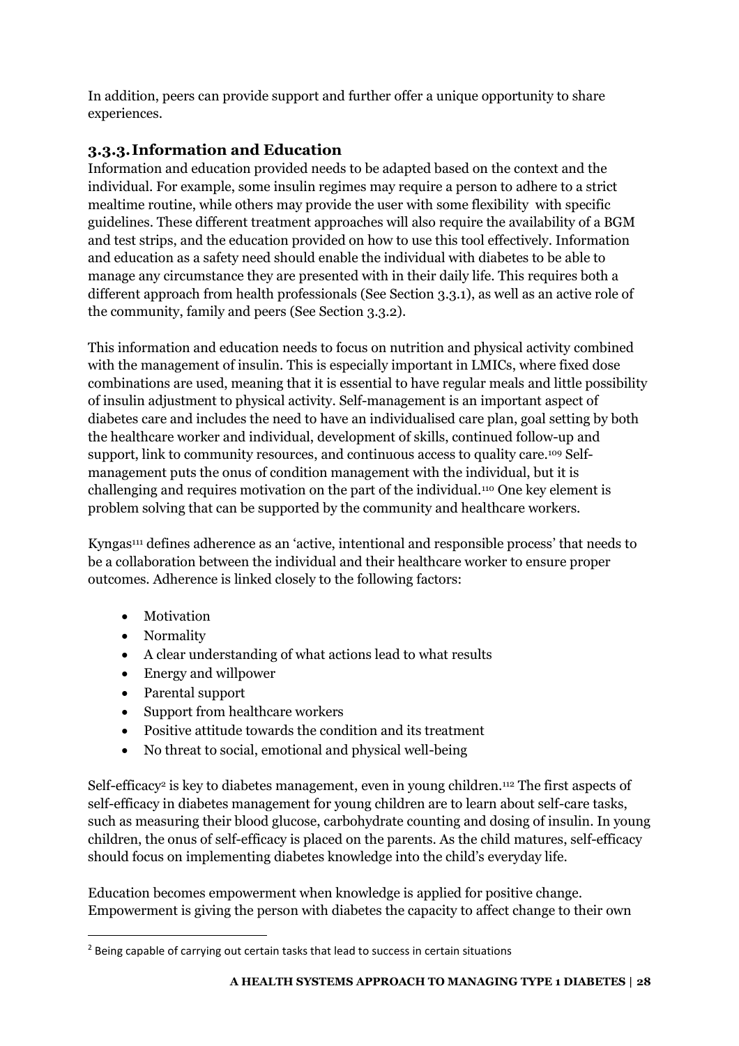In addition, peers can provide support and further offer a unique opportunity to share experiences.

### 3.3.3. Information and Education

Information and education provided needs to be adapted based on the context and the individual. For example, some insulin regimes may require a person to adhere to a strict mealtime routine, while others may provide the user with some flexibility with specific guidelines. These different treatment approaches will also require the availability of a BGM and test strips, and the education provided on how to use this tool effectively. Information and education as a safety need should enable the individual with diabetes to be able to manage any circumstance they are presented with in their daily life. This requires both a different approach from health professionals (See Section 3.3.1), as well as an active role of the community, family and peers (See Section 3.3.2).

This information and education needs to focus on nutrition and physical activity combined with the management of insulin. This is especially important in LMICs, where fixed dose combinations are used, meaning that it is essential to have regular meals and little possibility of insulin adjustment to physical activity. Self-management is an important aspect of diabetes care and includes the need to have an individualised care plan, goal setting by both the healthcare worker and individual, development of skills, continued follow-up and support, link to community resources, and continuous access to quality care.[109] Self-management puts the onus of condition management with the individual, but it is challenging and requires motivation on the part of the individual.[110] One key element is problem solving that can be supported by the community and healthcare workers.

Kyngas[111] defines adherence as an 'active, intentional and responsible process' that needs to be a collaboration between the individual and their healthcare worker to ensure proper outcomes. Adherence is linked closely to the following factors:

- Motivation
- Normality
- A clear understanding of what actions lead to what results
- Energy and willpower
- Parental support
- Support from healthcare workers
- Positive attitude towards the condition and its treatment
- No threat to social, emotional and physical well-being

Self-efficacy[2] is key to diabetes management, even in young children.[112] The first aspects of self-efficacy in diabetes management for young children are to learn about self-care tasks, such as measuring their blood glucose, carbohydrate counting and dosing of insulin. In young children, the onus of self-efficacy is placed on the parents. As the child matures, self-efficacy should focus on implementing diabetes knowledge into the child's everyday life.

Education becomes empowerment when knowledge is applied for positive change. Empowerment is giving the person with diabetes the capacity to affect change to their own

[2] Being capable of carrying out certain tasks that lead to success in certain situations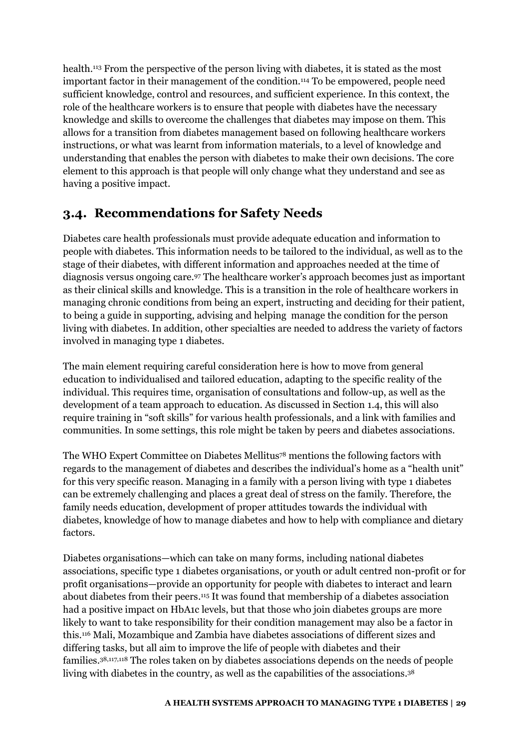health.[113] From the perspective of the person living with diabetes, it is stated as the most important factor in their management of the condition.[114] To be empowered, people need sufficient knowledge, control and resources, and sufficient experience. In this context, the role of the healthcare workers is to ensure that people with diabetes have the necessary knowledge and skills to overcome the challenges that diabetes may impose on them. This allows for a transition from diabetes management based on following healthcare workers instructions, or what was learnt from information materials, to a level of knowledge and understanding that enables the person with diabetes to make their own decisions. The core element to this approach is that people will only change what they understand and see as having a positive impact.

## 3.4. Recommendations for Safety Needs

Diabetes care health professionals must provide adequate education and information to people with diabetes. This information needs to be tailored to the individual, as well as to the stage of their diabetes, with different information and approaches needed at the time of diagnosis versus ongoing care.[97] The healthcare worker's approach becomes just as important as their clinical skills and knowledge. This is a transition in the role of healthcare workers in managing chronic conditions from being an expert, instructing and deciding for their patient, to being a guide in supporting, advising and helping manage the condition for the person living with diabetes. In addition, other specialties are needed to address the variety of factors involved in managing type 1 diabetes.

The main element requiring careful consideration here is how to move from general education to individualised and tailored education, adapting to the specific reality of the individual. This requires time, organisation of consultations and follow-up, as well as the development of a team approach to education. As discussed in Section 1.4, this will also require training in "soft skills" for various health professionals, and a link with families and communities. In some settings, this role might be taken by peers and diabetes associations.

The WHO Expert Committee on Diabetes Mellitus[78] mentions the following factors with regards to the management of diabetes and describes the individual's home as a "health unit" for this very specific reason. Managing in a family with a person living with type 1 diabetes can be extremely challenging and places a great deal of stress on the family. Therefore, the family needs education, development of proper attitudes towards the individual with diabetes, knowledge of how to manage diabetes and how to help with compliance and dietary factors.

Diabetes organisations—which can take on many forms, including national diabetes associations, specific type 1 diabetes organisations, or youth or adult centred non-profit or for profit organisations—provide an opportunity for people with diabetes to interact and learn about diabetes from their peers.[115] It was found that membership of a diabetes association had a positive impact on HbA1c levels, but that those who join diabetes groups are more likely to want to take responsibility for their condition management may also be a factor in this.[116] Mali, Mozambique and Zambia have diabetes associations of different sizes and differing tasks, but all aim to improve the life of people with diabetes and their families.[38,117,118] The roles taken on by diabetes associations depends on the needs of people living with diabetes in the country, as well as the capabilities of the associations.[38]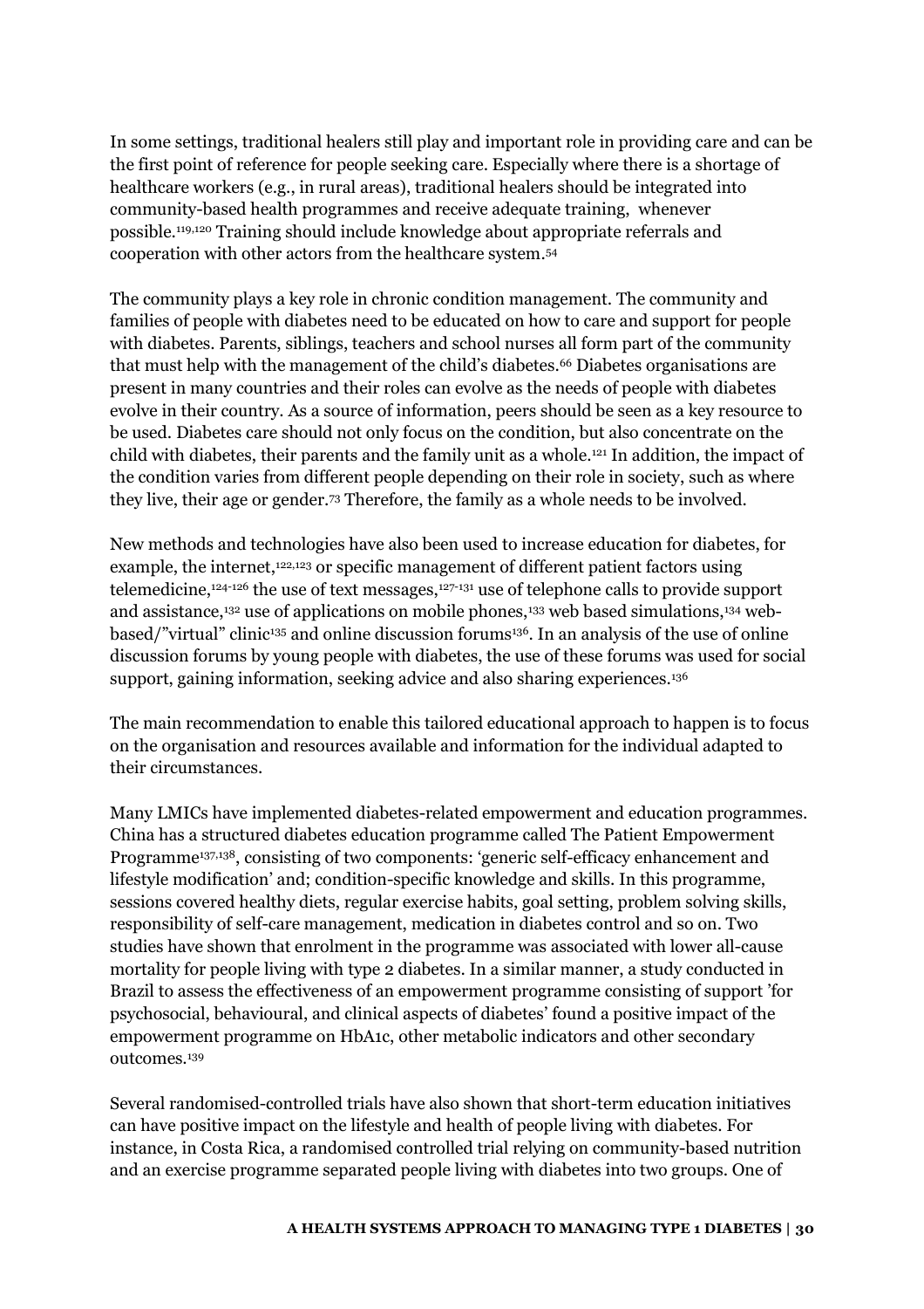In some settings, traditional healers still play and important role in providing care and can be the first point of reference for people seeking care. Especially where there is a shortage of healthcare workers (e.g., in rural areas), traditional healers should be integrated into community-based health programmes and receive adequate training, whenever possible.[119,120] Training should include knowledge about appropriate referrals and cooperation with other actors from the healthcare system.[54]

The community plays a key role in chronic condition management. The community and families of people with diabetes need to be educated on how to care and support for people with diabetes. Parents, siblings, teachers and school nurses all form part of the community that must help with the management of the child's diabetes.[66] Diabetes organisations are present in many countries and their roles can evolve as the needs of people with diabetes evolve in their country. As a source of information, peers should be seen as a key resource to be used. Diabetes care should not only focus on the condition, but also concentrate on the child with diabetes, their parents and the family unit as a whole.[121] In addition, the impact of the condition varies from different people depending on their role in society, such as where they live, their age or gender.[73] Therefore, the family as a whole needs to be involved.

New methods and technologies have also been used to increase education for diabetes, for example, the internet,[122,123] or specific management of different patient factors using telemedicine,[124-126] the use of text messages,[127-131] use of telephone calls to provide support and assistance,[132] use of applications on mobile phones,[133] web based simulations,[134] web-based/"virtual" clinic[135] and online discussion forums[136]. In an analysis of the use of online discussion forums by young people with diabetes, the use of these forums was used for social support, gaining information, seeking advice and also sharing experiences.[136]

The main recommendation to enable this tailored educational approach to happen is to focus on the organisation and resources available and information for the individual adapted to their circumstances.

Many LMICs have implemented diabetes-related empowerment and education programmes. China has a structured diabetes education programme called The Patient Empowerment Programme[137,138], consisting of two components: 'generic self-efficacy enhancement and lifestyle modification' and; condition-specific knowledge and skills. In this programme, sessions covered healthy diets, regular exercise habits, goal setting, problem solving skills, responsibility of self-care management, medication in diabetes control and so on. Two studies have shown that enrolment in the programme was associated with lower all-cause mortality for people living with type 2 diabetes. In a similar manner, a study conducted in Brazil to assess the effectiveness of an empowerment programme consisting of support 'for psychosocial, behavioural, and clinical aspects of diabetes' found a positive impact of the empowerment programme on HbA1c, other metabolic indicators and other secondary outcomes.[139]

Several randomised-controlled trials have also shown that short-term education initiatives can have positive impact on the lifestyle and health of people living with diabetes. For instance, in Costa Rica, a randomised controlled trial relying on community-based nutrition and an exercise programme separated people living with diabetes into two groups. One of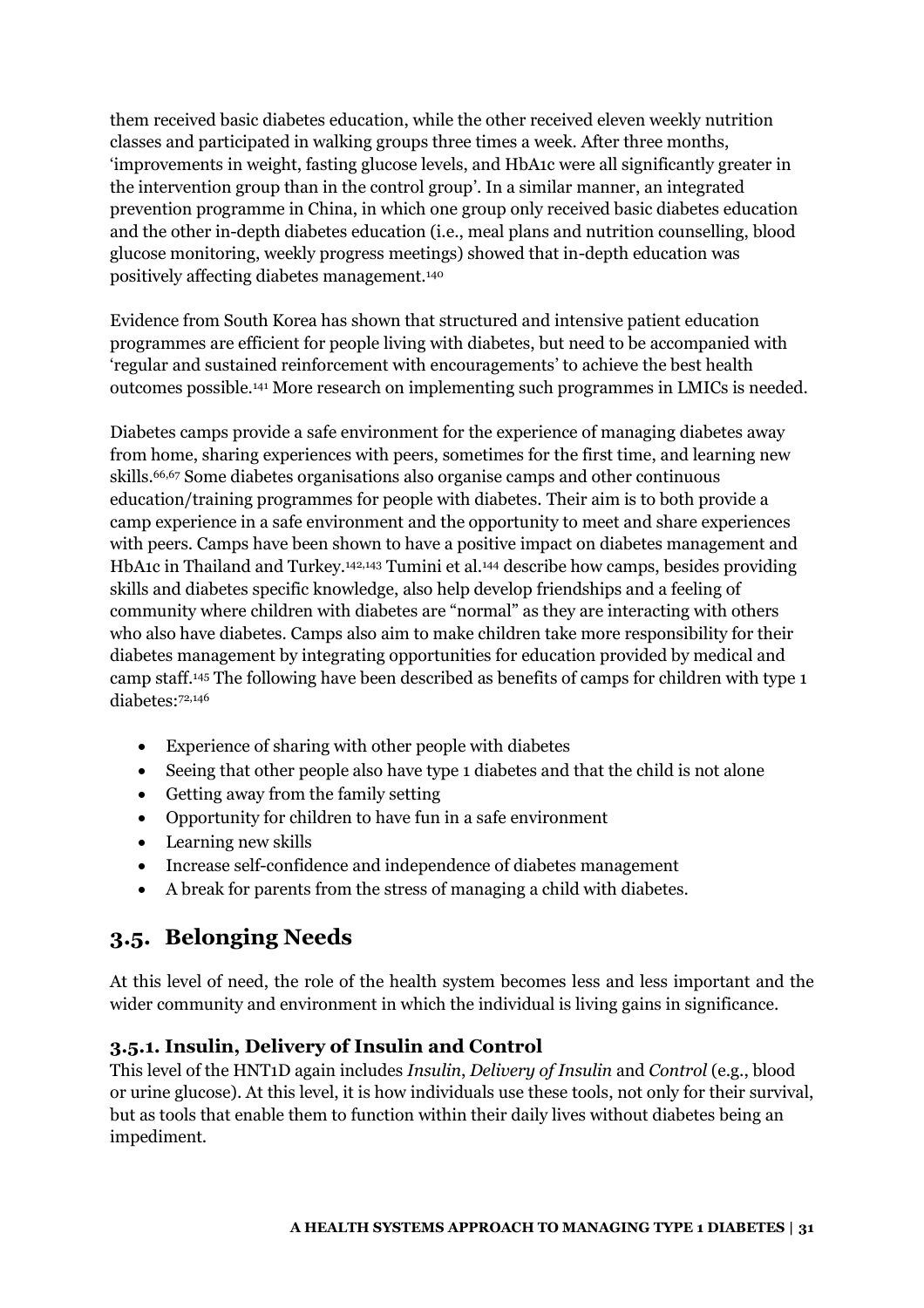them received basic diabetes education, while the other received eleven weekly nutrition classes and participated in walking groups three times a week. After three months, 'improvements in weight, fasting glucose levels, and HbA1c were all significantly greater in the intervention group than in the control group'. In a similar manner, an integrated prevention programme in China, in which one group only received basic diabetes education and the other in-depth diabetes education (i.e., meal plans and nutrition counselling, blood glucose monitoring, weekly progress meetings) showed that in-depth education was positively affecting diabetes management.[140]

Evidence from South Korea has shown that structured and intensive patient education programmes are efficient for people living with diabetes, but need to be accompanied with 'regular and sustained reinforcement with encouragements' to achieve the best health outcomes possible.[141] More research on implementing such programmes in LMICs is needed.

Diabetes camps provide a safe environment for the experience of managing diabetes away from home, sharing experiences with peers, sometimes for the first time, and learning new skills.[66,67] Some diabetes organisations also organise camps and other continuous education/training programmes for people with diabetes. Their aim is to both provide a camp experience in a safe environment and the opportunity to meet and share experiences with peers. Camps have been shown to have a positive impact on diabetes management and HbA1c in Thailand and Turkey.[142,143] Tumini et al.[144] describe how camps, besides providing skills and diabetes specific knowledge, also help develop friendships and a feeling of community where children with diabetes are "normal" as they are interacting with others who also have diabetes. Camps also aim to make children take more responsibility for their diabetes management by integrating opportunities for education provided by medical and camp staff.[145] The following have been described as benefits of camps for children with type 1 diabetes:[72,146]

- Experience of sharing with other people with diabetes
- Seeing that other people also have type 1 diabetes and that the child is not alone
- Getting away from the family setting
- Opportunity for children to have fun in a safe environment
- Learning new skills
- Increase self-confidence and independence of diabetes management
- A break for parents from the stress of managing a child with diabetes.

## 3.5. Belonging Needs

At this level of need, the role of the health system becomes less and less important and the wider community and environment in which the individual is living gains in significance.

### 3.5.1. Insulin, Delivery of Insulin and Control

This level of the HNT1D again includes *Insulin*, *Delivery of Insulin* and *Control* (e.g., blood or urine glucose). At this level, it is how individuals use these tools, not only for their survival, but as tools that enable them to function within their daily lives without diabetes being an impediment.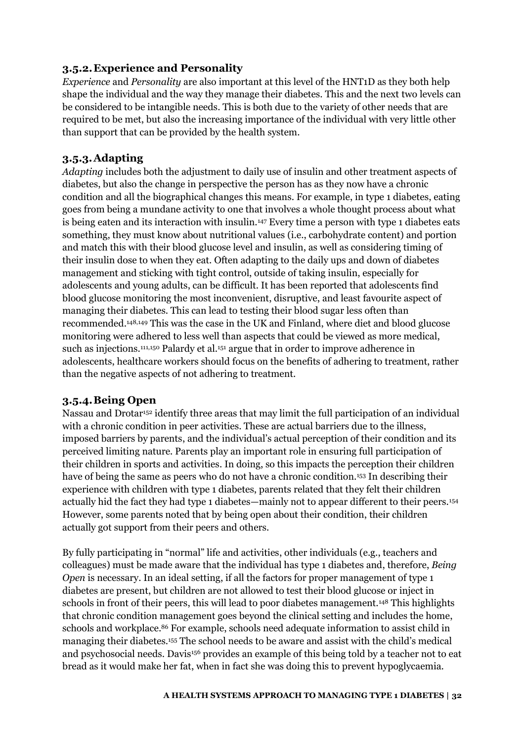### 3.5.2. Experience and Personality

*Experience* and *Personality* are also important at this level of the HNT1D as they both help shape the individual and the way they manage their diabetes. This and the next two levels can be considered to be intangible needs. This is both due to the variety of other needs that are required to be met, but also the increasing importance of the individual with very little other than support that can be provided by the health system.

### 3.5.3. Adapting

*Adapting* includes both the adjustment to daily use of insulin and other treatment aspects of diabetes, but also the change in perspective the person has as they now have a chronic condition and all the biographical changes this means. For example, in type 1 diabetes, eating goes from being a mundane activity to one that involves a whole thought process about what is being eaten and its interaction with insulin.[147] Every time a person with type 1 diabetes eats something, they must know about nutritional values (i.e., carbohydrate content) and portion and match this with their blood glucose level and insulin, as well as considering timing of their insulin dose to when they eat. Often adapting to the daily ups and down of diabetes management and sticking with tight control, outside of taking insulin, especially for adolescents and young adults, can be difficult. It has been reported that adolescents find blood glucose monitoring the most inconvenient, disruptive, and least favourite aspect of managing their diabetes. This can lead to testing their blood sugar less often than recommended.[148,149] This was the case in the UK and Finland, where diet and blood glucose monitoring were adhered to less well than aspects that could be viewed as more medical, such as injections.[111,150] Palardy et al.[151] argue that in order to improve adherence in adolescents, healthcare workers should focus on the benefits of adhering to treatment, rather than the negative aspects of not adhering to treatment.

### 3.5.4. Being Open

Nassau and Drotar[152] identify three areas that may limit the full participation of an individual with a chronic condition in peer activities. These are actual barriers due to the illness, imposed barriers by parents, and the individual's actual perception of their condition and its perceived limiting nature. Parents play an important role in ensuring full participation of their children in sports and activities. In doing, so this impacts the perception their children have of being the same as peers who do not have a chronic condition.[153] In describing their experience with children with type 1 diabetes, parents related that they felt their children actually hid the fact they had type 1 diabetes—mainly not to appear different to their peers.[154] However, some parents noted that by being open about their condition, their children actually got support from their peers and others.

By fully participating in "normal" life and activities, other individuals (e.g., teachers and colleagues) must be made aware that the individual has type 1 diabetes and, therefore, *Being Open* is necessary. In an ideal setting, if all the factors for proper management of type 1 diabetes are present, but children are not allowed to test their blood glucose or inject in schools in front of their peers, this will lead to poor diabetes management.[148] This highlights that chronic condition management goes beyond the clinical setting and includes the home, schools and workplace.[86] For example, schools need adequate information to assist child in managing their diabetes.[155] The school needs to be aware and assist with the child's medical and psychosocial needs. Davis[156] provides an example of this being told by a teacher not to eat bread as it would make her fat, when in fact she was doing this to prevent hypoglycaemia.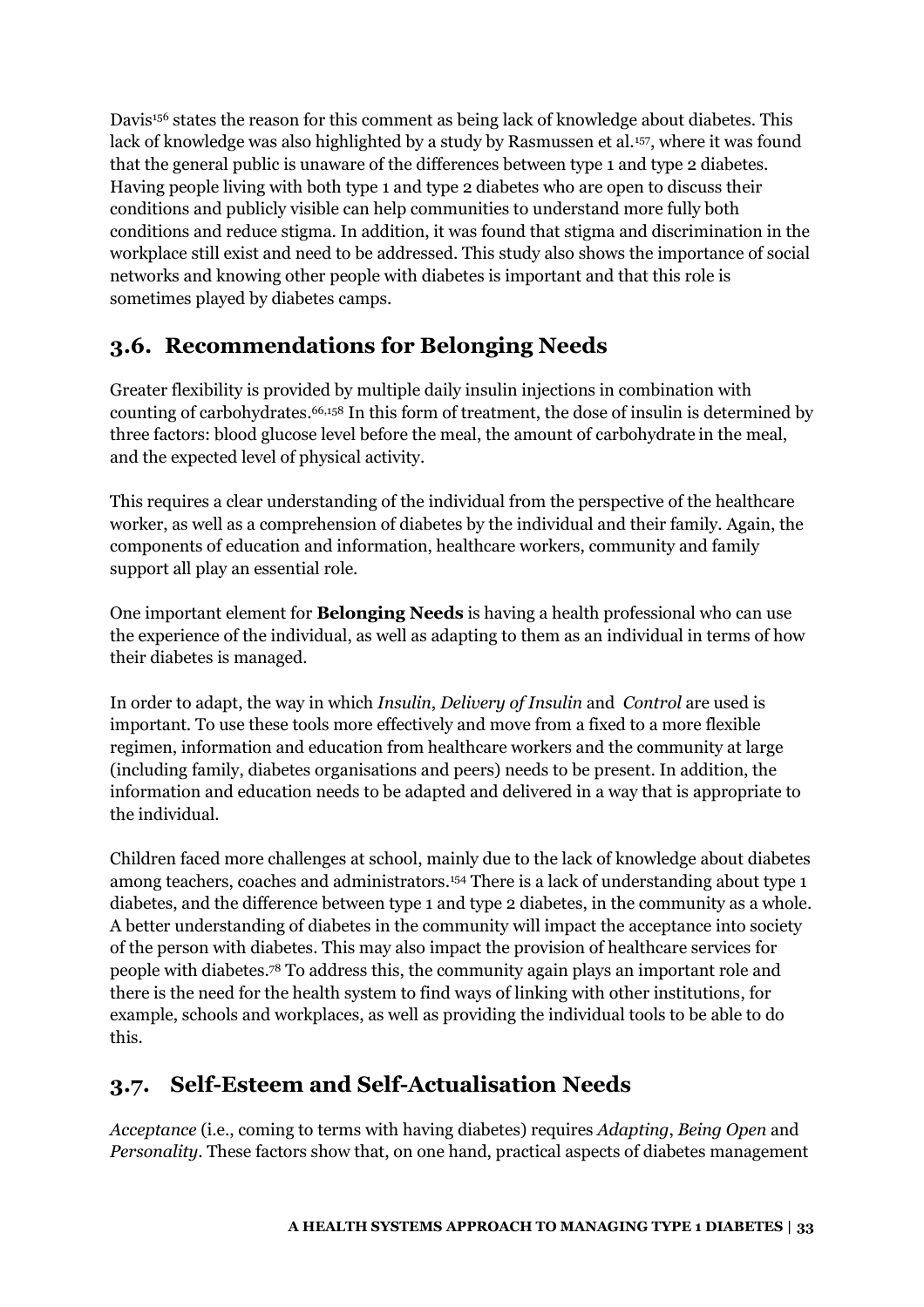Davis[156] states the reason for this comment as being lack of knowledge about diabetes. This lack of knowledge was also highlighted by a study by Rasmussen et al.[157], where it was found that the general public is unaware of the differences between type 1 and type 2 diabetes. Having people living with both type 1 and type 2 diabetes who are open to discuss their conditions and publicly visible can help communities to understand more fully both conditions and reduce stigma. In addition, it was found that stigma and discrimination in the workplace still exist and need to be addressed. This study also shows the importance of social networks and knowing other people with diabetes is important and that this role is sometimes played by diabetes camps.

## 3.6. Recommendations for Belonging Needs

Greater flexibility is provided by multiple daily insulin injections in combination with counting of carbohydrates.[66,158] In this form of treatment, the dose of insulin is determined by three factors: blood glucose level before the meal, the amount of carbohydrate in the meal, and the expected level of physical activity.

This requires a clear understanding of the individual from the perspective of the healthcare worker, as well as a comprehension of diabetes by the individual and their family. Again, the components of education and information, healthcare workers, community and family support all play an essential role.

One important element for **Belonging Needs** is having a health professional who can use the experience of the individual, as well as adapting to them as an individual in terms of how their diabetes is managed.

In order to adapt, the way in which *Insulin*, *Delivery of Insulin* and *Control* are used is important. To use these tools more effectively and move from a fixed to a more flexible regimen, information and education from healthcare workers and the community at large (including family, diabetes organisations and peers) needs to be present. In addition, the information and education needs to be adapted and delivered in a way that is appropriate to the individual.

Children faced more challenges at school, mainly due to the lack of knowledge about diabetes among teachers, coaches and administrators.[154] There is a lack of understanding about type 1 diabetes, and the difference between type 1 and type 2 diabetes, in the community as a whole. A better understanding of diabetes in the community will impact the acceptance into society of the person with diabetes. This may also impact the provision of healthcare services for people with diabetes.[78] To address this, the community again plays an important role and there is the need for the health system to find ways of linking with other institutions, for example, schools and workplaces, as well as providing the individual tools to be able to do this.

## 3.7. Self-Esteem and Self-Actualisation Needs

*Acceptance* (i.e., coming to terms with having diabetes) requires *Adapting*, *Being Open* and *Personality*. These factors show that, on one hand, practical aspects of diabetes management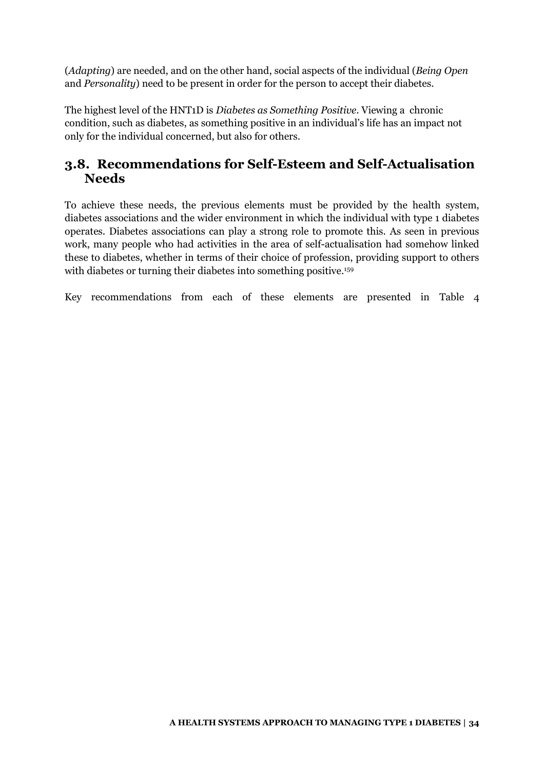(*Adapting*) are needed, and on the other hand, social aspects of the individual (*Being Open* and *Personality*) need to be present in order for the person to accept their diabetes.

The highest level of the HNT1D is *Diabetes as Something Positive*. Viewing a chronic condition, such as diabetes, as something positive in an individual's life has an impact not only for the individual concerned, but also for others.

## 3.8. Recommendations for Self-Esteem and Self-Actualisation Needs

To achieve these needs, the previous elements must be provided by the health system, diabetes associations and the wider environment in which the individual with type 1 diabetes operates. Diabetes associations can play a strong role to promote this. As seen in previous work, many people who had activities in the area of self-actualisation had somehow linked these to diabetes, whether in terms of their choice of profession, providing support to others with diabetes or turning their diabetes into something positive.[159]

Key recommendations from each of these elements are presented in Table 4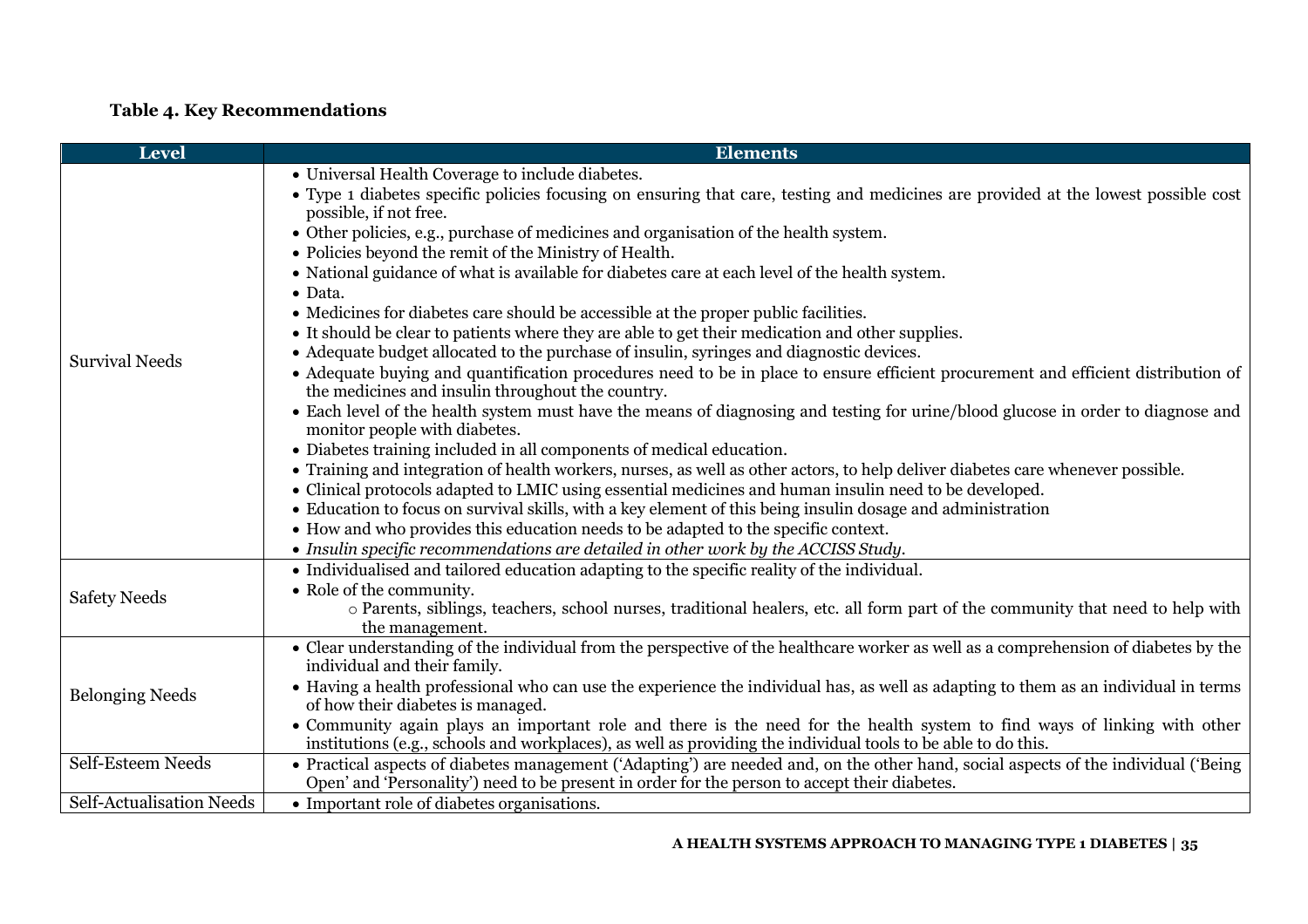**Table 4. Key Recommendations**

| Level | Elements |
|---|---|
| Survival Needs | • Universal Health Coverage to include diabetes.<br>• Type 1 diabetes specific policies focusing on ensuring that care, testing and medicines are provided at the lowest possible cost possible, if not free.<br>• Other policies, e.g., purchase of medicines and organisation of the health system.<br>• Policies beyond the remit of the Ministry of Health.<br>• National guidance of what is available for diabetes care at each level of the health system.<br>• Data.<br>• Medicines for diabetes care should be accessible at the proper public facilities.<br>• It should be clear to patients where they are able to get their medication and other supplies.<br>• Adequate budget allocated to the purchase of insulin, syringes and diagnostic devices.<br>• Adequate buying and quantification procedures need to be in place to ensure efficient procurement and efficient distribution of the medicines and insulin throughout the country.<br>• Each level of the health system must have the means of diagnosing and testing for urine/blood glucose in order to diagnose and monitor people with diabetes.<br>• Diabetes training included in all components of medical education.<br>• Training and integration of health workers, nurses, as well as other actors, to help deliver diabetes care whenever possible.<br>• Clinical protocols adapted to LMIC using essential medicines and human insulin need to be developed.<br>• Education to focus on survival skills, with a key element of this being insulin dosage and administration<br>• How and who provides this education needs to be adapted to the specific context.<br>• *Insulin specific recommendations are detailed in other work by the ACCISS Study.* |
| Safety Needs | • Individualised and tailored education adapting to the specific reality of the individual.<br>• Role of the community.<br>&nbsp;&nbsp;&nbsp;&nbsp;○ Parents, siblings, teachers, school nurses, traditional healers, etc. all form part of the community that need to help with the management. |
| Belonging Needs | • Clear understanding of the individual from the perspective of the healthcare worker as well as a comprehension of diabetes by the individual and their family.<br>• Having a health professional who can use the experience the individual has, as well as adapting to them as an individual in terms of how their diabetes is managed.<br>• Community again plays an important role and there is the need for the health system to find ways of linking with other institutions (e.g., schools and workplaces), as well as providing the individual tools to be able to do this. |
| Self-Esteem Needs | • Practical aspects of diabetes management ('Adapting') are needed and, on the other hand, social aspects of the individual ('Being Open' and 'Personality') need to be present in order for the person to accept their diabetes. |
| Self-Actualisation Needs | • Important role of diabetes organisations. |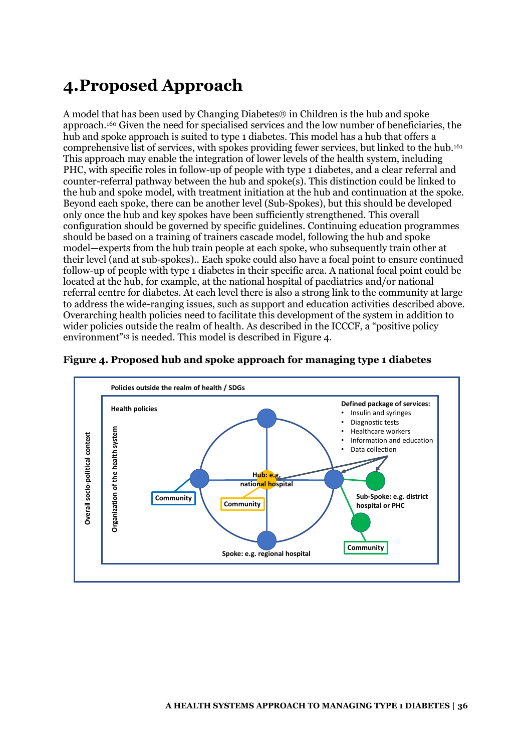# 4. Proposed Approach

A model that has been used by Changing Diabetes® in Children is the hub and spoke approach.[160] Given the need for specialised services and the low number of beneficiaries, the hub and spoke approach is suited to type 1 diabetes. This model has a hub that offers a comprehensive list of services, with spokes providing fewer services, but linked to the hub.[161] This approach may enable the integration of lower levels of the health system, including PHC, with specific roles in follow-up of people with type 1 diabetes, and a clear referral and counter-referral pathway between the hub and spoke(s). This distinction could be linked to the hub and spoke model, with treatment initiation at the hub and continuation at the spoke. Beyond each spoke, there can be another level (Sub-Spokes), but this should be developed only once the hub and key spokes have been sufficiently strengthened. This overall configuration should be governed by specific guidelines. Continuing education programmes should be based on a training of trainers cascade model, following the hub and spoke model—experts from the hub train people at each spoke, who subsequently train other at their level (and at sub-spokes).. Each spoke could also have a focal point to ensure continued follow-up of people with type 1 diabetes in their specific area. A national focal point could be located at the hub, for example, at the national hospital of paediatrics and/or national referral centre for diabetes. At each level there is also a strong link to the community at large to address the wide-ranging issues, such as support and education activities described above. Overarching health policies need to facilitate this development of the system in addition to wider policies outside the realm of health. As described in the ICCCF, a "positive policy environment"[13] is needed. This model is described in Figure 4.

**Figure 4. Proposed hub and spoke approach for managing type 1 diabetes**

Policies outside the realm of health / SDGs

Overall socio-political context

Health policies

Organization of the health system

Defined package of services:
- Insulin and syringes
- Diagnostic tests
- Healthcare workers
- Information and education
- Data collection

Hub: e.g. national hospital

Spoke: e.g. regional hospital

Sub-Spoke: e.g. district hospital or PHC

Community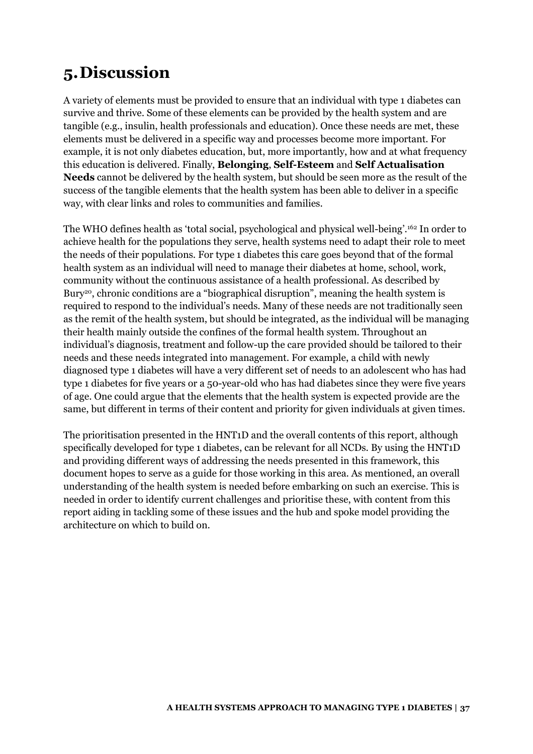# 5. Discussion

A variety of elements must be provided to ensure that an individual with type 1 diabetes can survive and thrive. Some of these elements can be provided by the health system and are tangible (e.g., insulin, health professionals and education). Once these needs are met, these elements must be delivered in a specific way and processes become more important. For example, it is not only diabetes education, but, more importantly, how and at what frequency this education is delivered. Finally, **Belonging**, **Self-Esteem** and **Self Actualisation Needs** cannot be delivered by the health system, but should be seen more as the result of the success of the tangible elements that the health system has been able to deliver in a specific way, with clear links and roles to communities and families.

The WHO defines health as 'total social, psychological and physical well-being'.[162] In order to achieve health for the populations they serve, health systems need to adapt their role to meet the needs of their populations. For type 1 diabetes this care goes beyond that of the formal health system as an individual will need to manage their diabetes at home, school, work, community without the continuous assistance of a health professional. As described by Bury[20], chronic conditions are a "biographical disruption", meaning the health system is required to respond to the individual's needs. Many of these needs are not traditionally seen as the remit of the health system, but should be integrated, as the individual will be managing their health mainly outside the confines of the formal health system. Throughout an individual's diagnosis, treatment and follow-up the care provided should be tailored to their needs and these needs integrated into management. For example, a child with newly diagnosed type 1 diabetes will have a very different set of needs to an adolescent who has had type 1 diabetes for five years or a 50-year-old who has had diabetes since they were five years of age. One could argue that the elements that the health system is expected provide are the same, but different in terms of their content and priority for given individuals at given times.

The prioritisation presented in the HNT1D and the overall contents of this report, although specifically developed for type 1 diabetes, can be relevant for all NCDs. By using the HNT1D and providing different ways of addressing the needs presented in this framework, this document hopes to serve as a guide for those working in this area. As mentioned, an overall understanding of the health system is needed before embarking on such an exercise. This is needed in order to identify current challenges and prioritise these, with content from this report aiding in tackling some of these issues and the hub and spoke model providing the architecture on which to build on.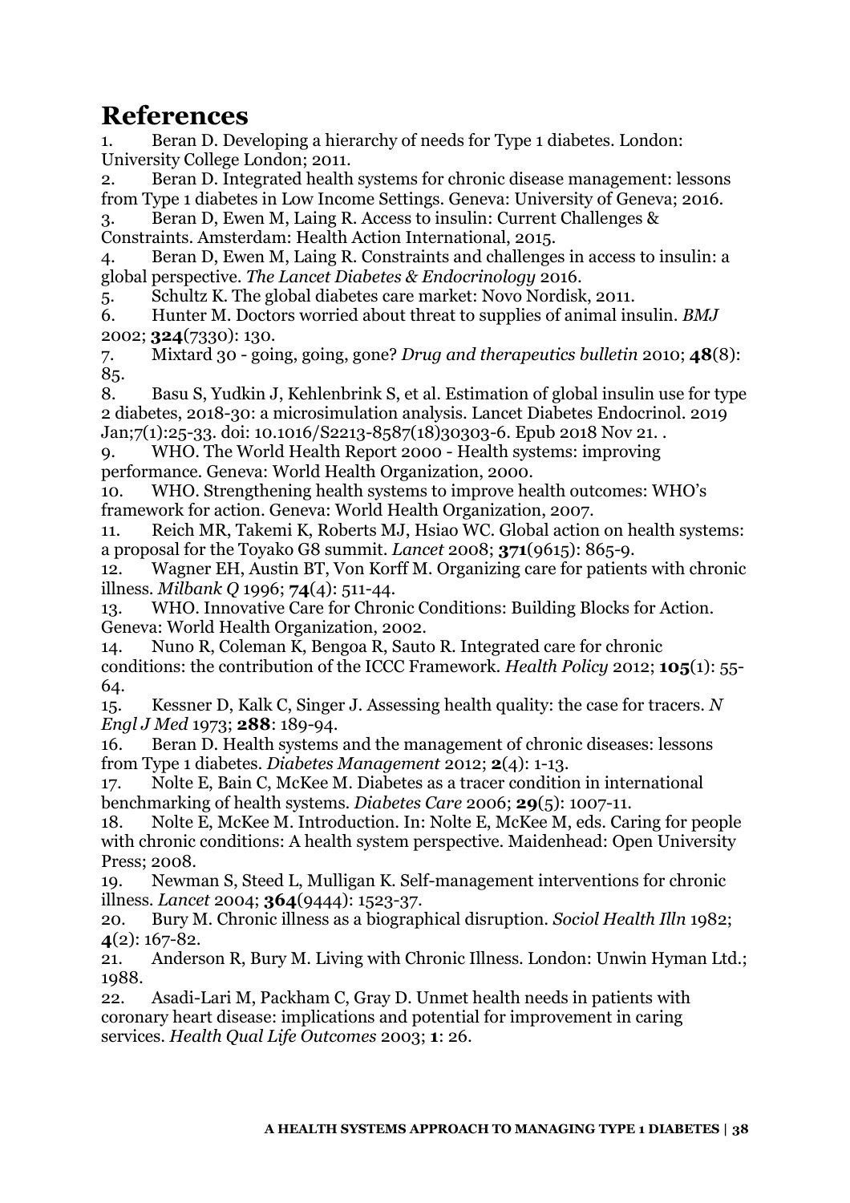# References

1. Beran D. Developing a hierarchy of needs for Type 1 diabetes. London: University College London; 2011.
2. Beran D. Integrated health systems for chronic disease management: lessons from Type 1 diabetes in Low Income Settings. Geneva: University of Geneva; 2016.
3. Beran D, Ewen M, Laing R. Access to insulin: Current Challenges & Constraints. Amsterdam: Health Action International, 2015.
4. Beran D, Ewen M, Laing R. Constraints and challenges in access to insulin: a global perspective. *The Lancet Diabetes & Endocrinology* 2016.
5. Schultz K. The global diabetes care market: Novo Nordisk, 2011.
6. Hunter M. Doctors worried about threat to supplies of animal insulin. *BMJ* 2002; **324**(7330): 130.
7. Mixtard 30 - going, going, gone? *Drug and therapeutics bulletin* 2010; **48**(8): 85.
8. Basu S, Yudkin J, Kehlenbrink S, et al. Estimation of global insulin use for type 2 diabetes, 2018-30: a microsimulation analysis. Lancet Diabetes Endocrinol. 2019 Jan;7(1):25-33. doi: 10.1016/S2213-8587(18)30303-6. Epub 2018 Nov 21. .
9. WHO. The World Health Report 2000 - Health systems: improving performance. Geneva: World Health Organization, 2000.
10. WHO. Strengthening health systems to improve health outcomes: WHO's framework for action. Geneva: World Health Organization, 2007.
11. Reich MR, Takemi K, Roberts MJ, Hsiao WC. Global action on health systems: a proposal for the Toyako G8 summit. *Lancet* 2008; **371**(9615): 865-9.
12. Wagner EH, Austin BT, Von Korff M. Organizing care for patients with chronic illness. *Milbank Q* 1996; **74**(4): 511-44.
13. WHO. Innovative Care for Chronic Conditions: Building Blocks for Action. Geneva: World Health Organization, 2002.
14. Nuno R, Coleman K, Bengoa R, Sauto R. Integrated care for chronic conditions: the contribution of the ICCC Framework. *Health Policy* 2012; **105**(1): 55-64.
15. Kessner D, Kalk C, Singer J. Assessing health quality: the case for tracers. *N Engl J Med* 1973; **288**: 189-94.
16. Beran D. Health systems and the management of chronic diseases: lessons from Type 1 diabetes. *Diabetes Management* 2012; **2**(4): 1-13.
17. Nolte E, Bain C, McKee M. Diabetes as a tracer condition in international benchmarking of health systems. *Diabetes Care* 2006; **29**(5): 1007-11.
18. Nolte E, McKee M. Introduction. In: Nolte E, McKee M, eds. Caring for people with chronic conditions: A health system perspective. Maidenhead: Open University Press; 2008.
19. Newman S, Steed L, Mulligan K. Self-management interventions for chronic illness. *Lancet* 2004; **364**(9444): 1523-37.
20. Bury M. Chronic illness as a biographical disruption. *Sociol Health Illn* 1982; **4**(2): 167-82.
21. Anderson R, Bury M. Living with Chronic Illness. London: Unwin Hyman Ltd.; 1988.
22. Asadi-Lari M, Packham C, Gray D. Unmet health needs in patients with coronary heart disease: implications and potential for improvement in caring services. *Health Qual Life Outcomes* 2003; **1**: 26.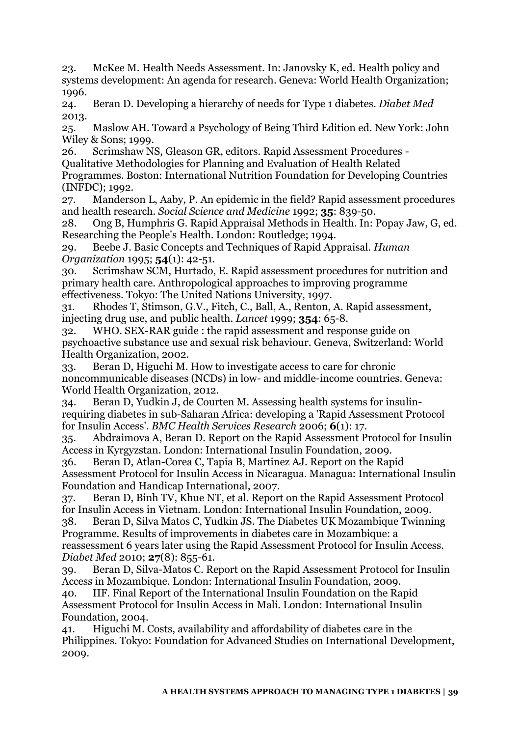23. McKee M. Health Needs Assessment. In: Janovsky K, ed. Health policy and systems development: An agenda for research. Geneva: World Health Organization; 1996.

24. Beran D. Developing a hierarchy of needs for Type 1 diabetes. *Diabet Med* 2013.

25. Maslow AH. Toward a Psychology of Being Third Edition ed. New York: John Wiley & Sons; 1999.

26. Scrimshaw NS, Gleason GR, editors. Rapid Assessment Procedures - Qualitative Methodologies for Planning and Evaluation of Health Related Programmes. Boston: International Nutrition Foundation for Developing Countries (INFDC); 1992.

27. Manderson L, Aaby, P. An epidemic in the field? Rapid assessment procedures and health research. *Social Science and Medicine* 1992; **35**: 839-50.

28. Ong B, Humphris G. Rapid Appraisal Methods in Health. In: Popay Jaw, G, ed. Researching the People's Health. London: Routledge; 1994.

29. Beebe J. Basic Concepts and Techniques of Rapid Appraisal. *Human Organization* 1995; **54**(1): 42-51.

30. Scrimshaw SCM, Hurtado, E. Rapid assessment procedures for nutrition and primary health care. Anthropological approaches to improving programme effectiveness. Tokyo: The United Nations University, 1997.

31. Rhodes T, Stimson, G.V., Fitch, C., Ball, A., Renton, A. Rapid assessment, injecting drug use, and public health. *Lancet* 1999; **354**: 65-8.

32. WHO. SEX-RAR guide : the rapid assessment and response guide on psychoactive substance use and sexual risk behaviour. Geneva, Switzerland: World Health Organization, 2002.

33. Beran D, Higuchi M. How to investigate access to care for chronic noncommunicable diseases (NCDs) in low- and middle-income countries. Geneva: World Health Organization, 2012.

34. Beran D, Yudkin J, de Courten M. Assessing health systems for insulin-requiring diabetes in sub-Saharan Africa: developing a 'Rapid Assessment Protocol for Insulin Access'. *BMC Health Services Research* 2006; **6**(1): 17.

35. Abdraimova A, Beran D. Report on the Rapid Assessment Protocol for Insulin Access in Kyrgyzstan. London: International Insulin Foundation, 2009.

36. Beran D, Atlan-Corea C, Tapia B, Martinez AJ. Report on the Rapid Assessment Protocol for Insulin Access in Nicaragua. Managua: International Insulin Foundation and Handicap International, 2007.

37. Beran D, Binh TV, Khue NT, et al. Report on the Rapid Assessment Protocol for Insulin Access in Vietnam. London: International Insulin Foundation, 2009.

38. Beran D, Silva Matos C, Yudkin JS. The Diabetes UK Mozambique Twinning Programme. Results of improvements in diabetes care in Mozambique: a reassessment 6 years later using the Rapid Assessment Protocol for Insulin Access. *Diabet Med* 2010; **27**(8): 855-61.

39. Beran D, Silva-Matos C. Report on the Rapid Assessment Protocol for Insulin Access in Mozambique. London: International Insulin Foundation, 2009.

40. IIF. Final Report of the International Insulin Foundation on the Rapid Assessment Protocol for Insulin Access in Mali. London: International Insulin Foundation, 2004.

41. Higuchi M. Costs, availability and affordability of diabetes care in the Philippines. Tokyo: Foundation for Advanced Studies on International Development, 2009.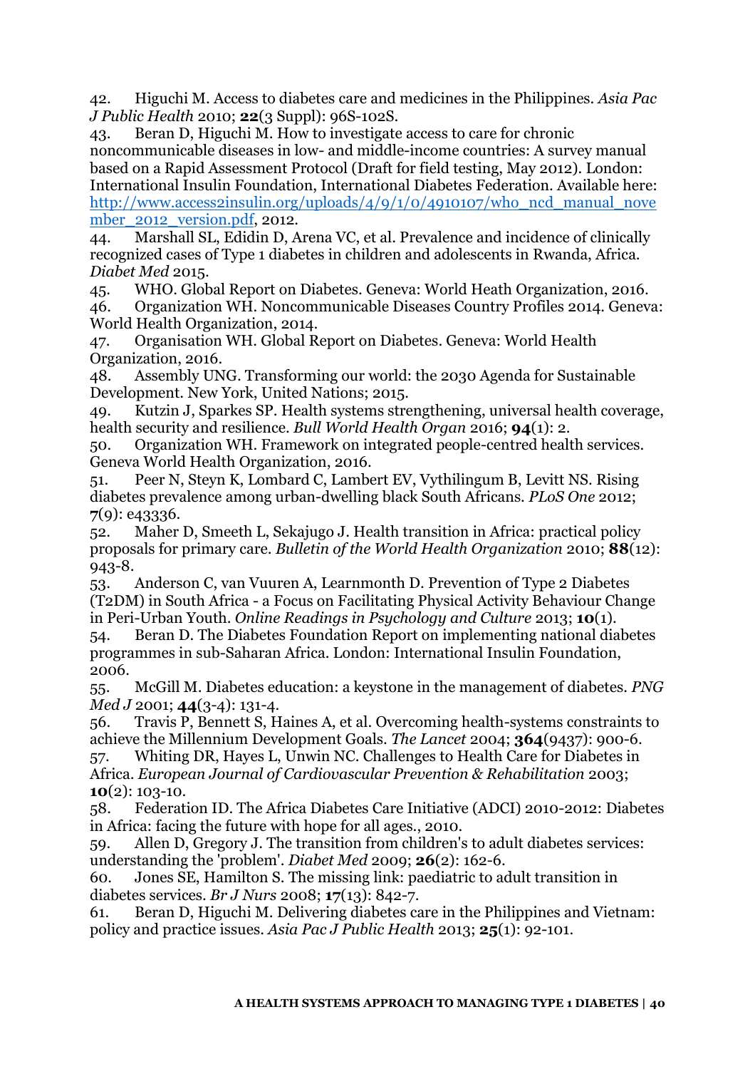42. Higuchi M. Access to diabetes care and medicines in the Philippines. *Asia Pac J Public Health* 2010; **22**(3 Suppl): 96S-102S.

43. Beran D, Higuchi M. How to investigate access to care for chronic noncommunicable diseases in low- and middle-income countries: A survey manual based on a Rapid Assessment Protocol (Draft for field testing, May 2012). London: International Insulin Foundation, International Diabetes Federation. Available here: [http://www.access2insulin.org/uploads/4/9/1/0/4910107/who_ncd_manual_november_2012_version.pdf](http://www.access2insulin.org/uploads/4/9/1/0/4910107/who_ncd_manual_november_2012_version.pdf), 2012.

44. Marshall SL, Edidin D, Arena VC, et al. Prevalence and incidence of clinically recognized cases of Type 1 diabetes in children and adolescents in Rwanda, Africa. *Diabet Med* 2015.

45. WHO. Global Report on Diabetes. Geneva: World Heath Organization, 2016.

46. Organization WH. Noncommunicable Diseases Country Profiles 2014. Geneva: World Health Organization, 2014.

47. Organisation WH. Global Report on Diabetes. Geneva: World Health Organization, 2016.

48. Assembly UNG. Transforming our world: the 2030 Agenda for Sustainable Development. New York, United Nations; 2015.

49. Kutzin J, Sparkes SP. Health systems strengthening, universal health coverage, health security and resilience. *Bull World Health Organ* 2016; **94**(1): 2.

50. Organization WH. Framework on integrated people-centred health services. Geneva World Health Organization, 2016.

51. Peer N, Steyn K, Lombard C, Lambert EV, Vythilingum B, Levitt NS. Rising diabetes prevalence among urban-dwelling black South Africans. *PLoS One* 2012; **7**(9): e43336.

52. Maher D, Smeeth L, Sekajugo J. Health transition in Africa: practical policy proposals for primary care. *Bulletin of the World Health Organization* 2010; **88**(12): 943-8.

53. Anderson C, van Vuuren A, Learnmonth D. Prevention of Type 2 Diabetes (T2DM) in South Africa - a Focus on Facilitating Physical Activity Behaviour Change in Peri-Urban Youth. *Online Readings in Psychology and Culture* 2013; **10**(1).

54. Beran D. The Diabetes Foundation Report on implementing national diabetes programmes in sub-Saharan Africa. London: International Insulin Foundation, 2006.

55. McGill M. Diabetes education: a keystone in the management of diabetes. *PNG Med J* 2001; **44**(3-4): 131-4.

56. Travis P, Bennett S, Haines A, et al. Overcoming health-systems constraints to achieve the Millennium Development Goals. *The Lancet* 2004; **364**(9437): 900-6.

57. Whiting DR, Hayes L, Unwin NC. Challenges to Health Care for Diabetes in Africa. *European Journal of Cardiovascular Prevention & Rehabilitation* 2003; **10**(2): 103-10.

58. Federation ID. The Africa Diabetes Care Initiative (ADCI) 2010-2012: Diabetes in Africa: facing the future with hope for all ages., 2010.

59. Allen D, Gregory J. The transition from children's to adult diabetes services: understanding the 'problem'. *Diabet Med* 2009; **26**(2): 162-6.

60. Jones SE, Hamilton S. The missing link: paediatric to adult transition in diabetes services. *Br J Nurs* 2008; **17**(13): 842-7.

61. Beran D, Higuchi M. Delivering diabetes care in the Philippines and Vietnam: policy and practice issues. *Asia Pac J Public Health* 2013; **25**(1): 92-101.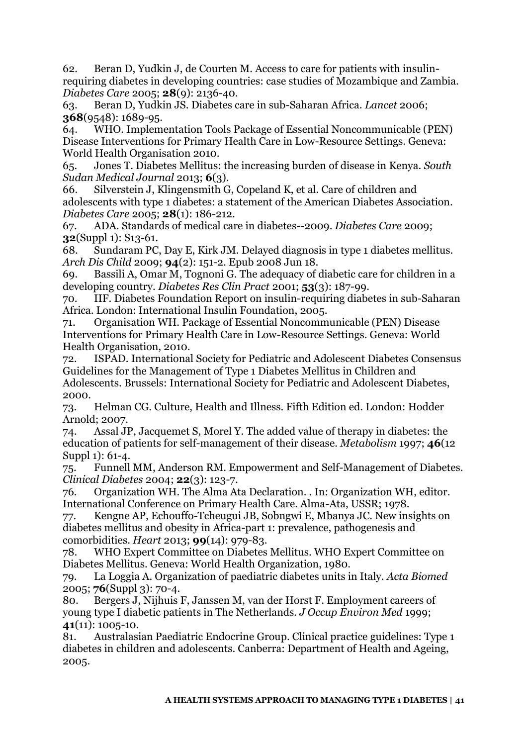62. Beran D, Yudkin J, de Courten M. Access to care for patients with insulin-requiring diabetes in developing countries: case studies of Mozambique and Zambia. *Diabetes Care* 2005; **28**(9): 2136-40.

63. Beran D, Yudkin JS. Diabetes care in sub-Saharan Africa. *Lancet* 2006; **368**(9548): 1689-95.

64. WHO. Implementation Tools Package of Essential Noncommunicable (PEN) Disease Interventions for Primary Health Care in Low-Resource Settings. Geneva: World Health Organisation 2010.

65. Jones T. Diabetes Mellitus: the increasing burden of disease in Kenya. *South Sudan Medical Journal* 2013; **6**(3).

66. Silverstein J, Klingensmith G, Copeland K, et al. Care of children and adolescents with type 1 diabetes: a statement of the American Diabetes Association. *Diabetes Care* 2005; **28**(1): 186-212.

67. ADA. Standards of medical care in diabetes--2009. *Diabetes Care* 2009; **32**(Suppl 1): S13-61.

68. Sundaram PC, Day E, Kirk JM. Delayed diagnosis in type 1 diabetes mellitus. *Arch Dis Child* 2009; **94**(2): 151-2. Epub 2008 Jun 18.

69. Bassili A, Omar M, Tognoni G. The adequacy of diabetic care for children in a developing country. *Diabetes Res Clin Pract* 2001; **53**(3): 187-99.

70. IIF. Diabetes Foundation Report on insulin-requiring diabetes in sub-Saharan Africa. London: International Insulin Foundation, 2005.

71. Organisation WH. Package of Essential Noncommunicable (PEN) Disease Interventions for Primary Health Care in Low-Resource Settings. Geneva: World Health Organisation, 2010.

72. ISPAD. International Society for Pediatric and Adolescent Diabetes Consensus Guidelines for the Management of Type 1 Diabetes Mellitus in Children and Adolescents. Brussels: International Society for Pediatric and Adolescent Diabetes, 2000.

73. Helman CG. Culture, Health and Illness. Fifth Edition ed. London: Hodder Arnold; 2007.

74. Assal JP, Jacquemet S, Morel Y. The added value of therapy in diabetes: the education of patients for self-management of their disease. *Metabolism* 1997; **46**(12 Suppl 1): 61-4.

75. Funnell MM, Anderson RM. Empowerment and Self-Management of Diabetes. *Clinical Diabetes* 2004; **22**(3): 123-7.

76. Organization WH. The Alma Ata Declaration. . In: Organization WH, editor. International Conference on Primary Health Care. Alma-Ata, USSR; 1978.

77. Kengne AP, Echouffo-Tcheugui JB, Sobngwi E, Mbanya JC. New insights on diabetes mellitus and obesity in Africa-part 1: prevalence, pathogenesis and comorbidities. *Heart* 2013; **99**(14): 979-83.

78. WHO Expert Committee on Diabetes Mellitus. WHO Expert Committee on Diabetes Mellitus. Geneva: World Health Organization, 1980.

79. La Loggia A. Organization of paediatric diabetes units in Italy. *Acta Biomed* 2005; **76**(Suppl 3): 70-4.

80. Bergers J, Nijhuis F, Janssen M, van der Horst F. Employment careers of young type I diabetic patients in The Netherlands. *J Occup Environ Med* 1999; **41**(11): 1005-10.

81. Australasian Paediatric Endocrine Group. Clinical practice guidelines: Type 1 diabetes in children and adolescents. Canberra: Department of Health and Ageing, 2005.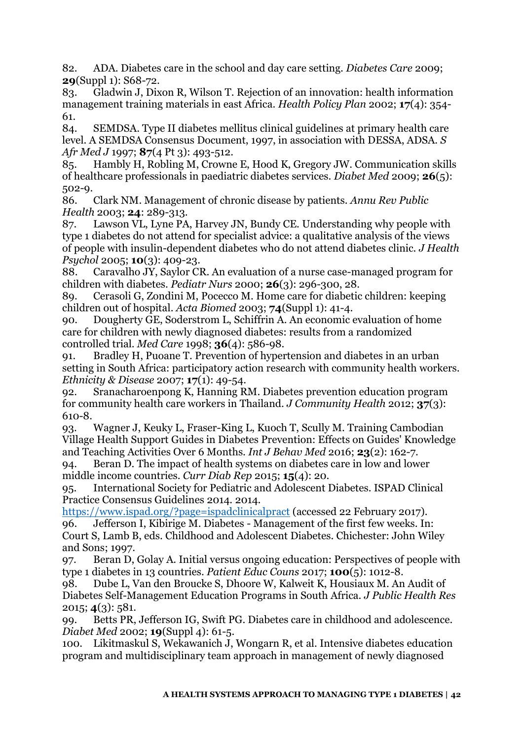82. ADA. Diabetes care in the school and day care setting. *Diabetes Care* 2009; **29**(Suppl 1): S68-72.

83. Gladwin J, Dixon R, Wilson T. Rejection of an innovation: health information management training materials in east Africa. *Health Policy Plan* 2002; **17**(4): 354-61.

84. SEMDSA. Type II diabetes mellitus clinical guidelines at primary health care level. A SEMDSA Consensus Document, 1997, in association with DESSA, ADSA. *S Afr Med J* 1997; **87**(4 Pt 3): 493-512.

85. Hambly H, Robling M, Crowne E, Hood K, Gregory JW. Communication skills of healthcare professionals in paediatric diabetes services. *Diabet Med* 2009; **26**(5): 502-9.

86. Clark NM. Management of chronic disease by patients. *Annu Rev Public Health* 2003; **24**: 289-313.

87. Lawson VL, Lyne PA, Harvey JN, Bundy CE. Understanding why people with type 1 diabetes do not attend for specialist advice: a qualitative analysis of the views of people with insulin-dependent diabetes who do not attend diabetes clinic. *J Health Psychol* 2005; **10**(3): 409-23.

88. Caravalho JY, Saylor CR. An evaluation of a nurse case-managed program for children with diabetes. *Pediatr Nurs* 2000; **26**(3): 296-300, 28.

89. Cerasoli G, Zondini M, Pocecco M. Home care for diabetic children: keeping children out of hospital. *Acta Biomed* 2003; **74**(Suppl 1): 41-4.

90. Dougherty GE, Soderstrom L, Schiffrin A. An economic evaluation of home care for children with newly diagnosed diabetes: results from a randomized controlled trial. *Med Care* 1998; **36**(4): 586-98.

91. Bradley H, Puoane T. Prevention of hypertension and diabetes in an urban setting in South Africa: participatory action research with community health workers. *Ethnicity & Disease* 2007; **17**(1): 49-54.

92. Sranacharoenpong K, Hanning RM. Diabetes prevention education program for community health care workers in Thailand. *J Community Health* 2012; **37**(3): 610-8.

93. Wagner J, Keuky L, Fraser-King L, Kuoch T, Scully M. Training Cambodian Village Health Support Guides in Diabetes Prevention: Effects on Guides' Knowledge and Teaching Activities Over 6 Months. *Int J Behav Med* 2016; **23**(2): 162-7.

94. Beran D. The impact of health systems on diabetes care in low and lower middle income countries. *Curr Diab Rep* 2015; **15**(4): 20.

95. International Society for Pediatric and Adolescent Diabetes. ISPAD Clinical Practice Consensus Guidelines 2014. 2014. https://www.ispad.org/?page=ispadclinicalpract (accessed 22 February 2017).

96. Jefferson I, Kibirige M. Diabetes - Management of the first few weeks. In: Court S, Lamb B, eds. Childhood and Adolescent Diabetes. Chichester: John Wiley and Sons; 1997.

97. Beran D, Golay A. Initial versus ongoing education: Perspectives of people with type 1 diabetes in 13 countries. *Patient Educ Couns* 2017; **100**(5): 1012-8.

98. Dube L, Van den Broucke S, Dhoore W, Kalweit K, Housiaux M. An Audit of Diabetes Self-Management Education Programs in South Africa. *J Public Health Res* 2015; **4**(3): 581.

99. Betts PR, Jefferson IG, Swift PG. Diabetes care in childhood and adolescence. *Diabet Med* 2002; **19**(Suppl 4): 61-5.

100. Likitmaskul S, Wekawanich J, Wongarn R, et al. Intensive diabetes education program and multidisciplinary team approach in management of newly diagnosed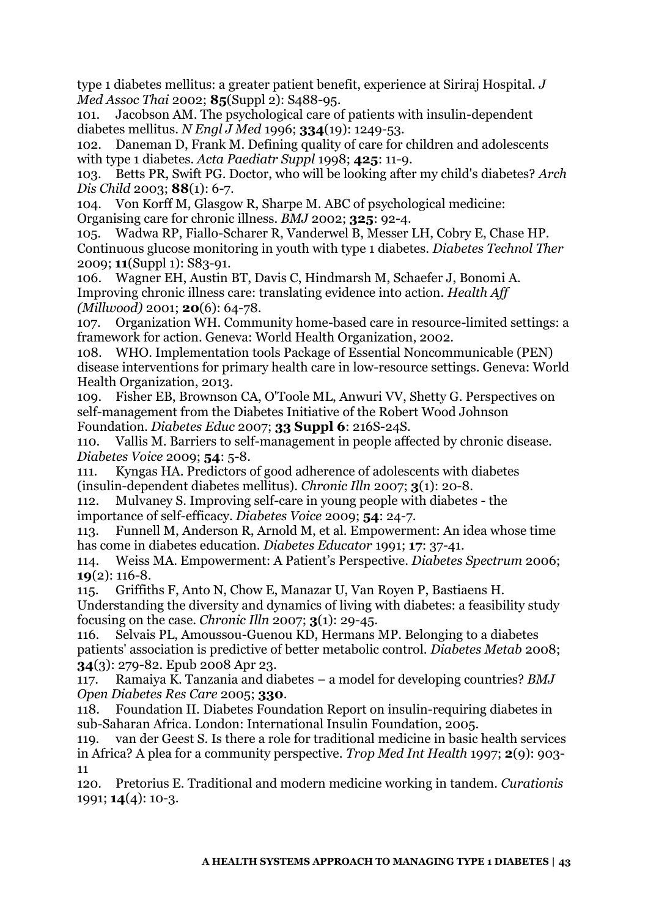type 1 diabetes mellitus: a greater patient benefit, experience at Siriraj Hospital. *J Med Assoc Thai* 2002; **85**(Suppl 2): S488-95.

101. Jacobson AM. The psychological care of patients with insulin-dependent diabetes mellitus. *N Engl J Med* 1996; **334**(19): 1249-53.

102. Daneman D, Frank M. Defining quality of care for children and adolescents with type 1 diabetes. *Acta Paediatr Suppl* 1998; **425**: 11-9.

103. Betts PR, Swift PG. Doctor, who will be looking after my child's diabetes? *Arch Dis Child* 2003; **88**(1): 6-7.

104. Von Korff M, Glasgow R, Sharpe M. ABC of psychological medicine: Organising care for chronic illness. *BMJ* 2002; **325**: 92-4.

105. Wadwa RP, Fiallo-Scharer R, Vanderwel B, Messer LH, Cobry E, Chase HP. Continuous glucose monitoring in youth with type 1 diabetes. *Diabetes Technol Ther* 2009; **11**(Suppl 1): S83-91.

106. Wagner EH, Austin BT, Davis C, Hindmarsh M, Schaefer J, Bonomi A. Improving chronic illness care: translating evidence into action. *Health Aff (Millwood)* 2001; **20**(6): 64-78.

107. Organization WH. Community home-based care in resource-limited settings: a framework for action. Geneva: World Health Organization, 2002.

108. WHO. Implementation tools Package of Essential Noncommunicable (PEN) disease interventions for primary health care in low-resource settings. Geneva: World Health Organization, 2013.

109. Fisher EB, Brownson CA, O'Toole ML, Anwuri VV, Shetty G. Perspectives on self-management from the Diabetes Initiative of the Robert Wood Johnson Foundation. *Diabetes Educ* 2007; **33 Suppl 6**: 216S-24S.

110. Vallis M. Barriers to self-management in people affected by chronic disease. *Diabetes Voice* 2009; **54**: 5-8.

111. Kyngas HA. Predictors of good adherence of adolescents with diabetes (insulin-dependent diabetes mellitus). *Chronic Illn* 2007; **3**(1): 20-8.

112. Mulvaney S. Improving self-care in young people with diabetes - the importance of self-efficacy. *Diabetes Voice* 2009; **54**: 24-7.

113. Funnell M, Anderson R, Arnold M, et al. Empowerment: An idea whose time has come in diabetes education. *Diabetes Educator* 1991; **17**: 37-41.

114. Weiss MA. Empowerment: A Patient's Perspective. *Diabetes Spectrum* 2006; **19**(2): 116-8.

115. Griffiths F, Anto N, Chow E, Manazar U, Van Royen P, Bastiaens H. Understanding the diversity and dynamics of living with diabetes: a feasibility study focusing on the case. *Chronic Illn* 2007; **3**(1): 29-45.

116. Selvais PL, Amoussou-Guenou KD, Hermans MP. Belonging to a diabetes patients' association is predictive of better metabolic control. *Diabetes Metab* 2008; **34**(3): 279-82. Epub 2008 Apr 23.

117. Ramaiya K. Tanzania and diabetes – a model for developing countries? *BMJ Open Diabetes Res Care* 2005; **330**.

118. Foundation II. Diabetes Foundation Report on insulin-requiring diabetes in sub-Saharan Africa. London: International Insulin Foundation, 2005.

119. van der Geest S. Is there a role for traditional medicine in basic health services in Africa? A plea for a community perspective. *Trop Med Int Health* 1997; **2**(9): 903-11

120. Pretorius E. Traditional and modern medicine working in tandem. *Curationis* 1991; **14**(4): 10-3.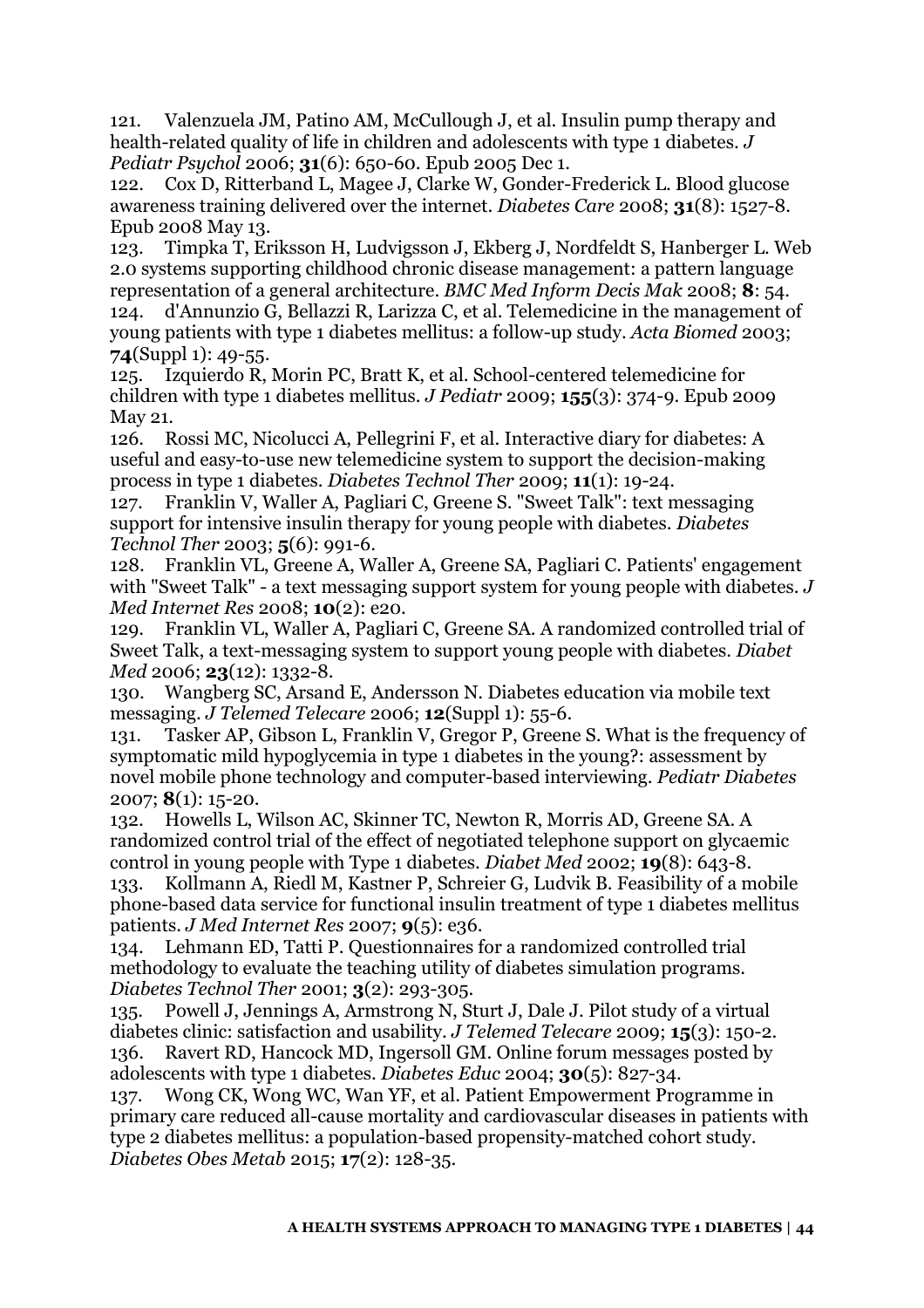121. Valenzuela JM, Patino AM, McCullough J, et al. Insulin pump therapy and health-related quality of life in children and adolescents with type 1 diabetes. *J Pediatr Psychol* 2006; **31**(6): 650-60. Epub 2005 Dec 1.

122. Cox D, Ritterband L, Magee J, Clarke W, Gonder-Frederick L. Blood glucose awareness training delivered over the internet. *Diabetes Care* 2008; **31**(8): 1527-8. Epub 2008 May 13.

123. Timpka T, Eriksson H, Ludvigsson J, Ekberg J, Nordfeldt S, Hanberger L. Web 2.0 systems supporting childhood chronic disease management: a pattern language representation of a general architecture. *BMC Med Inform Decis Mak* 2008; **8**: 54.

124. d'Annunzio G, Bellazzi R, Larizza C, et al. Telemedicine in the management of young patients with type 1 diabetes mellitus: a follow-up study. *Acta Biomed* 2003; **74**(Suppl 1): 49-55.

125. Izquierdo R, Morin PC, Bratt K, et al. School-centered telemedicine for children with type 1 diabetes mellitus. *J Pediatr* 2009; **155**(3): 374-9. Epub 2009 May 21.

126. Rossi MC, Nicolucci A, Pellegrini F, et al. Interactive diary for diabetes: A useful and easy-to-use new telemedicine system to support the decision-making process in type 1 diabetes. *Diabetes Technol Ther* 2009; **11**(1): 19-24.

127. Franklin V, Waller A, Pagliari C, Greene S. "Sweet Talk": text messaging support for intensive insulin therapy for young people with diabetes. *Diabetes Technol Ther* 2003; **5**(6): 991-6.

128. Franklin VL, Greene A, Waller A, Greene SA, Pagliari C. Patients' engagement with "Sweet Talk" - a text messaging support system for young people with diabetes. *J Med Internet Res* 2008; **10**(2): e20.

129. Franklin VL, Waller A, Pagliari C, Greene SA. A randomized controlled trial of Sweet Talk, a text-messaging system to support young people with diabetes. *Diabet Med* 2006; **23**(12): 1332-8.

130. Wangberg SC, Arsand E, Andersson N. Diabetes education via mobile text messaging. *J Telemed Telecare* 2006; **12**(Suppl 1): 55-6.

131. Tasker AP, Gibson L, Franklin V, Gregor P, Greene S. What is the frequency of symptomatic mild hypoglycemia in type 1 diabetes in the young?: assessment by novel mobile phone technology and computer-based interviewing. *Pediatr Diabetes* 2007; **8**(1): 15-20.

132. Howells L, Wilson AC, Skinner TC, Newton R, Morris AD, Greene SA. A randomized control trial of the effect of negotiated telephone support on glycaemic control in young people with Type 1 diabetes. *Diabet Med* 2002; **19**(8): 643-8.

133. Kollmann A, Riedl M, Kastner P, Schreier G, Ludvik B. Feasibility of a mobile phone-based data service for functional insulin treatment of type 1 diabetes mellitus patients. *J Med Internet Res* 2007; **9**(5): e36.

134. Lehmann ED, Tatti P. Questionnaires for a randomized controlled trial methodology to evaluate the teaching utility of diabetes simulation programs. *Diabetes Technol Ther* 2001; **3**(2): 293-305.

135. Powell J, Jennings A, Armstrong N, Sturt J, Dale J. Pilot study of a virtual diabetes clinic: satisfaction and usability. *J Telemed Telecare* 2009; **15**(3): 150-2.

136. Ravert RD, Hancock MD, Ingersoll GM. Online forum messages posted by adolescents with type 1 diabetes. *Diabetes Educ* 2004; **30**(5): 827-34.

137. Wong CK, Wong WC, Wan YF, et al. Patient Empowerment Programme in primary care reduced all-cause mortality and cardiovascular diseases in patients with type 2 diabetes mellitus: a population-based propensity-matched cohort study. *Diabetes Obes Metab* 2015; **17**(2): 128-35.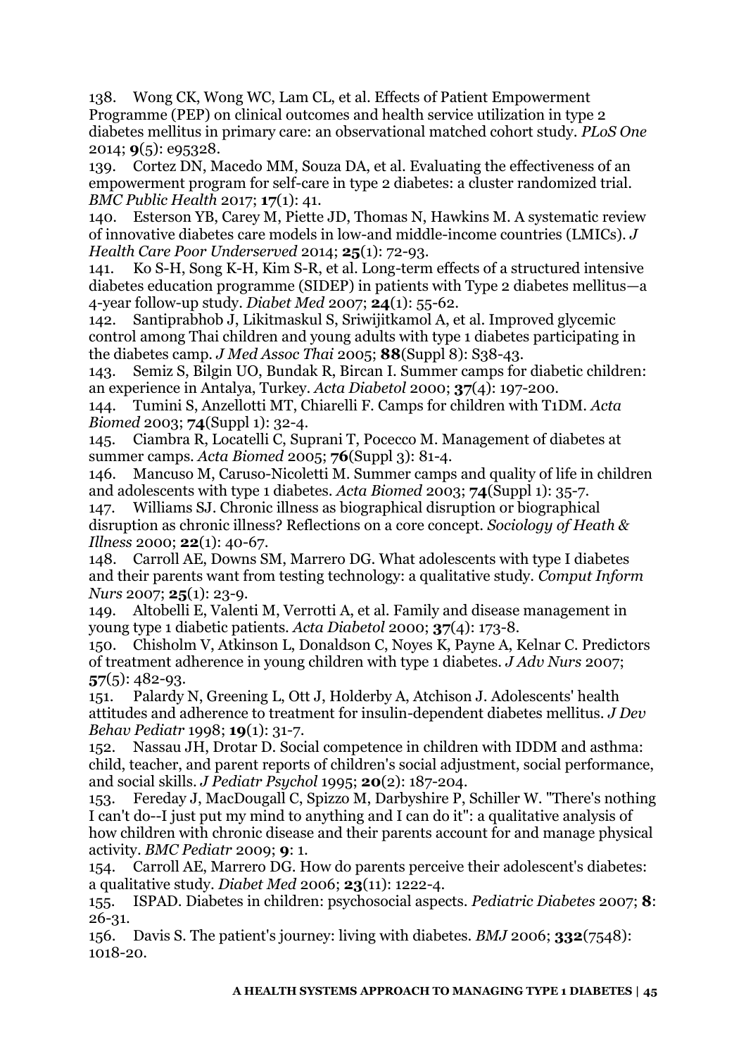138. Wong CK, Wong WC, Lam CL, et al. Effects of Patient Empowerment Programme (PEP) on clinical outcomes and health service utilization in type 2 diabetes mellitus in primary care: an observational matched cohort study. *PLoS One* 2014; **9**(5): e95328.

139. Cortez DN, Macedo MM, Souza DA, et al. Evaluating the effectiveness of an empowerment program for self-care in type 2 diabetes: a cluster randomized trial. *BMC Public Health* 2017; **17**(1): 41.

140. Esterson YB, Carey M, Piette JD, Thomas N, Hawkins M. A systematic review of innovative diabetes care models in low-and middle-income countries (LMICs). *J Health Care Poor Underserved* 2014; **25**(1): 72-93.

141. Ko S-H, Song K-H, Kim S-R, et al. Long-term effects of a structured intensive diabetes education programme (SIDEP) in patients with Type 2 diabetes mellitus—a 4-year follow-up study. *Diabet Med* 2007; **24**(1): 55-62.

142. Santiprabhob J, Likitmaskul S, Sriwijitkamol A, et al. Improved glycemic control among Thai children and young adults with type 1 diabetes participating in the diabetes camp. *J Med Assoc Thai* 2005; **88**(Suppl 8): S38-43.

143. Semiz S, Bilgin UO, Bundak R, Bircan I. Summer camps for diabetic children: an experience in Antalya, Turkey. *Acta Diabetol* 2000; **37**(4): 197-200.

144. Tumini S, Anzellotti MT, Chiarelli F. Camps for children with T1DM. *Acta Biomed* 2003; **74**(Suppl 1): 32-4.

145. Ciambra R, Locatelli C, Suprani T, Pocecco M. Management of diabetes at summer camps. *Acta Biomed* 2005; **76**(Suppl 3): 81-4.

146. Mancuso M, Caruso-Nicoletti M. Summer camps and quality of life in children and adolescents with type 1 diabetes. *Acta Biomed* 2003; **74**(Suppl 1): 35-7.

147. Williams SJ. Chronic illness as biographical disruption or biographical disruption as chronic illness? Reflections on a core concept. *Sociology of Heath & Illness* 2000; **22**(1): 40-67.

148. Carroll AE, Downs SM, Marrero DG. What adolescents with type I diabetes and their parents want from testing technology: a qualitative study. *Comput Inform Nurs* 2007; **25**(1): 23-9.

149. Altobelli E, Valenti M, Verrotti A, et al. Family and disease management in young type 1 diabetic patients. *Acta Diabetol* 2000; **37**(4): 173-8.

150. Chisholm V, Atkinson L, Donaldson C, Noyes K, Payne A, Kelnar C. Predictors of treatment adherence in young children with type 1 diabetes. *J Adv Nurs* 2007; **57**(5): 482-93.

151. Palardy N, Greening L, Ott J, Holderby A, Atchison J. Adolescents' health attitudes and adherence to treatment for insulin-dependent diabetes mellitus. *J Dev Behav Pediatr* 1998; **19**(1): 31-7.

152. Nassau JH, Drotar D. Social competence in children with IDDM and asthma: child, teacher, and parent reports of children's social adjustment, social performance, and social skills. *J Pediatr Psychol* 1995; **20**(2): 187-204.

153. Fereday J, MacDougall C, Spizzo M, Darbyshire P, Schiller W. "There's nothing I can't do--I just put my mind to anything and I can do it": a qualitative analysis of how children with chronic disease and their parents account for and manage physical activity. *BMC Pediatr* 2009; **9**: 1.

154. Carroll AE, Marrero DG. How do parents perceive their adolescent's diabetes: a qualitative study. *Diabet Med* 2006; **23**(11): 1222-4.

155. ISPAD. Diabetes in children: psychosocial aspects. *Pediatric Diabetes* 2007; **8**: 26-31.

156. Davis S. The patient's journey: living with diabetes. *BMJ* 2006; **332**(7548): 1018-20.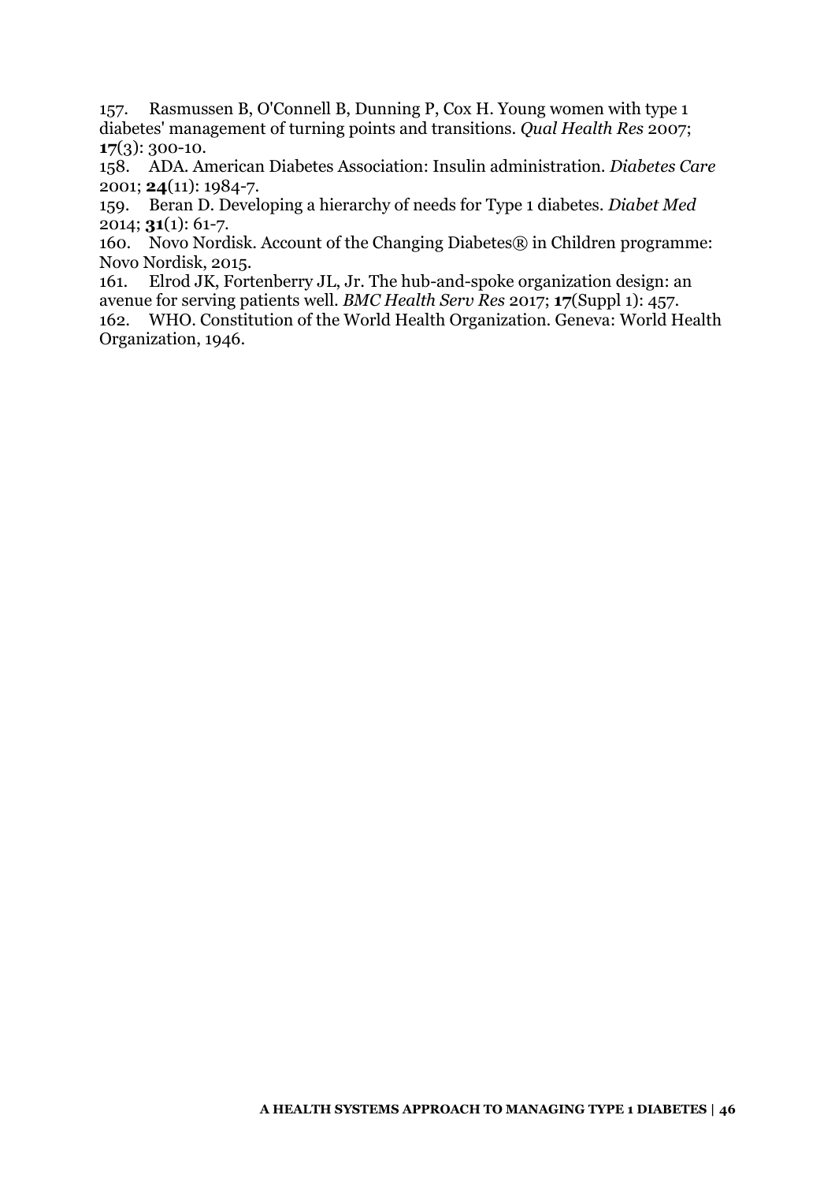157. Rasmussen B, O'Connell B, Dunning P, Cox H. Young women with type 1 diabetes' management of turning points and transitions. *Qual Health Res* 2007; **17**(3): 300-10.

158. ADA. American Diabetes Association: Insulin administration. *Diabetes Care* 2001; **24**(11): 1984-7.

159. Beran D. Developing a hierarchy of needs for Type 1 diabetes. *Diabet Med* 2014; **31**(1): 61-7.

160. Novo Nordisk. Account of the Changing Diabetes® in Children programme: Novo Nordisk, 2015.

161. Elrod JK, Fortenberry JL, Jr. The hub-and-spoke organization design: an avenue for serving patients well. *BMC Health Serv Res* 2017; **17**(Suppl 1): 457.

162. WHO. Constitution of the World Health Organization. Geneva: World Health Organization, 1946.